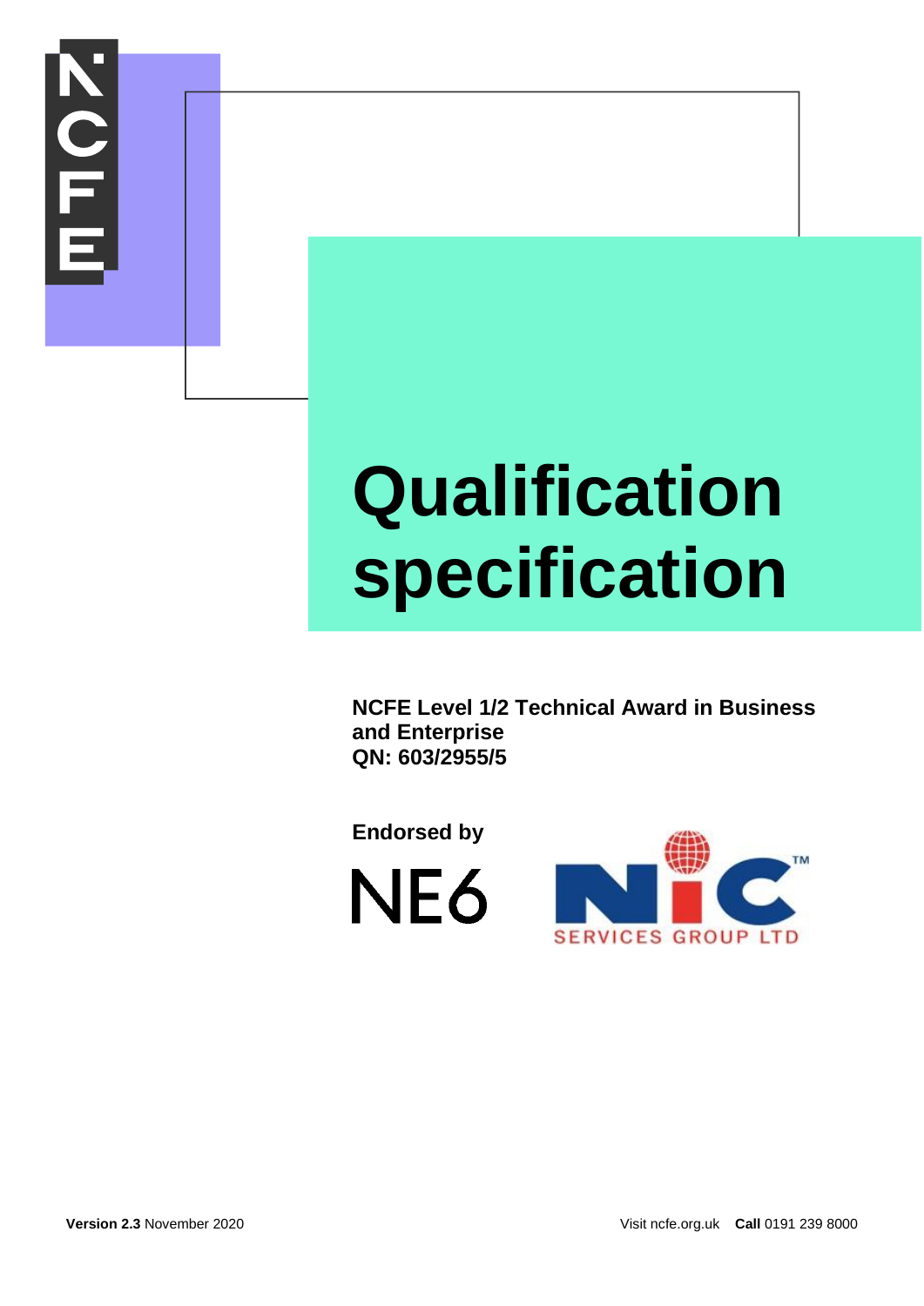# Qualification specification

**NCFE Level 1/2 Technical Award in Business and Enterprise**
**QN: 603/2955/5**

**Endorsed by**

NE6

NIC SERVICES GROUP LTD

**Version 2.3** November 2020

Visit ncfe.org.uk **Call** 0191 239 8000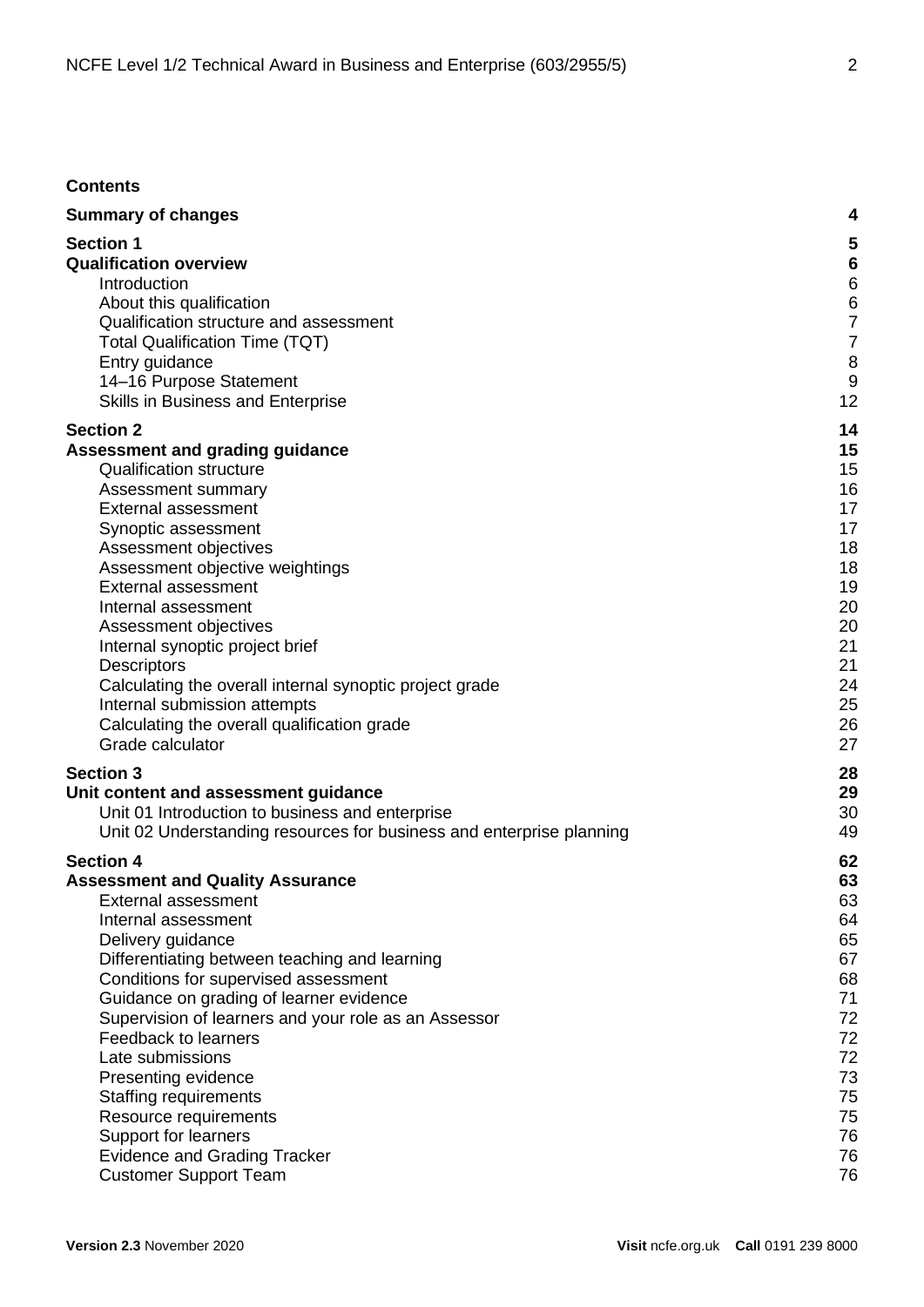**Contents**

| | |
|---|---|
| **Summary of changes** | **4** |
| **Section 1** | **5** |
| **Qualification overview** | **6** |
| Introduction | 6 |
| About this qualification | 6 |
| Qualification structure and assessment | 7 |
| Total Qualification Time (TQT) | 7 |
| Entry guidance | 8 |
| 14–16 Purpose Statement | 9 |
| Skills in Business and Enterprise | 12 |
| **Section 2** | **14** |
| **Assessment and grading guidance** | **15** |
| Qualification structure | 15 |
| Assessment summary | 16 |
| External assessment | 17 |
| Synoptic assessment | 17 |
| Assessment objectives | 18 |
| Assessment objective weightings | 18 |
| External assessment | 19 |
| Internal assessment | 20 |
| Assessment objectives | 20 |
| Internal synoptic project brief | 21 |
| Descriptors | 21 |
| Calculating the overall internal synoptic project grade | 24 |
| Internal submission attempts | 25 |
| Calculating the overall qualification grade | 26 |
| Grade calculator | 27 |
| **Section 3** | **28** |
| **Unit content and assessment guidance** | **29** |
| Unit 01 Introduction to business and enterprise | 30 |
| Unit 02 Understanding resources for business and enterprise planning | 49 |
| **Section 4** | **62** |
| **Assessment and Quality Assurance** | **63** |
| External assessment | 63 |
| Internal assessment | 64 |
| Delivery guidance | 65 |
| Differentiating between teaching and learning | 67 |
| Conditions for supervised assessment | 68 |
| Guidance on grading of learner evidence | 71 |
| Supervision of learners and your role as an Assessor | 72 |
| Feedback to learners | 72 |
| Late submissions | 72 |
| Presenting evidence | 73 |
| Staffing requirements | 75 |
| Resource requirements | 75 |
| Support for learners | 76 |
| Evidence and Grading Tracker | 76 |
| Customer Support Team | 76 |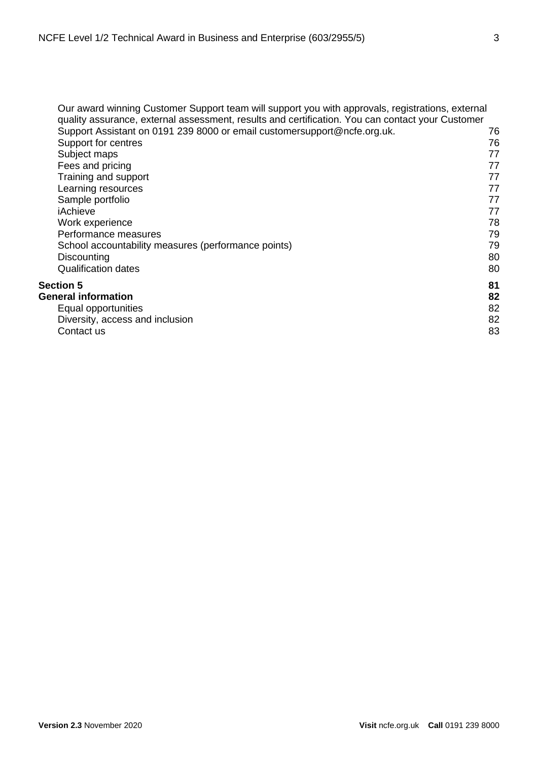Our award winning Customer Support team will support you with approvals, registrations, external quality assurance, external assessment, results and certification. You can contact your Customer Support Assistant on 0191 239 8000 or email customersupport@ncfe.org.uk. 76
Support for centres 76
Subject maps 77
Fees and pricing 77
Training and support 77
Learning resources 77
Sample portfolio 77
iAchieve 77
Work experience 78
Performance measures 79
School accountability measures (performance points) 79
Discounting 80
Qualification dates 80

**Section 5 81**

**General information 82**

Equal opportunities 82
Diversity, access and inclusion 82
Contact us 83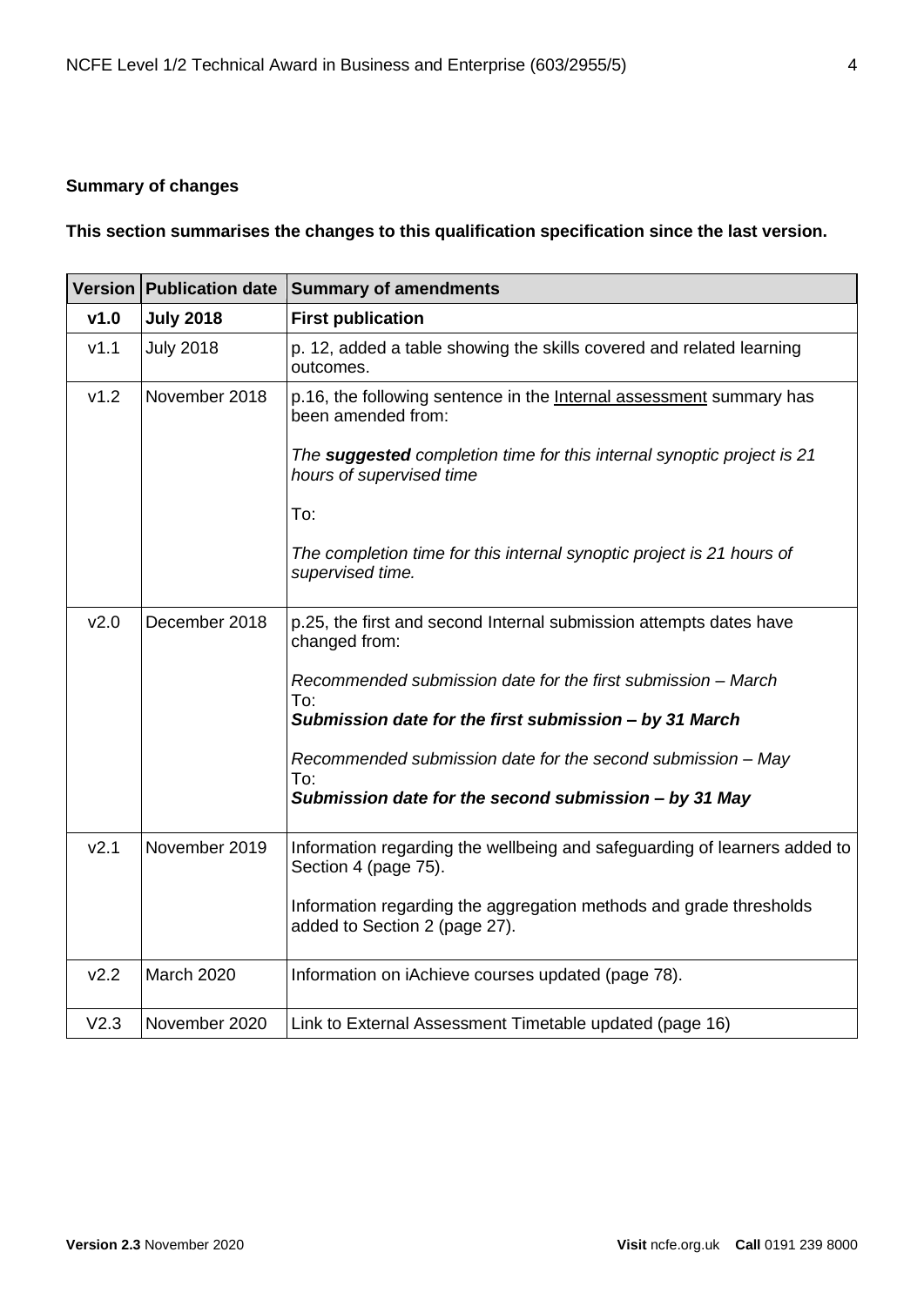**Summary of changes**

**This section summarises the changes to this qualification specification since the last version.**

| Version | Publication date | Summary of amendments |
|---|---|---|
| **v1.0** | **July 2018** | **First publication** |
| v1.1 | July 2018 | p. 12, added a table showing the skills covered and related learning outcomes. |
| v1.2 | November 2018 | p.16, the following sentence in the Internal assessment summary has been amended from:<br><br>*The **suggested** completion time for this internal synoptic project is 21 hours of supervised time*<br><br>To:<br><br>*The completion time for this internal synoptic project is 21 hours of supervised time.* |
| v2.0 | December 2018 | p.25, the first and second Internal submission attempts dates have changed from:<br><br>*Recommended submission date for the first submission – March*<br>To:<br>***Submission date for the first submission – by 31 March***<br><br>*Recommended submission date for the second submission – May*<br>To:<br>***Submission date for the second submission – by 31 May*** |
| v2.1 | November 2019 | Information regarding the wellbeing and safeguarding of learners added to Section 4 (page 75).<br><br>Information regarding the aggregation methods and grade thresholds added to Section 2 (page 27). |
| v2.2 | March 2020 | Information on iAchieve courses updated (page 78). |
| V2.3 | November 2020 | Link to External Assessment Timetable updated (page 16) |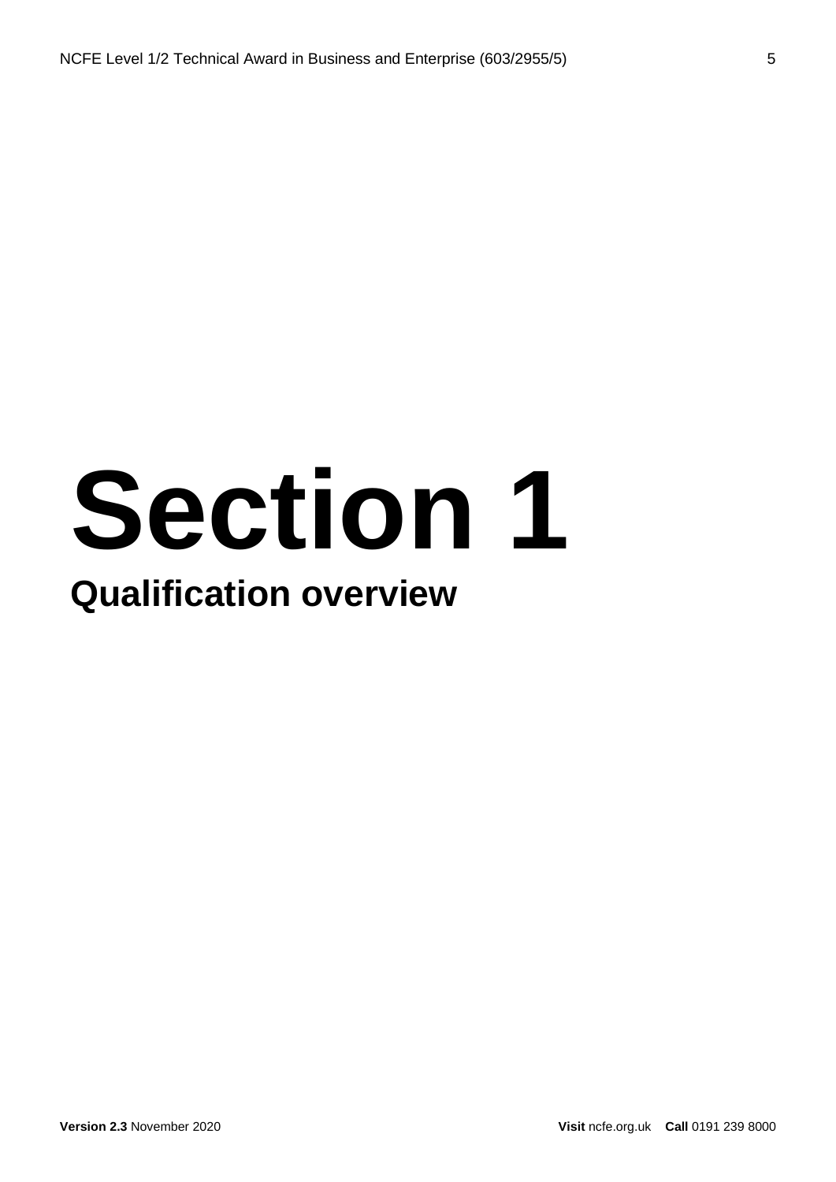# Section 1

## Qualification overview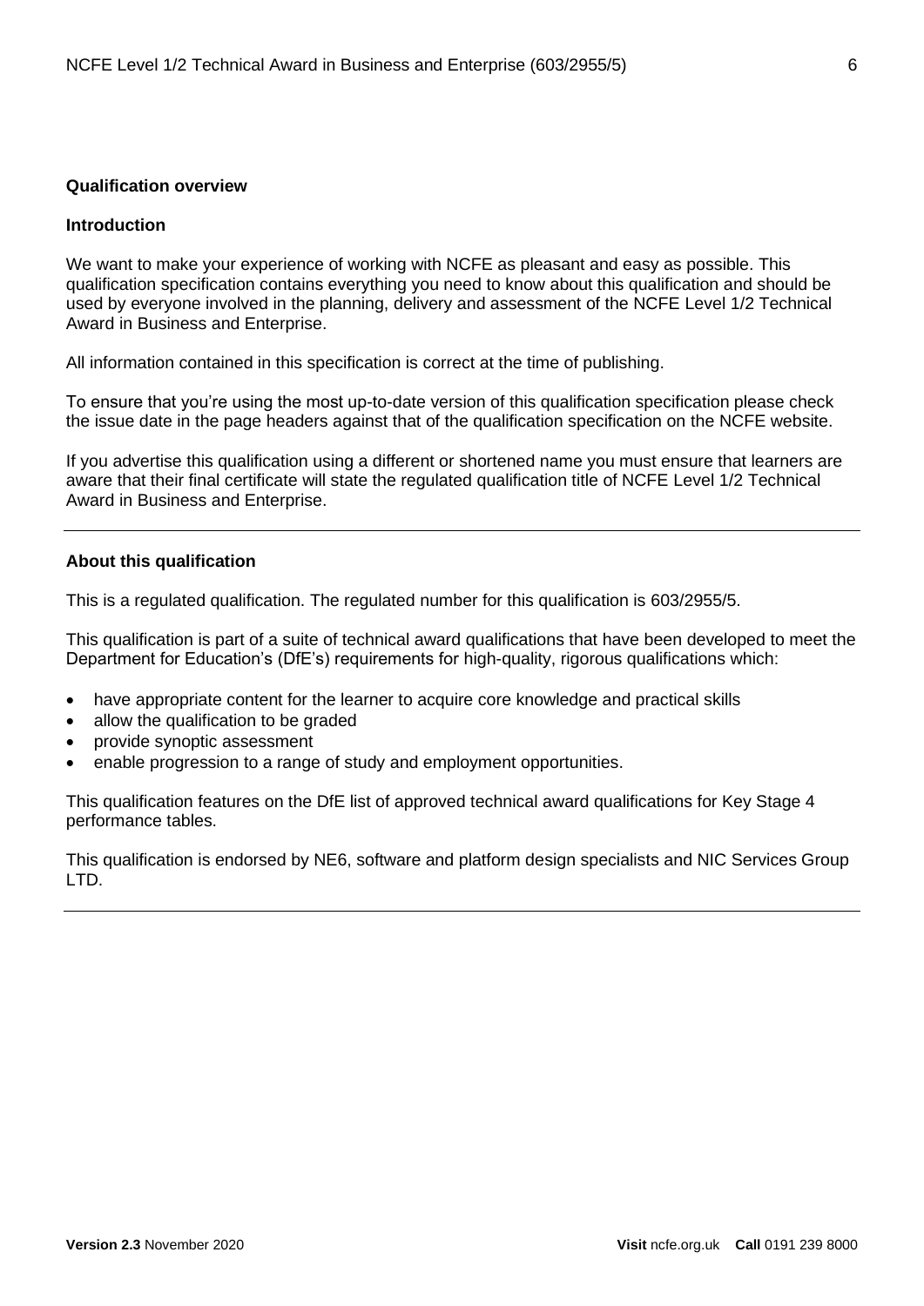## Qualification overview

### Introduction

We want to make your experience of working with NCFE as pleasant and easy as possible. This qualification specification contains everything you need to know about this qualification and should be used by everyone involved in the planning, delivery and assessment of the NCFE Level 1/2 Technical Award in Business and Enterprise.

All information contained in this specification is correct at the time of publishing.

To ensure that you're using the most up-to-date version of this qualification specification please check the issue date in the page headers against that of the qualification specification on the NCFE website.

If you advertise this qualification using a different or shortened name you must ensure that learners are aware that their final certificate will state the regulated qualification title of NCFE Level 1/2 Technical Award in Business and Enterprise.

---

### About this qualification

This is a regulated qualification. The regulated number for this qualification is 603/2955/5.

This qualification is part of a suite of technical award qualifications that have been developed to meet the Department for Education's (DfE's) requirements for high-quality, rigorous qualifications which:

- have appropriate content for the learner to acquire core knowledge and practical skills
- allow the qualification to be graded
- provide synoptic assessment
- enable progression to a range of study and employment opportunities.

This qualification features on the DfE list of approved technical award qualifications for Key Stage 4 performance tables.

This qualification is endorsed by NE6, software and platform design specialists and NIC Services Group LTD.

---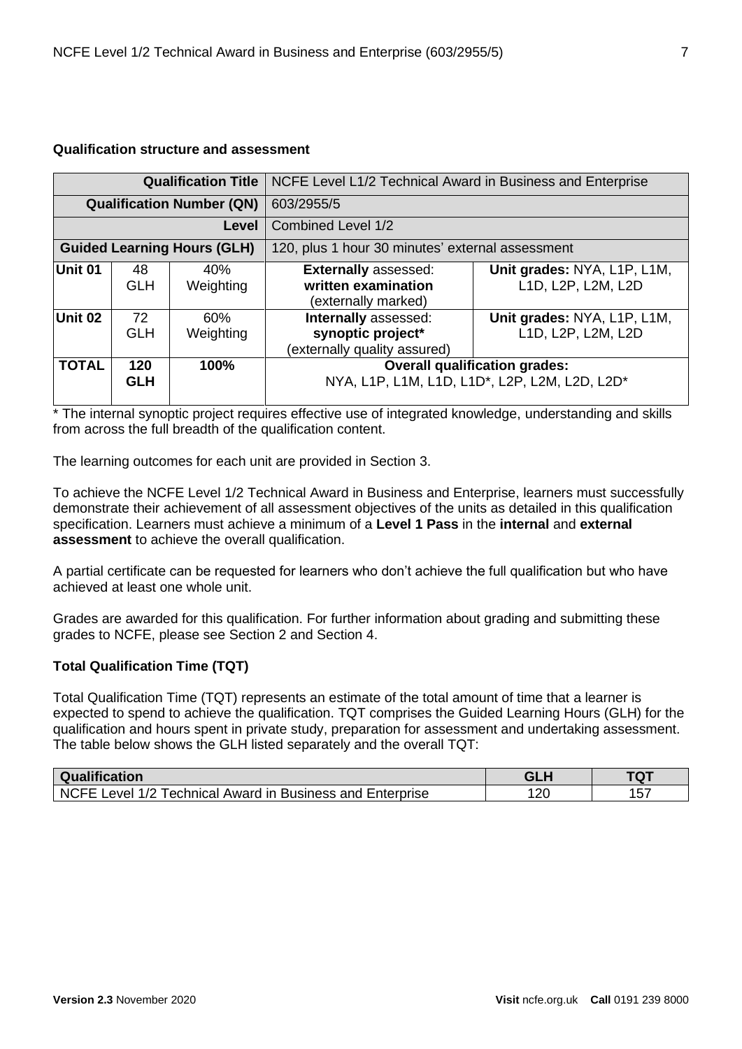**Qualification structure and assessment**

| | | **Qualification Title** | NCFE Level L1/2 Technical Award in Business and Enterprise | |
|---|---|---|---|---|
| | | **Qualification Number (QN)** | 603/2955/5 | |
| | | **Level** | Combined Level 1/2 | |
| | | **Guided Learning Hours (GLH)** | 120, plus 1 hour 30 minutes' external assessment | |
| **Unit 01** | 48 GLH | 40% Weighting | **Externally** assessed: **written examination** (externally marked) | **Unit grades:** NYA, L1P, L1M, L1D, L2P, L2M, L2D |
| **Unit 02** | 72 GLH | 60% Weighting | **Internally** assessed: **synoptic project*** (externally quality assured) | **Unit grades:** NYA, L1P, L1M, L1D, L2P, L2M, L2D |
| **TOTAL** | **120 GLH** | **100%** | **Overall qualification grades:** NYA, L1P, L1M, L1D, L1D*, L2P, L2M, L2D, L2D* | |

* The internal synoptic project requires effective use of integrated knowledge, understanding and skills from across the full breadth of the qualification content.

The learning outcomes for each unit are provided in Section 3.

To achieve the NCFE Level 1/2 Technical Award in Business and Enterprise, learners must successfully demonstrate their achievement of all assessment objectives of the units as detailed in this qualification specification. Learners must achieve a minimum of a **Level 1 Pass** in the **internal** and **external assessment** to achieve the overall qualification.

A partial certificate can be requested for learners who don't achieve the full qualification but who have achieved at least one whole unit.

Grades are awarded for this qualification. For further information about grading and submitting these grades to NCFE, please see Section 2 and Section 4.

**Total Qualification Time (TQT)**

Total Qualification Time (TQT) represents an estimate of the total amount of time that a learner is expected to spend to achieve the qualification. TQT comprises the Guided Learning Hours (GLH) for the qualification and hours spent in private study, preparation for assessment and undertaking assessment. The table below shows the GLH listed separately and the overall TQT:

| Qualification | GLH | TQT |
|---|---|---|
| NCFE Level 1/2 Technical Award in Business and Enterprise | 120 | 157 |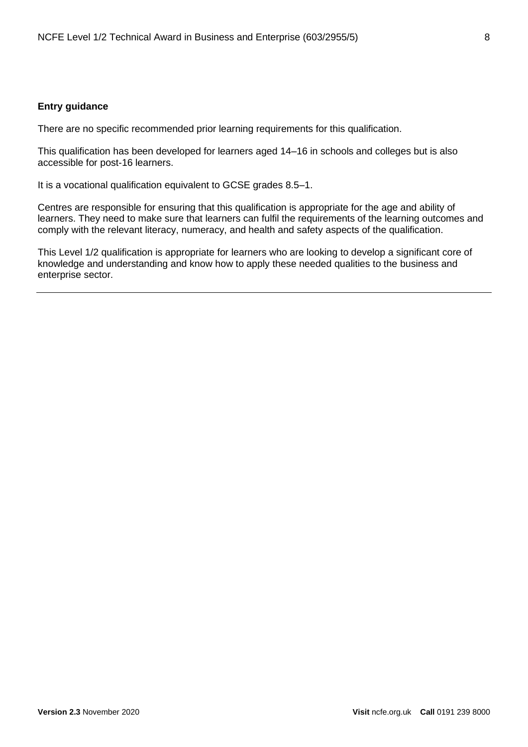**Entry guidance**

There are no specific recommended prior learning requirements for this qualification.

This qualification has been developed for learners aged 14–16 in schools and colleges but is also accessible for post-16 learners.

It is a vocational qualification equivalent to GCSE grades 8.5–1.

Centres are responsible for ensuring that this qualification is appropriate for the age and ability of learners. They need to make sure that learners can fulfil the requirements of the learning outcomes and comply with the relevant literacy, numeracy, and health and safety aspects of the qualification.

This Level 1/2 qualification is appropriate for learners who are looking to develop a significant core of knowledge and understanding and know how to apply these needed qualities to the business and enterprise sector.

---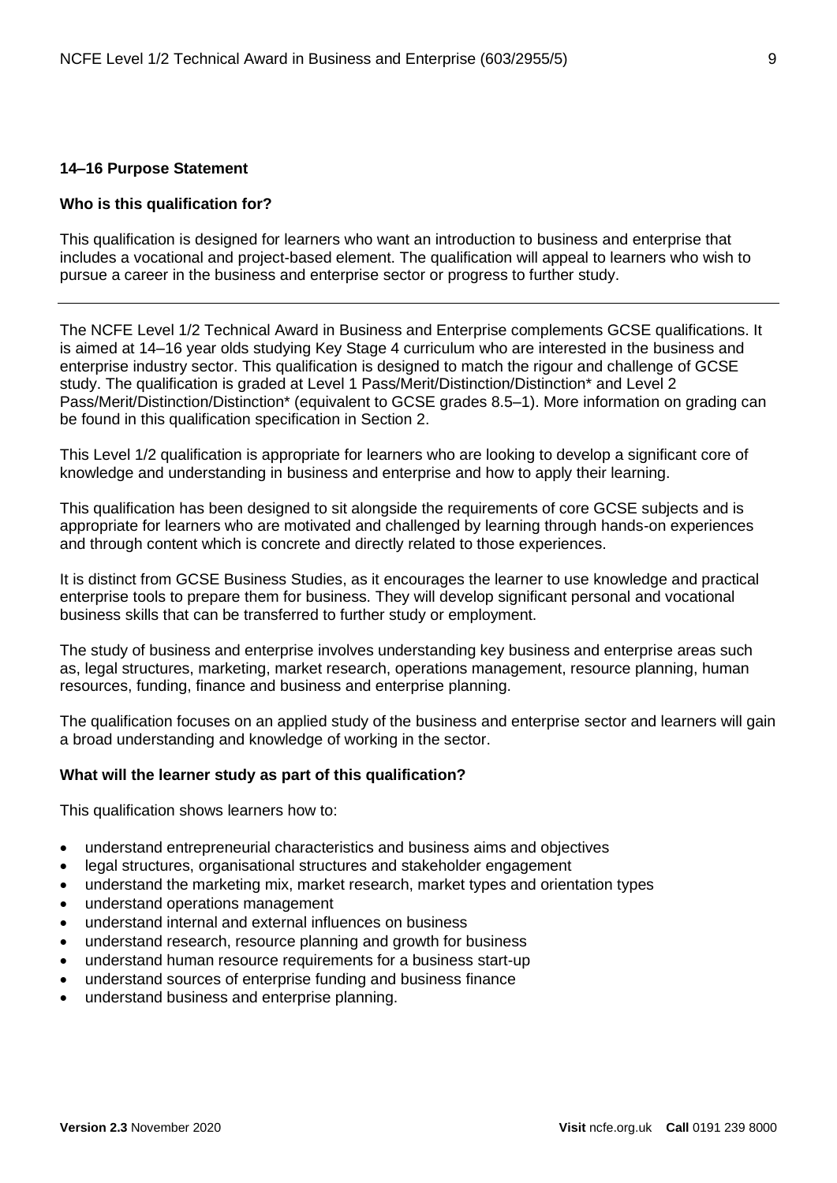**14–16 Purpose Statement**

**Who is this qualification for?**

This qualification is designed for learners who want an introduction to business and enterprise that includes a vocational and project-based element. The qualification will appeal to learners who wish to pursue a career in the business and enterprise sector or progress to further study.

---

The NCFE Level 1/2 Technical Award in Business and Enterprise complements GCSE qualifications. It is aimed at 14–16 year olds studying Key Stage 4 curriculum who are interested in the business and enterprise industry sector. This qualification is designed to match the rigour and challenge of GCSE study. The qualification is graded at Level 1 Pass/Merit/Distinction/Distinction* and Level 2 Pass/Merit/Distinction/Distinction* (equivalent to GCSE grades 8.5–1). More information on grading can be found in this qualification specification in Section 2.

This Level 1/2 qualification is appropriate for learners who are looking to develop a significant core of knowledge and understanding in business and enterprise and how to apply their learning.

This qualification has been designed to sit alongside the requirements of core GCSE subjects and is appropriate for learners who are motivated and challenged by learning through hands-on experiences and through content which is concrete and directly related to those experiences.

It is distinct from GCSE Business Studies, as it encourages the learner to use knowledge and practical enterprise tools to prepare them for business. They will develop significant personal and vocational business skills that can be transferred to further study or employment.

The study of business and enterprise involves understanding key business and enterprise areas such as, legal structures, marketing, market research, operations management, resource planning, human resources, funding, finance and business and enterprise planning.

The qualification focuses on an applied study of the business and enterprise sector and learners will gain a broad understanding and knowledge of working in the sector.

**What will the learner study as part of this qualification?**

This qualification shows learners how to:

- understand entrepreneurial characteristics and business aims and objectives
- legal structures, organisational structures and stakeholder engagement
- understand the marketing mix, market research, market types and orientation types
- understand operations management
- understand internal and external influences on business
- understand research, resource planning and growth for business
- understand human resource requirements for a business start-up
- understand sources of enterprise funding and business finance
- understand business and enterprise planning.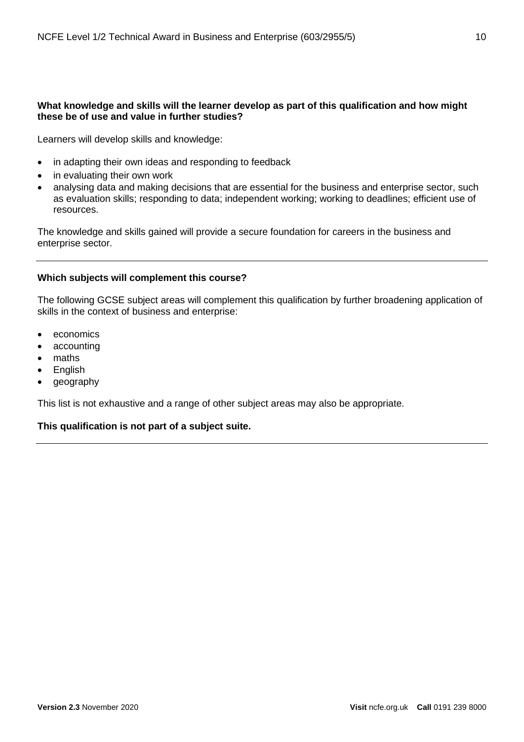**What knowledge and skills will the learner develop as part of this qualification and how might these be of use and value in further studies?**

Learners will develop skills and knowledge:

- in adapting their own ideas and responding to feedback
- in evaluating their own work
- analysing data and making decisions that are essential for the business and enterprise sector, such as evaluation skills; responding to data; independent working; working to deadlines; efficient use of resources.

The knowledge and skills gained will provide a secure foundation for careers in the business and enterprise sector.

---

**Which subjects will complement this course?**

The following GCSE subject areas will complement this qualification by further broadening application of skills in the context of business and enterprise:

- economics
- accounting
- maths
- English
- geography

This list is not exhaustive and a range of other subject areas may also be appropriate.

**This qualification is not part of a subject suite.**

---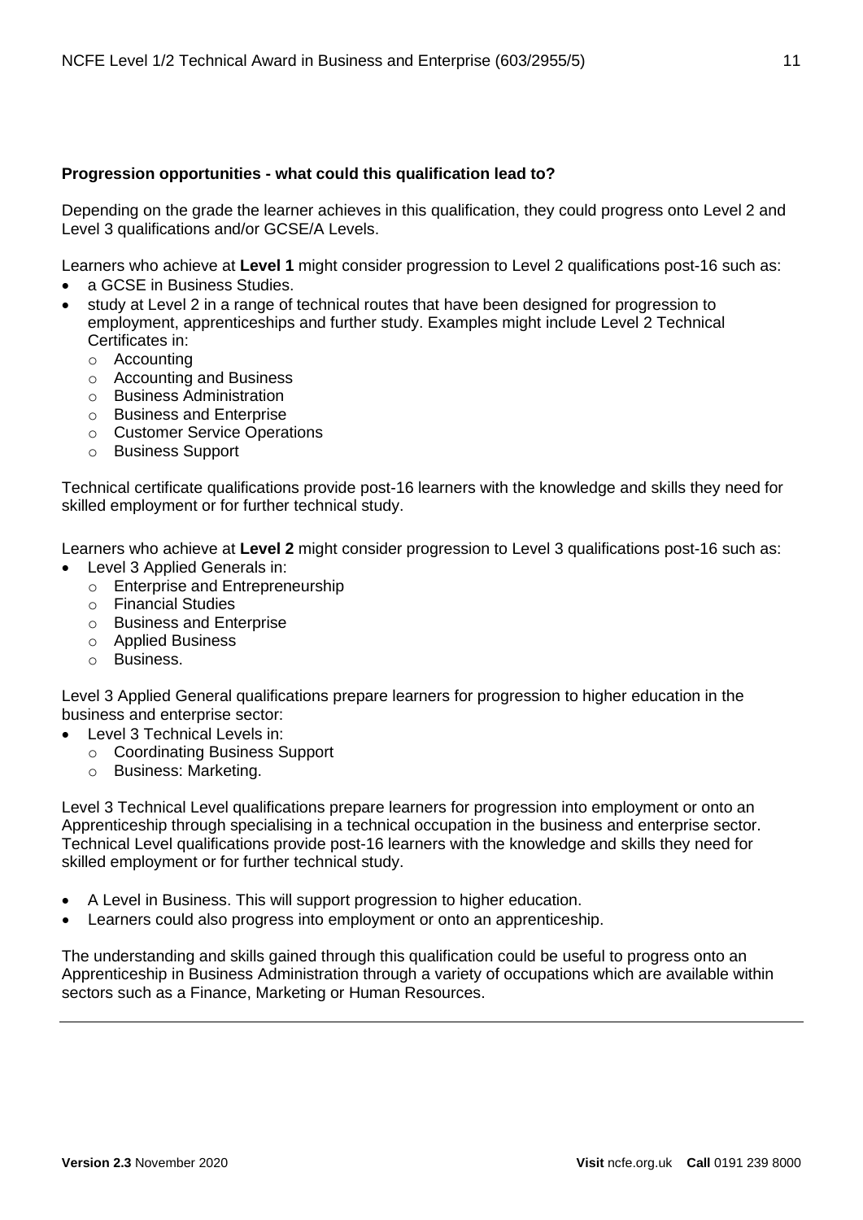**Progression opportunities - what could this qualification lead to?**

Depending on the grade the learner achieves in this qualification, they could progress onto Level 2 and Level 3 qualifications and/or GCSE/A Levels.

Learners who achieve at **Level 1** might consider progression to Level 2 qualifications post-16 such as:

- a GCSE in Business Studies.
- study at Level 2 in a range of technical routes that have been designed for progression to employment, apprenticeships and further study. Examples might include Level 2 Technical Certificates in:
  - Accounting
  - Accounting and Business
  - Business Administration
  - Business and Enterprise
  - Customer Service Operations
  - Business Support

Technical certificate qualifications provide post-16 learners with the knowledge and skills they need for skilled employment or for further technical study.

Learners who achieve at **Level 2** might consider progression to Level 3 qualifications post-16 such as:

- Level 3 Applied Generals in:
  - Enterprise and Entrepreneurship
  - Financial Studies
  - Business and Enterprise
  - Applied Business
  - Business.

Level 3 Applied General qualifications prepare learners for progression to higher education in the business and enterprise sector:

- Level 3 Technical Levels in:
  - Coordinating Business Support
  - Business: Marketing.

Level 3 Technical Level qualifications prepare learners for progression into employment or onto an Apprenticeship through specialising in a technical occupation in the business and enterprise sector. Technical Level qualifications provide post-16 learners with the knowledge and skills they need for skilled employment or for further technical study.

- A Level in Business. This will support progression to higher education.
- Learners could also progress into employment or onto an apprenticeship.

The understanding and skills gained through this qualification could be useful to progress onto an Apprenticeship in Business Administration through a variety of occupations which are available within sectors such as a Finance, Marketing or Human Resources.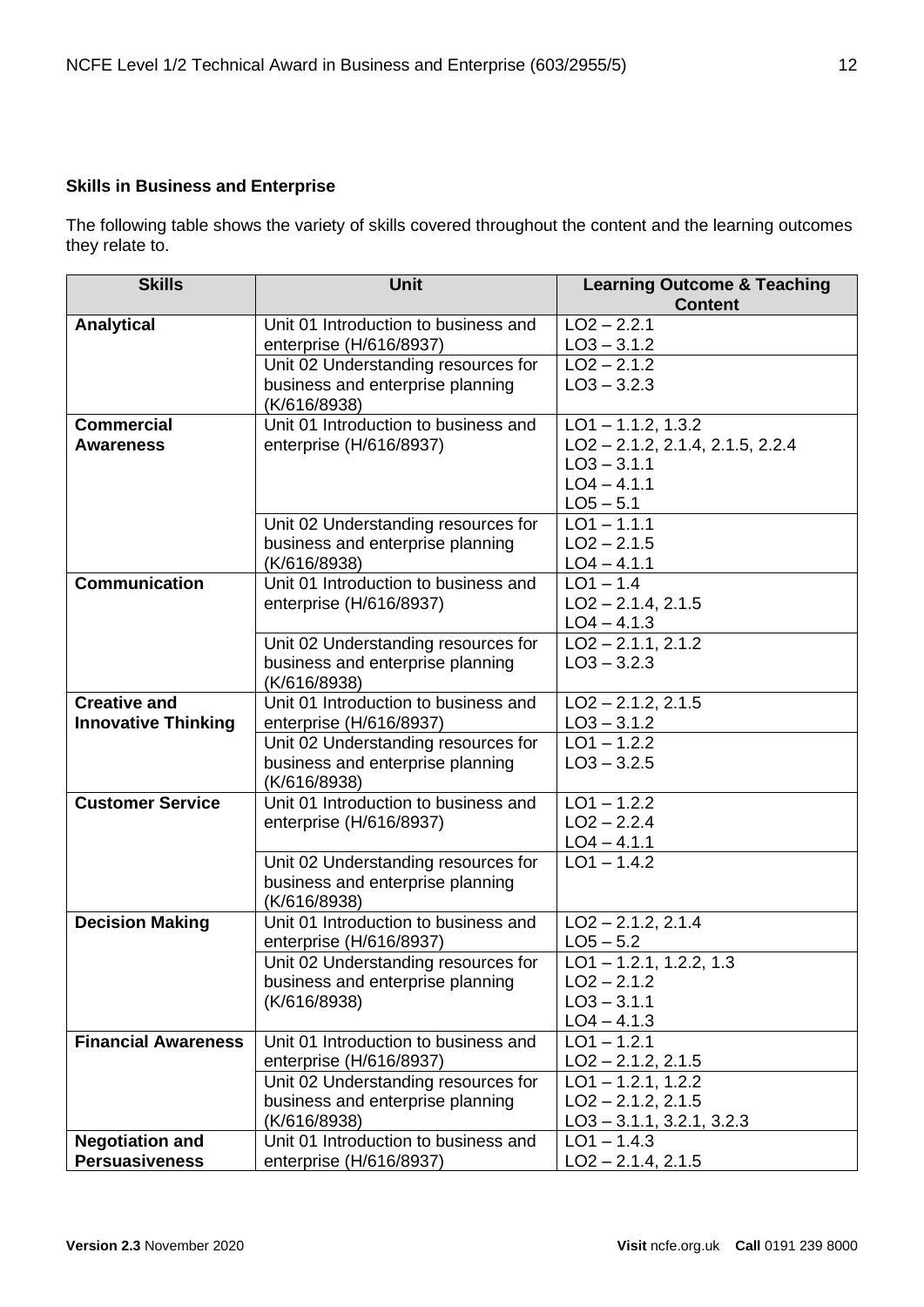**Skills in Business and Enterprise**

The following table shows the variety of skills covered throughout the content and the learning outcomes they relate to.

| Skills | Unit | Learning Outcome & Teaching Content |
|---|---|---|
| **Analytical** | Unit 01 Introduction to business and enterprise (H/616/8937) | LO2 – 2.2.1<br>LO3 – 3.1.2 |
| | Unit 02 Understanding resources for business and enterprise planning (K/616/8938) | LO2 – 2.1.2<br>LO3 – 3.2.3 |
| **Commercial Awareness** | Unit 01 Introduction to business and enterprise (H/616/8937) | LO1 – 1.1.2, 1.3.2<br>LO2 – 2.1.2, 2.1.4, 2.1.5, 2.2.4<br>LO3 – 3.1.1<br>LO4 – 4.1.1<br>LO5 – 5.1 |
| | Unit 02 Understanding resources for business and enterprise planning (K/616/8938) | LO1 – 1.1.1<br>LO2 – 2.1.5<br>LO4 – 4.1.1 |
| **Communication** | Unit 01 Introduction to business and enterprise (H/616/8937) | LO1 – 1.4<br>LO2 – 2.1.4, 2.1.5<br>LO4 – 4.1.3 |
| | Unit 02 Understanding resources for business and enterprise planning (K/616/8938) | LO2 – 2.1.1, 2.1.2<br>LO3 – 3.2.3 |
| **Creative and Innovative Thinking** | Unit 01 Introduction to business and enterprise (H/616/8937) | LO2 – 2.1.2, 2.1.5<br>LO3 – 3.1.2 |
| | Unit 02 Understanding resources for business and enterprise planning (K/616/8938) | LO1 – 1.2.2<br>LO3 – 3.2.5 |
| **Customer Service** | Unit 01 Introduction to business and enterprise (H/616/8937) | LO1 – 1.2.2<br>LO2 – 2.2.4<br>LO4 – 4.1.1 |
| | Unit 02 Understanding resources for business and enterprise planning (K/616/8938) | LO1 – 1.4.2 |
| **Decision Making** | Unit 01 Introduction to business and enterprise (H/616/8937) | LO2 – 2.1.2, 2.1.4<br>LO5 – 5.2 |
| | Unit 02 Understanding resources for business and enterprise planning (K/616/8938) | LO1 – 1.2.1, 1.2.2, 1.3<br>LO2 – 2.1.2<br>LO3 – 3.1.1<br>LO4 – 4.1.3 |
| **Financial Awareness** | Unit 01 Introduction to business and enterprise (H/616/8937) | LO1 – 1.2.1<br>LO2 – 2.1.2, 2.1.5 |
| | Unit 02 Understanding resources for business and enterprise planning (K/616/8938) | LO1 – 1.2.1, 1.2.2<br>LO2 – 2.1.2, 2.1.5<br>LO3 – 3.1.1, 3.2.1, 3.2.3 |
| **Negotiation and Persuasiveness** | Unit 01 Introduction to business and enterprise (H/616/8937) | LO1 – 1.4.3<br>LO2 – 2.1.4, 2.1.5 |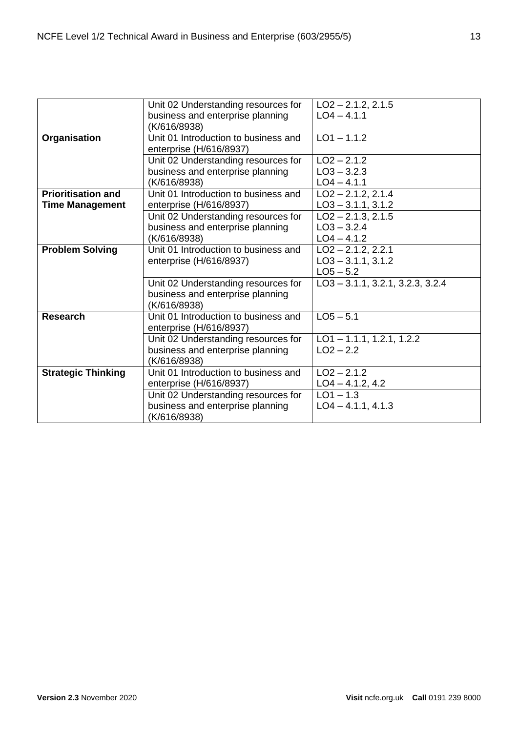| | | |
|---|---|---|
| | Unit 02 Understanding resources for business and enterprise planning (K/616/8938) | LO2 – 2.1.2, 2.1.5<br>LO4 – 4.1.1 |
| **Organisation** | Unit 01 Introduction to business and enterprise (H/616/8937) | LO1 – 1.1.2 |
| | Unit 02 Understanding resources for business and enterprise planning (K/616/8938) | LO2 – 2.1.2<br>LO3 – 3.2.3<br>LO4 – 4.1.1 |
| **Prioritisation and Time Management** | Unit 01 Introduction to business and enterprise (H/616/8937) | LO2 – 2.1.2, 2.1.4<br>LO3 – 3.1.1, 3.1.2 |
| | Unit 02 Understanding resources for business and enterprise planning (K/616/8938) | LO2 – 2.1.3, 2.1.5<br>LO3 – 3.2.4<br>LO4 – 4.1.2 |
| **Problem Solving** | Unit 01 Introduction to business and enterprise (H/616/8937) | LO2 – 2.1.2, 2.2.1<br>LO3 – 3.1.1, 3.1.2<br>LO5 – 5.2 |
| | Unit 02 Understanding resources for business and enterprise planning (K/616/8938) | LO3 – 3.1.1, 3.2.1, 3.2.3, 3.2.4 |
| **Research** | Unit 01 Introduction to business and enterprise (H/616/8937) | LO5 – 5.1 |
| | Unit 02 Understanding resources for business and enterprise planning (K/616/8938) | LO1 – 1.1.1, 1.2.1, 1.2.2<br>LO2 – 2.2 |
| **Strategic Thinking** | Unit 01 Introduction to business and enterprise (H/616/8937) | LO2 – 2.1.2<br>LO4 – 4.1.2, 4.2 |
| | Unit 02 Understanding resources for business and enterprise planning (K/616/8938) | LO1 – 1.3<br>LO4 – 4.1.1, 4.1.3 |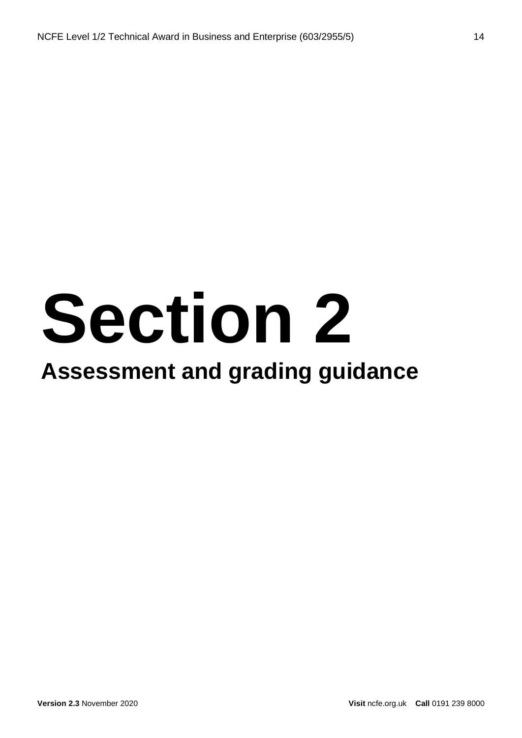# Section 2

## Assessment and grading guidance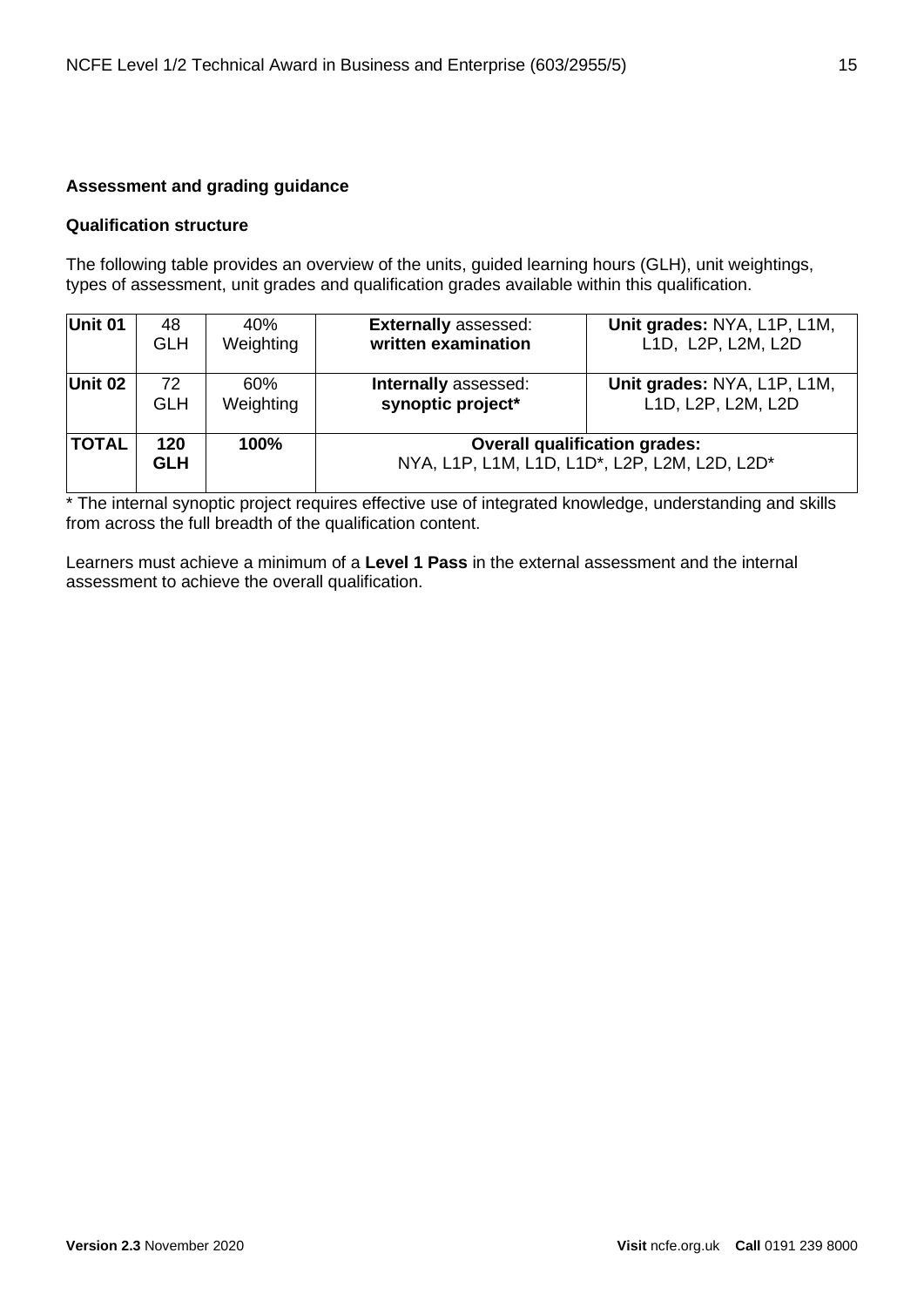## Assessment and grading guidance

### Qualification structure

The following table provides an overview of the units, guided learning hours (GLH), unit weightings, types of assessment, unit grades and qualification grades available within this qualification.

| **Unit 01** | 48 GLH | 40% Weighting | **Externally** assessed: **written examination** | **Unit grades:** NYA, L1P, L1M, L1D, L2P, L2M, L2D |
|---|---|---|---|---|
| **Unit 02** | 72 GLH | 60% Weighting | **Internally** assessed: **synoptic project*** | **Unit grades:** NYA, L1P, L1M, L1D, L2P, L2M, L2D |
| **TOTAL** | **120 GLH** | **100%** | **Overall qualification grades:** NYA, L1P, L1M, L1D, L1D*, L2P, L2M, L2D, L2D* | |

* The internal synoptic project requires effective use of integrated knowledge, understanding and skills from across the full breadth of the qualification content.

Learners must achieve a minimum of a **Level 1 Pass** in the external assessment and the internal assessment to achieve the overall qualification.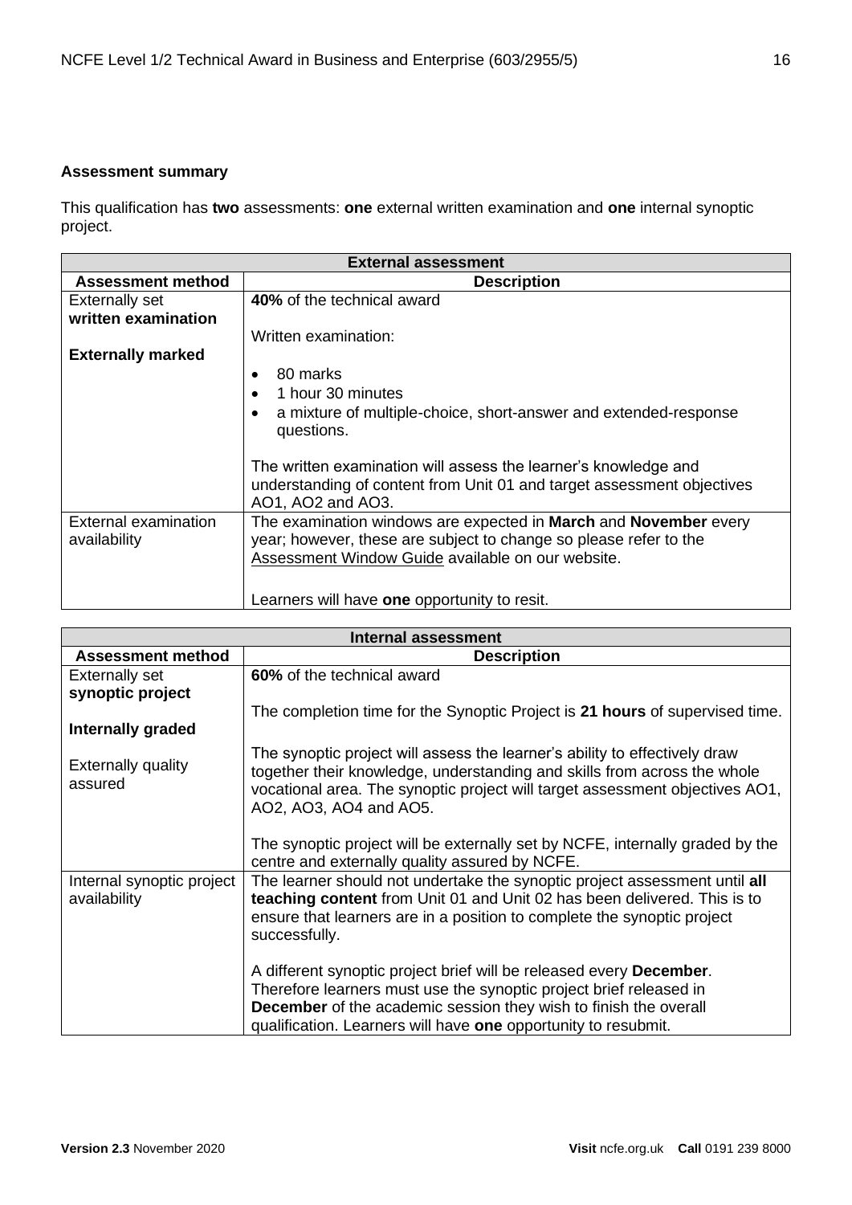**Assessment summary**

This qualification has **two** assessments: **one** external written examination and **one** internal synoptic project.

| External assessment | |
|---|---|
| **Assessment method** | **Description** |
| Externally set **written examination**<br><br>**Externally marked** | **40%** of the technical award<br><br>Written examination:<br><br>• 80 marks<br>• 1 hour 30 minutes<br>• a mixture of multiple-choice, short-answer and extended-response questions.<br><br>The written examination will assess the learner's knowledge and understanding of content from Unit 01 and target assessment objectives AO1, AO2 and AO3. |
| External examination availability | The examination windows are expected in **March** and **November** every year; however, these are subject to change so please refer to the Assessment Window Guide available on our website.<br><br>Learners will have **one** opportunity to resit. |

| Internal assessment | |
|---|---|
| **Assessment method** | **Description** |
| Externally set **synoptic project**<br><br>**Internally graded**<br><br>Externally quality assured | **60%** of the technical award<br><br>The completion time for the Synoptic Project is **21 hours** of supervised time.<br><br>The synoptic project will assess the learner's ability to effectively draw together their knowledge, understanding and skills from across the whole vocational area. The synoptic project will target assessment objectives AO1, AO2, AO3, AO4 and AO5.<br><br>The synoptic project will be externally set by NCFE, internally graded by the centre and externally quality assured by NCFE. |
| Internal synoptic project availability | The learner should not undertake the synoptic project assessment until **all teaching content** from Unit 01 and Unit 02 has been delivered. This is to ensure that learners are in a position to complete the synoptic project successfully.<br><br>A different synoptic project brief will be released every **December**. Therefore learners must use the synoptic project brief released in **December** of the academic session they wish to finish the overall qualification. Learners will have **one** opportunity to resubmit. |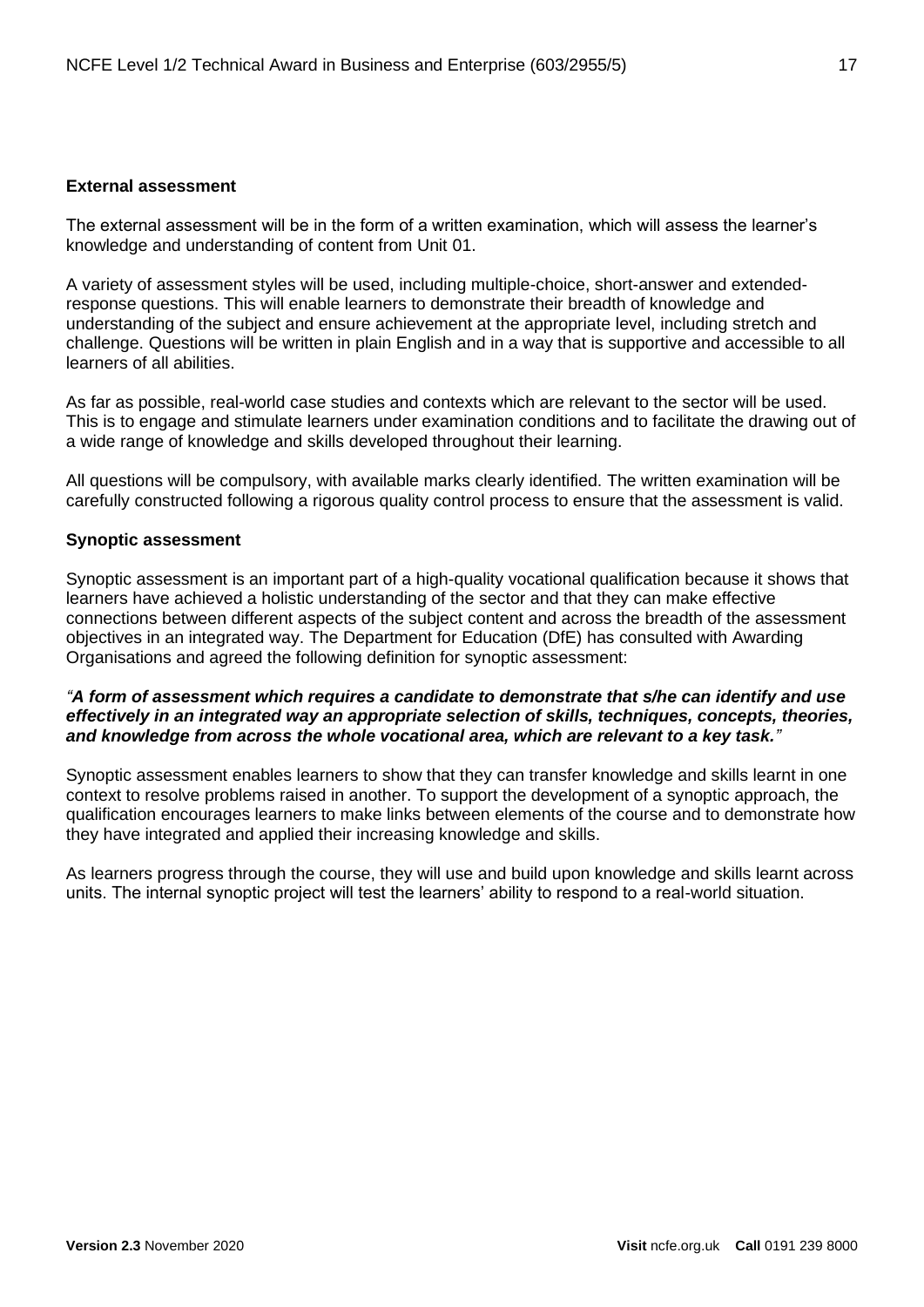**External assessment**

The external assessment will be in the form of a written examination, which will assess the learner's knowledge and understanding of content from Unit 01.

A variety of assessment styles will be used, including multiple-choice, short-answer and extended-response questions. This will enable learners to demonstrate their breadth of knowledge and understanding of the subject and ensure achievement at the appropriate level, including stretch and challenge. Questions will be written in plain English and in a way that is supportive and accessible to all learners of all abilities.

As far as possible, real-world case studies and contexts which are relevant to the sector will be used. This is to engage and stimulate learners under examination conditions and to facilitate the drawing out of a wide range of knowledge and skills developed throughout their learning.

All questions will be compulsory, with available marks clearly identified. The written examination will be carefully constructed following a rigorous quality control process to ensure that the assessment is valid.

**Synoptic assessment**

Synoptic assessment is an important part of a high-quality vocational qualification because it shows that learners have achieved a holistic understanding of the sector and that they can make effective connections between different aspects of the subject content and across the breadth of the assessment objectives in an integrated way. The Department for Education (DfE) has consulted with Awarding Organisations and agreed the following definition for synoptic assessment:

*"**A form of assessment which requires a candidate to demonstrate that s/he can identify and use effectively in an integrated way an appropriate selection of skills, techniques, concepts, theories, and knowledge from across the whole vocational area, which are relevant to a key task.**"*

Synoptic assessment enables learners to show that they can transfer knowledge and skills learnt in one context to resolve problems raised in another. To support the development of a synoptic approach, the qualification encourages learners to make links between elements of the course and to demonstrate how they have integrated and applied their increasing knowledge and skills.

As learners progress through the course, they will use and build upon knowledge and skills learnt across units. The internal synoptic project will test the learners' ability to respond to a real-world situation.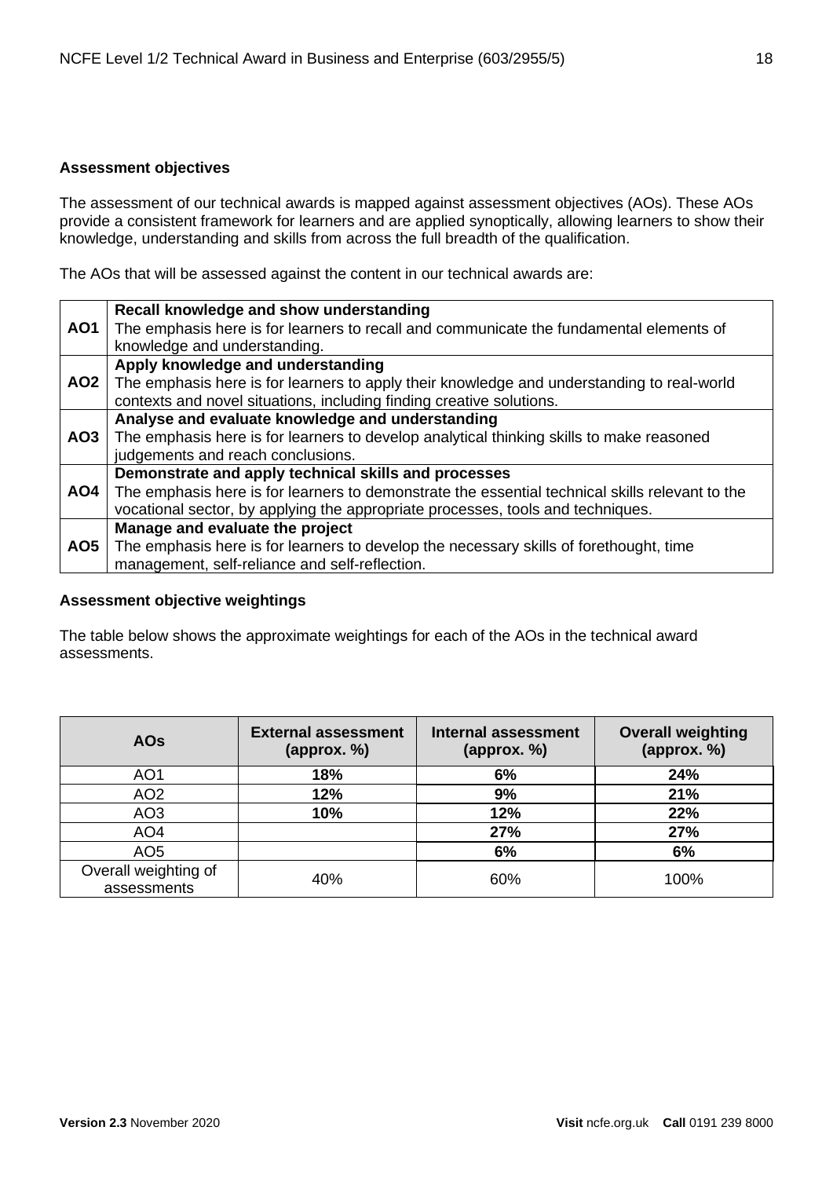## Assessment objectives

The assessment of our technical awards is mapped against assessment objectives (AOs). These AOs provide a consistent framework for learners and are applied synoptically, allowing learners to show their knowledge, understanding and skills from across the full breadth of the qualification.

The AOs that will be assessed against the content in our technical awards are:

| | |
|---|---|
| **AO1** | **Recall knowledge and show understanding**<br>The emphasis here is for learners to recall and communicate the fundamental elements of knowledge and understanding. |
| **AO2** | **Apply knowledge and understanding**<br>The emphasis here is for learners to apply their knowledge and understanding to real-world contexts and novel situations, including finding creative solutions. |
| **AO3** | **Analyse and evaluate knowledge and understanding**<br>The emphasis here is for learners to develop analytical thinking skills to make reasoned judgements and reach conclusions. |
| **AO4** | **Demonstrate and apply technical skills and processes**<br>The emphasis here is for learners to demonstrate the essential technical skills relevant to the vocational sector, by applying the appropriate processes, tools and techniques. |
| **AO5** | **Manage and evaluate the project**<br>The emphasis here is for learners to develop the necessary skills of forethought, time management, self-reliance and self-reflection. |

## Assessment objective weightings

The table below shows the approximate weightings for each of the AOs in the technical award assessments.

| AOs | External assessment (approx. %) | Internal assessment (approx. %) | Overall weighting (approx. %) |
|---|---|---|---|
| AO1 | **18%** | **6%** | **24%** |
| AO2 | **12%** | **9%** | **21%** |
| AO3 | **10%** | **12%** | **22%** |
| AO4 | | **27%** | **27%** |
| AO5 | | **6%** | **6%** |
| Overall weighting of assessments | 40% | 60% | 100% |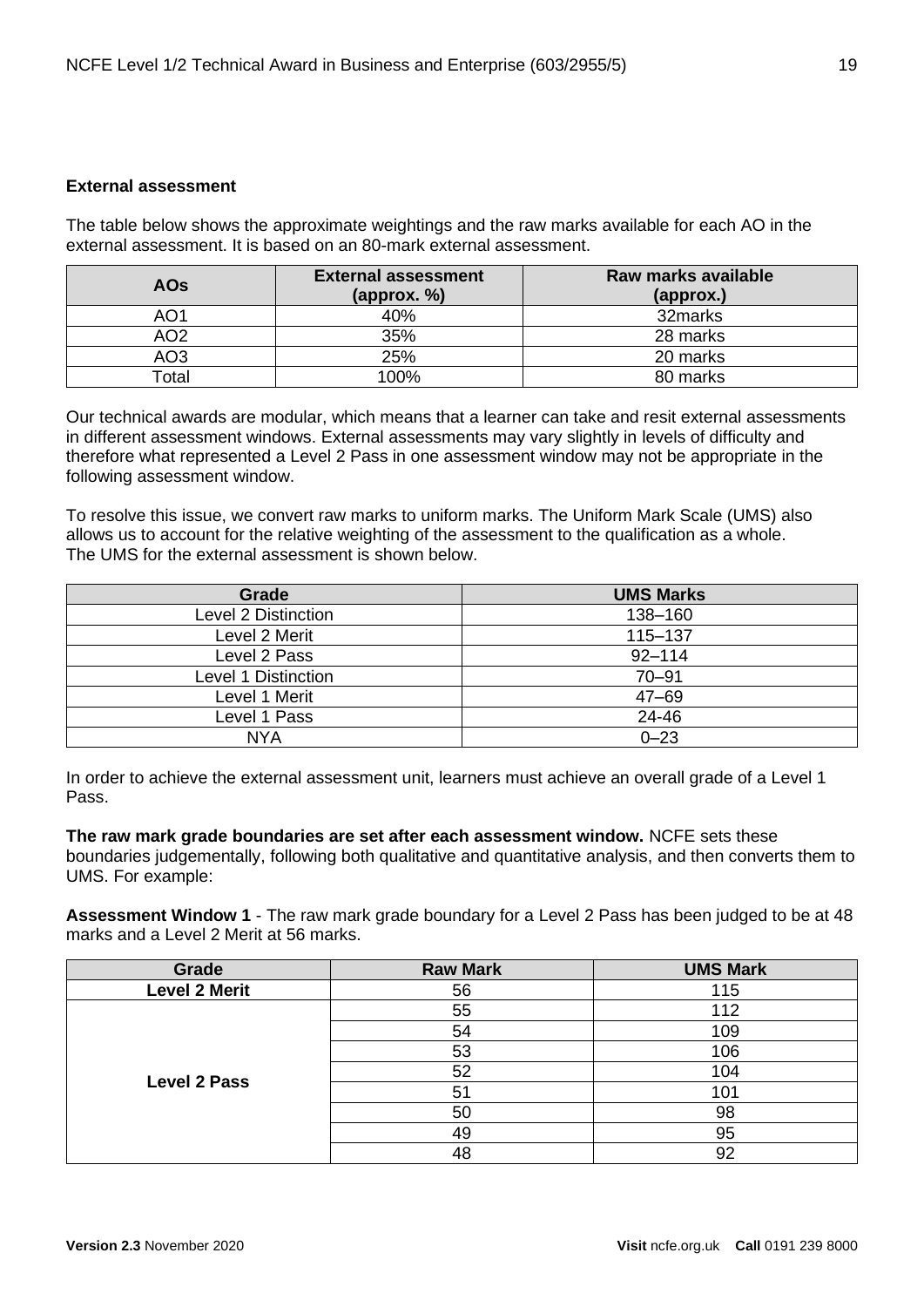**External assessment**

The table below shows the approximate weightings and the raw marks available for each AO in the external assessment. It is based on an 80-mark external assessment.

| AOs | External assessment (approx. %) | Raw marks available (approx.) |
|---|---|---|
| AO1 | 40% | 32marks |
| AO2 | 35% | 28 marks |
| AO3 | 25% | 20 marks |
| Total | 100% | 80 marks |

Our technical awards are modular, which means that a learner can take and resit external assessments in different assessment windows. External assessments may vary slightly in levels of difficulty and therefore what represented a Level 2 Pass in one assessment window may not be appropriate in the following assessment window.

To resolve this issue, we convert raw marks to uniform marks. The Uniform Mark Scale (UMS) also allows us to account for the relative weighting of the assessment to the qualification as a whole. The UMS for the external assessment is shown below.

| Grade | UMS Marks |
|---|---|
| Level 2 Distinction | 138–160 |
| Level 2 Merit | 115–137 |
| Level 2 Pass | 92–114 |
| Level 1 Distinction | 70–91 |
| Level 1 Merit | 47–69 |
| Level 1 Pass | 24-46 |
| NYA | 0–23 |

In order to achieve the external assessment unit, learners must achieve an overall grade of a Level 1 Pass.

**The raw mark grade boundaries are set after each assessment window.** NCFE sets these boundaries judgementally, following both qualitative and quantitative analysis, and then converts them to UMS. For example:

**Assessment Window 1** - The raw mark grade boundary for a Level 2 Pass has been judged to be at 48 marks and a Level 2 Merit at 56 marks.

| Grade | Raw Mark | UMS Mark |
|---|---|---|
| **Level 2 Merit** | 56 | 115 |
| **Level 2 Pass** | 55 | 112 |
| | 54 | 109 |
| | 53 | 106 |
| | 52 | 104 |
| | 51 | 101 |
| | 50 | 98 |
| | 49 | 95 |
| | 48 | 92 |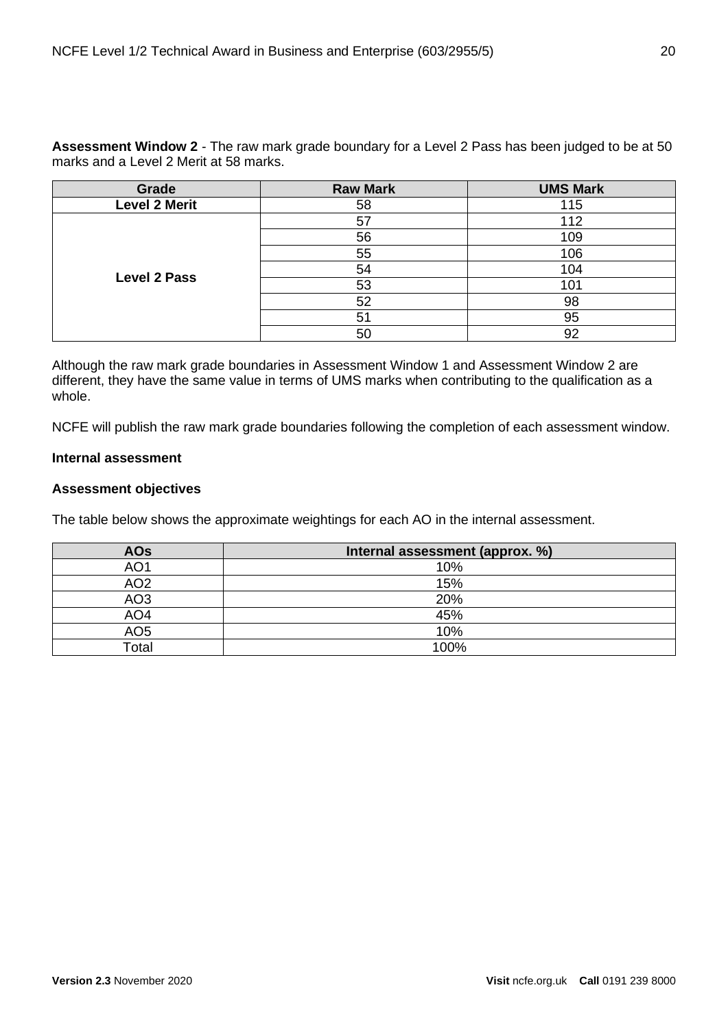**Assessment Window 2** - The raw mark grade boundary for a Level 2 Pass has been judged to be at 50 marks and a Level 2 Merit at 58 marks.

| Grade | Raw Mark | UMS Mark |
|---|---|---|
| **Level 2 Merit** | 58 | 115 |
| **Level 2 Pass** | 57 | 112 |
| | 56 | 109 |
| | 55 | 106 |
| | 54 | 104 |
| | 53 | 101 |
| | 52 | 98 |
| | 51 | 95 |
| | 50 | 92 |

Although the raw mark grade boundaries in Assessment Window 1 and Assessment Window 2 are different, they have the same value in terms of UMS marks when contributing to the qualification as a whole.

NCFE will publish the raw mark grade boundaries following the completion of each assessment window.

**Internal assessment**

**Assessment objectives**

The table below shows the approximate weightings for each AO in the internal assessment.

| AOs | Internal assessment (approx. %) |
|---|---|
| AO1 | 10% |
| AO2 | 15% |
| AO3 | 20% |
| AO4 | 45% |
| AO5 | 10% |
| Total | 100% |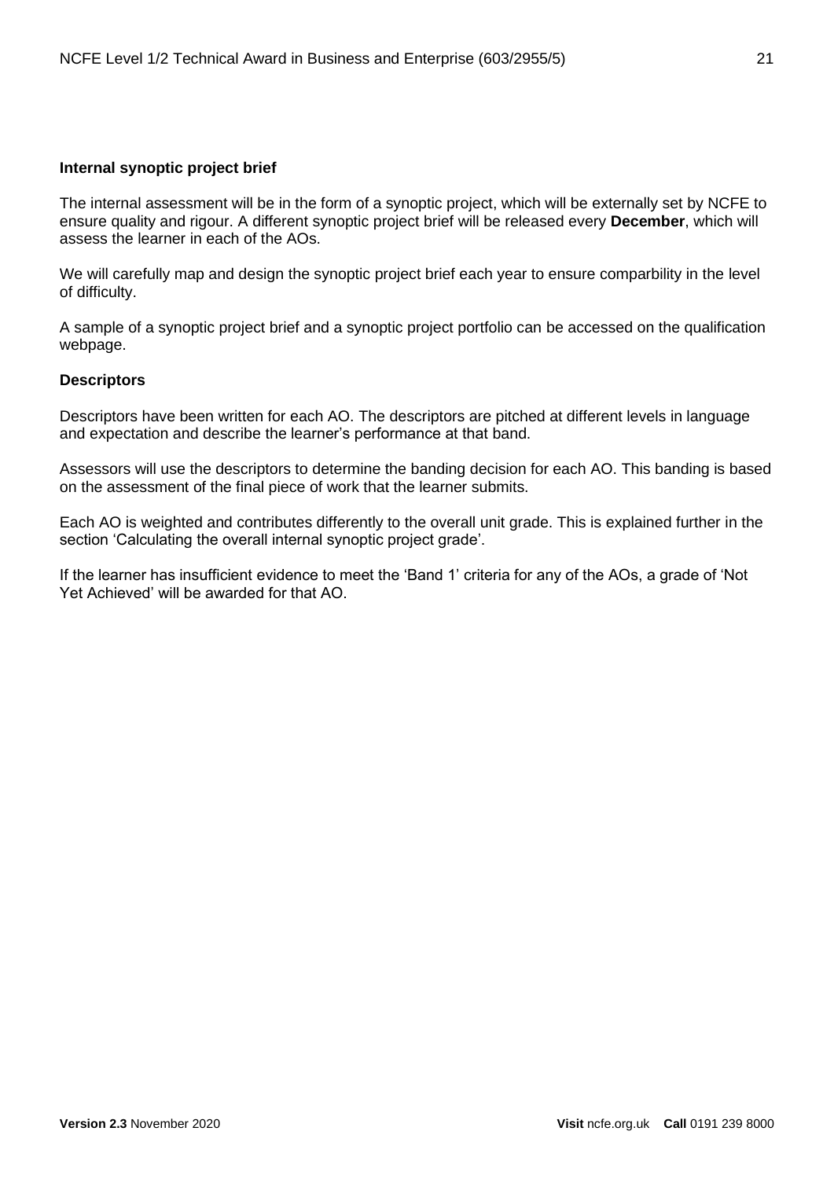**Internal synoptic project brief**

The internal assessment will be in the form of a synoptic project, which will be externally set by NCFE to ensure quality and rigour. A different synoptic project brief will be released every **December**, which will assess the learner in each of the AOs.

We will carefully map and design the synoptic project brief each year to ensure comparbility in the level of difficulty.

A sample of a synoptic project brief and a synoptic project portfolio can be accessed on the qualification webpage.

**Descriptors**

Descriptors have been written for each AO. The descriptors are pitched at different levels in language and expectation and describe the learner's performance at that band.

Assessors will use the descriptors to determine the banding decision for each AO. This banding is based on the assessment of the final piece of work that the learner submits.

Each AO is weighted and contributes differently to the overall unit grade. This is explained further in the section 'Calculating the overall internal synoptic project grade'.

If the learner has insufficient evidence to meet the 'Band 1' criteria for any of the AOs, a grade of 'Not Yet Achieved' will be awarded for that AO.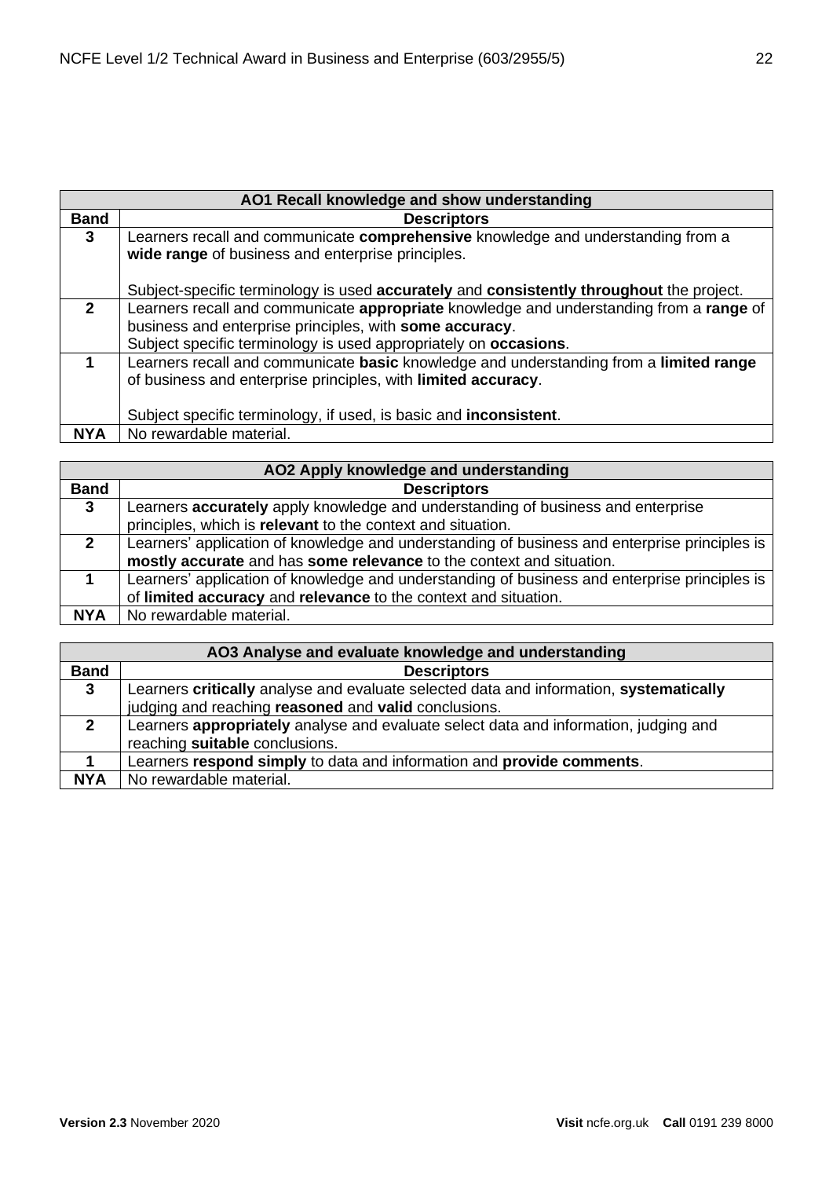| AO1 Recall knowledge and show understanding | |
|---|---|
| **Band** | **Descriptors** |
| **3** | Learners recall and communicate **comprehensive** knowledge and understanding from a **wide range** of business and enterprise principles.<br><br>Subject-specific terminology is used **accurately** and **consistently throughout** the project. |
| **2** | Learners recall and communicate **appropriate** knowledge and understanding from a **range** of business and enterprise principles, with **some accuracy**.<br>Subject specific terminology is used appropriately on **occasions**. |
| **1** | Learners recall and communicate **basic** knowledge and understanding from a **limited range** of business and enterprise principles, with **limited accuracy**.<br><br>Subject specific terminology, if used, is basic and **inconsistent**. |
| **NYA** | No rewardable material. |

| AO2 Apply knowledge and understanding | |
|---|---|
| **Band** | **Descriptors** |
| **3** | Learners **accurately** apply knowledge and understanding of business and enterprise principles, which is **relevant** to the context and situation. |
| **2** | Learners' application of knowledge and understanding of business and enterprise principles is **mostly accurate** and has **some relevance** to the context and situation. |
| **1** | Learners' application of knowledge and understanding of business and enterprise principles is of **limited accuracy** and **relevance** to the context and situation. |
| **NYA** | No rewardable material. |

| AO3 Analyse and evaluate knowledge and understanding | |
|---|---|
| **Band** | **Descriptors** |
| **3** | Learners **critically** analyse and evaluate selected data and information, **systematically** judging and reaching **reasoned** and **valid** conclusions. |
| **2** | Learners **appropriately** analyse and evaluate select data and information, judging and reaching **suitable** conclusions. |
| **1** | Learners **respond simply** to data and information and **provide comments**. |
| **NYA** | No rewardable material. |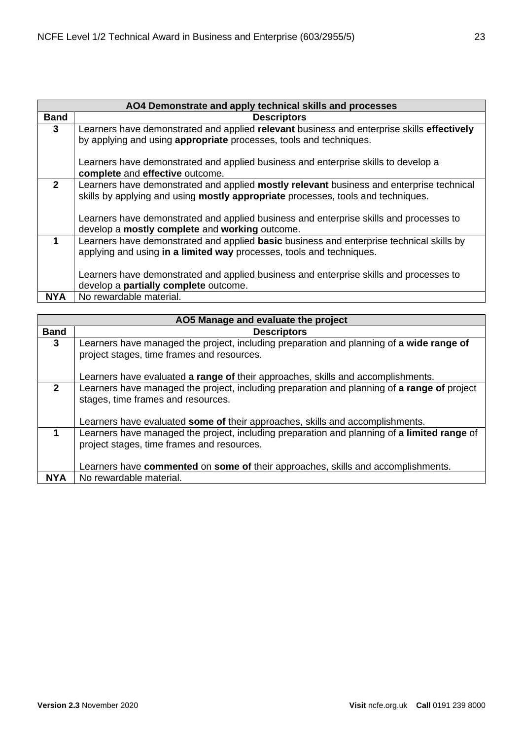| AO4 Demonstrate and apply technical skills and processes | |
|---|---|
| **Band** | **Descriptors** |
| **3** | Learners have demonstrated and applied **relevant** business and enterprise skills **effectively** by applying and using **appropriate** processes, tools and techniques.<br><br>Learners have demonstrated and applied business and enterprise skills to develop a **complete** and **effective** outcome. |
| **2** | Learners have demonstrated and applied **mostly relevant** business and enterprise technical skills by applying and using **mostly appropriate** processes, tools and techniques.<br><br>Learners have demonstrated and applied business and enterprise skills and processes to develop a **mostly complete** and **working** outcome. |
| **1** | Learners have demonstrated and applied **basic** business and enterprise technical skills by applying and using **in a limited way** processes, tools and techniques.<br><br>Learners have demonstrated and applied business and enterprise skills and processes to develop a **partially complete** outcome. |
| **NYA** | No rewardable material. |

| AO5 Manage and evaluate the project | |
|---|---|
| **Band** | **Descriptors** |
| **3** | Learners have managed the project, including preparation and planning of **a wide range of** project stages, time frames and resources.<br><br>Learners have evaluated **a range of** their approaches, skills and accomplishments. |
| **2** | Learners have managed the project, including preparation and planning of **a range of** project stages, time frames and resources.<br><br>Learners have evaluated **some of** their approaches, skills and accomplishments. |
| **1** | Learners have managed the project, including preparation and planning of **a limited range** of project stages, time frames and resources.<br><br>Learners have **commented** on **some of** their approaches, skills and accomplishments. |
| **NYA** | No rewardable material. |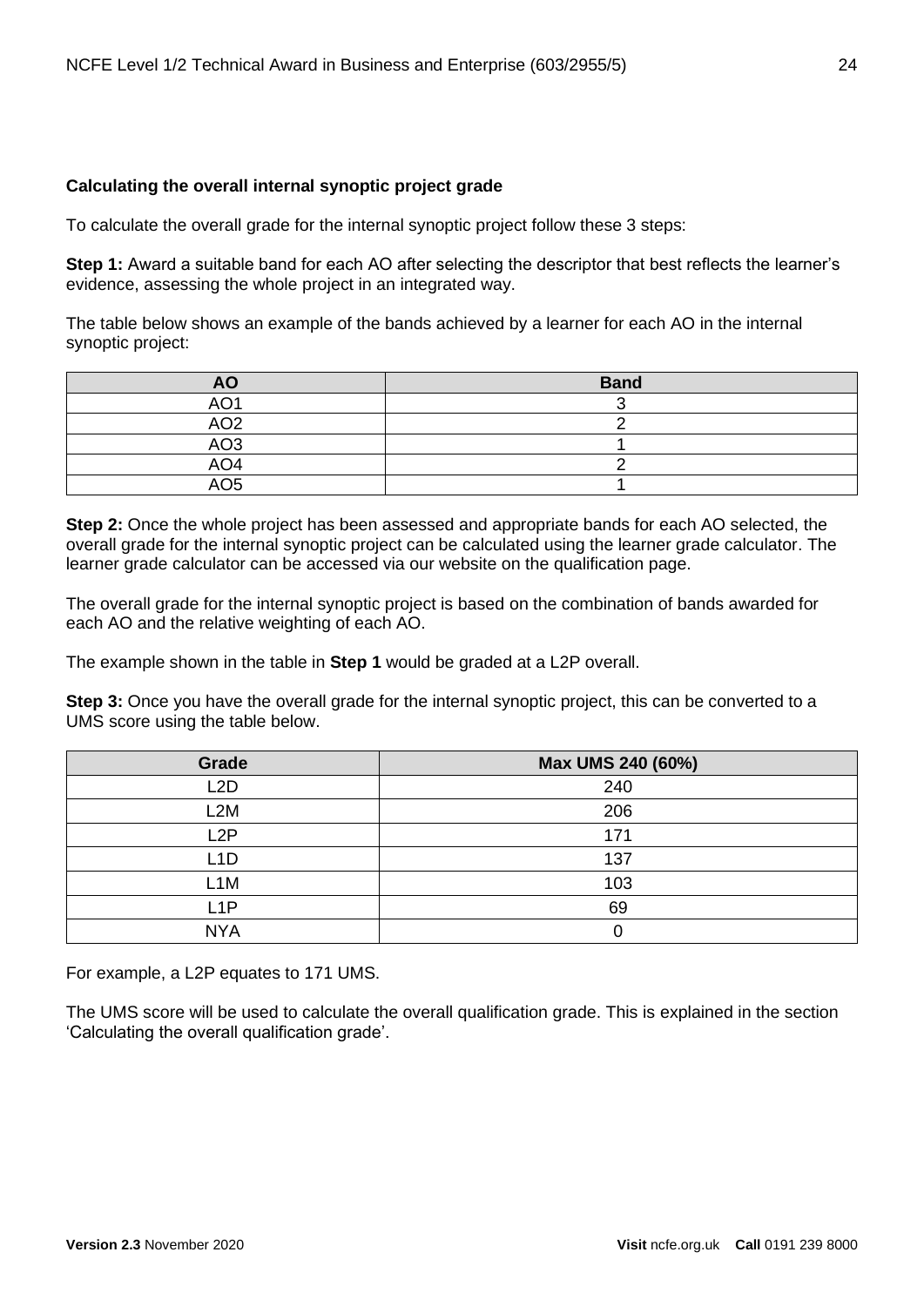**Calculating the overall internal synoptic project grade**

To calculate the overall grade for the internal synoptic project follow these 3 steps:

**Step 1:** Award a suitable band for each AO after selecting the descriptor that best reflects the learner's evidence, assessing the whole project in an integrated way.

The table below shows an example of the bands achieved by a learner for each AO in the internal synoptic project:

| AO | Band |
|---|---|
| AO1 | 3 |
| AO2 | 2 |
| AO3 | 1 |
| AO4 | 2 |
| AO5 | 1 |

**Step 2:** Once the whole project has been assessed and appropriate bands for each AO selected, the overall grade for the internal synoptic project can be calculated using the learner grade calculator. The learner grade calculator can be accessed via our website on the qualification page.

The overall grade for the internal synoptic project is based on the combination of bands awarded for each AO and the relative weighting of each AO.

The example shown in the table in **Step 1** would be graded at a L2P overall.

**Step 3:** Once you have the overall grade for the internal synoptic project, this can be converted to a UMS score using the table below.

| Grade | Max UMS 240 (60%) |
|---|---|
| L2D | 240 |
| L2M | 206 |
| L2P | 171 |
| L1D | 137 |
| L1M | 103 |
| L1P | 69 |
| NYA | 0 |

For example, a L2P equates to 171 UMS.

The UMS score will be used to calculate the overall qualification grade. This is explained in the section 'Calculating the overall qualification grade'.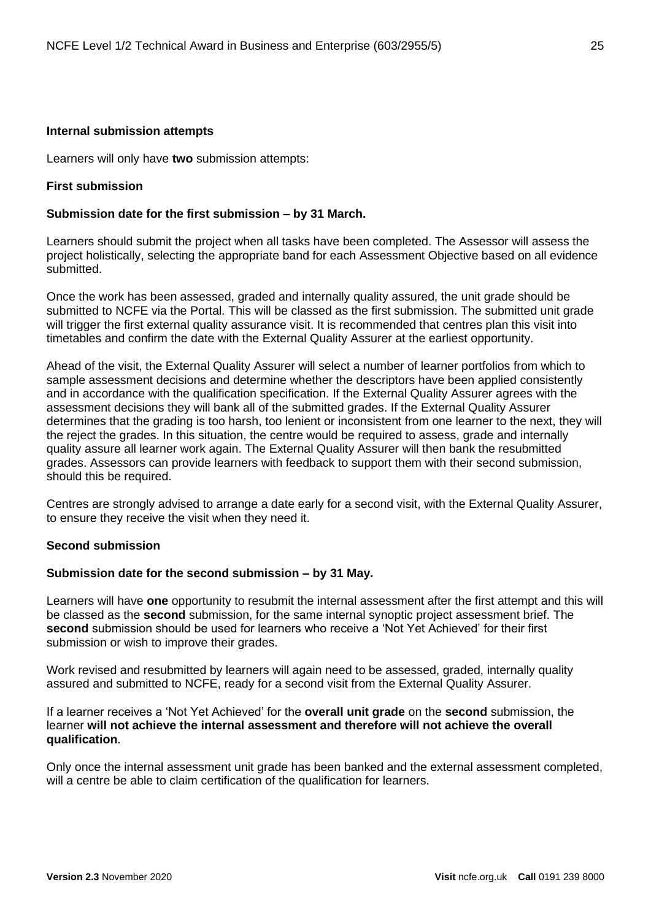**Internal submission attempts**

Learners will only have **two** submission attempts:

**First submission**

**Submission date for the first submission – by 31 March.**

Learners should submit the project when all tasks have been completed. The Assessor will assess the project holistically, selecting the appropriate band for each Assessment Objective based on all evidence submitted.

Once the work has been assessed, graded and internally quality assured, the unit grade should be submitted to NCFE via the Portal. This will be classed as the first submission. The submitted unit grade will trigger the first external quality assurance visit. It is recommended that centres plan this visit into timetables and confirm the date with the External Quality Assurer at the earliest opportunity.

Ahead of the visit, the External Quality Assurer will select a number of learner portfolios from which to sample assessment decisions and determine whether the descriptors have been applied consistently and in accordance with the qualification specification. If the External Quality Assurer agrees with the assessment decisions they will bank all of the submitted grades. If the External Quality Assurer determines that the grading is too harsh, too lenient or inconsistent from one learner to the next, they will the reject the grades. In this situation, the centre would be required to assess, grade and internally quality assure all learner work again. The External Quality Assurer will then bank the resubmitted grades. Assessors can provide learners with feedback to support them with their second submission, should this be required.

Centres are strongly advised to arrange a date early for a second visit, with the External Quality Assurer, to ensure they receive the visit when they need it.

**Second submission**

**Submission date for the second submission – by 31 May.**

Learners will have **one** opportunity to resubmit the internal assessment after the first attempt and this will be classed as the **second** submission, for the same internal synoptic project assessment brief. The **second** submission should be used for learners who receive a 'Not Yet Achieved' for their first submission or wish to improve their grades.

Work revised and resubmitted by learners will again need to be assessed, graded, internally quality assured and submitted to NCFE, ready for a second visit from the External Quality Assurer.

If a learner receives a 'Not Yet Achieved' for the **overall unit grade** on the **second** submission, the learner **will not achieve the internal assessment and therefore will not achieve the overall qualification**.

Only once the internal assessment unit grade has been banked and the external assessment completed, will a centre be able to claim certification of the qualification for learners.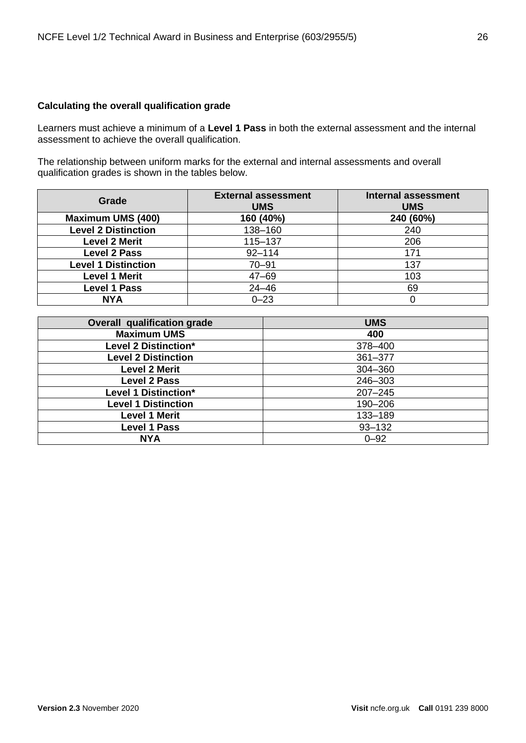**Calculating the overall qualification grade**

Learners must achieve a minimum of a **Level 1 Pass** in both the external assessment and the internal assessment to achieve the overall qualification.

The relationship between uniform marks for the external and internal assessments and overall qualification grades is shown in the tables below.

| Grade | External assessment UMS | Internal assessment UMS |
|---|---|---|
| **Maximum UMS (400)** | **160 (40%)** | **240 (60%)** |
| **Level 2 Distinction** | 138–160 | 240 |
| **Level 2 Merit** | 115–137 | 206 |
| **Level 2 Pass** | 92–114 | 171 |
| **Level 1 Distinction** | 70–91 | 137 |
| **Level 1 Merit** | 47–69 | 103 |
| **Level 1 Pass** | 24–46 | 69 |
| **NYA** | 0–23 | 0 |

| Overall qualification grade | UMS |
|---|---|
| **Maximum UMS** | **400** |
| **Level 2 Distinction*** | 378–400 |
| **Level 2 Distinction** | 361–377 |
| **Level 2 Merit** | 304–360 |
| **Level 2 Pass** | 246–303 |
| **Level 1 Distinction*** | 207–245 |
| **Level 1 Distinction** | 190–206 |
| **Level 1 Merit** | 133–189 |
| **Level 1 Pass** | 93–132 |
| **NYA** | 0–92 |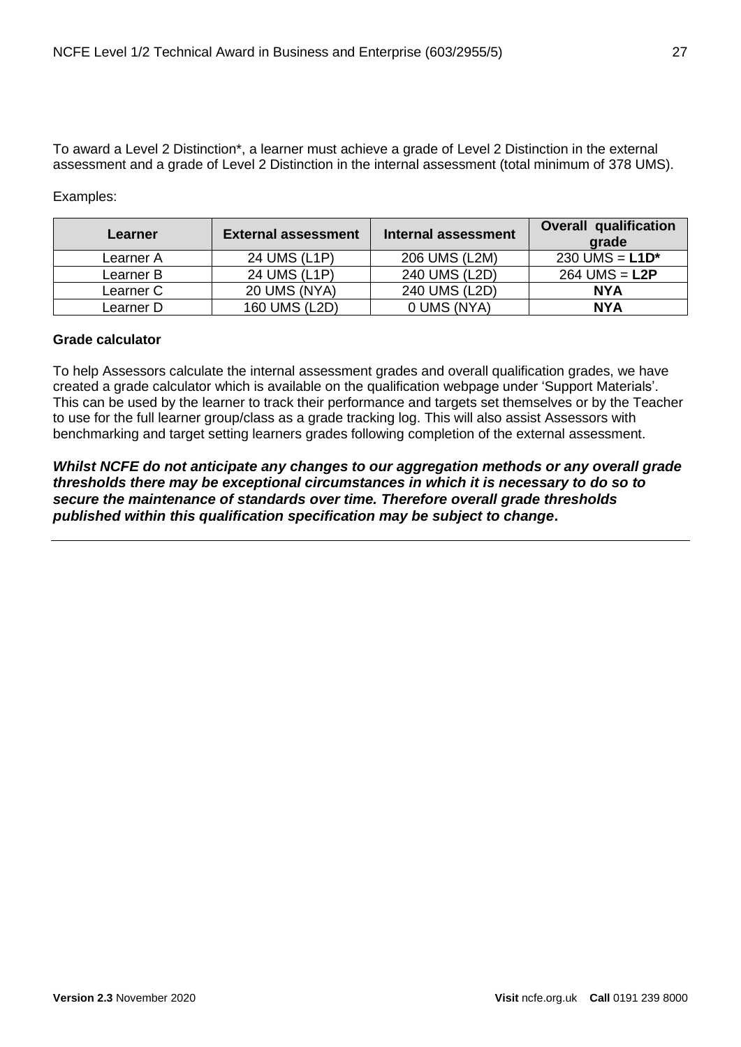To award a Level 2 Distinction*, a learner must achieve a grade of Level 2 Distinction in the external assessment and a grade of Level 2 Distinction in the internal assessment (total minimum of 378 UMS).

Examples:

| Learner | External assessment | Internal assessment | Overall qualification grade |
|---|---|---|---|
| Learner A | 24 UMS (L1P) | 206 UMS (L2M) | 230 UMS = **L1D*** |
| Learner B | 24 UMS (L1P) | 240 UMS (L2D) | 264 UMS = **L2P** |
| Learner C | 20 UMS (NYA) | 240 UMS (L2D) | **NYA** |
| Learner D | 160 UMS (L2D) | 0 UMS (NYA) | **NYA** |

**Grade calculator**

To help Assessors calculate the internal assessment grades and overall qualification grades, we have created a grade calculator which is available on the qualification webpage under 'Support Materials'. This can be used by the learner to track their performance and targets set themselves or by the Teacher to use for the full learner group/class as a grade tracking log. This will also assist Assessors with benchmarking and target setting learners grades following completion of the external assessment.

***Whilst NCFE do not anticipate any changes to our aggregation methods or any overall grade thresholds there may be exceptional circumstances in which it is necessary to do so to secure the maintenance of standards over time. Therefore overall grade thresholds published within this qualification specification may be subject to change.***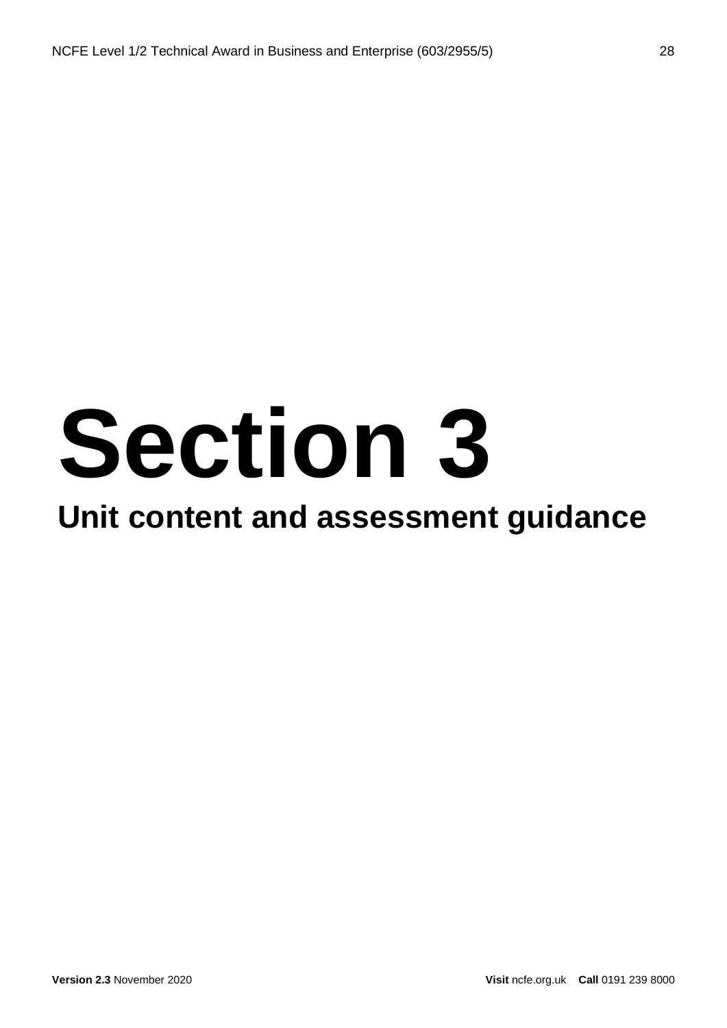# Section 3

## Unit content and assessment guidance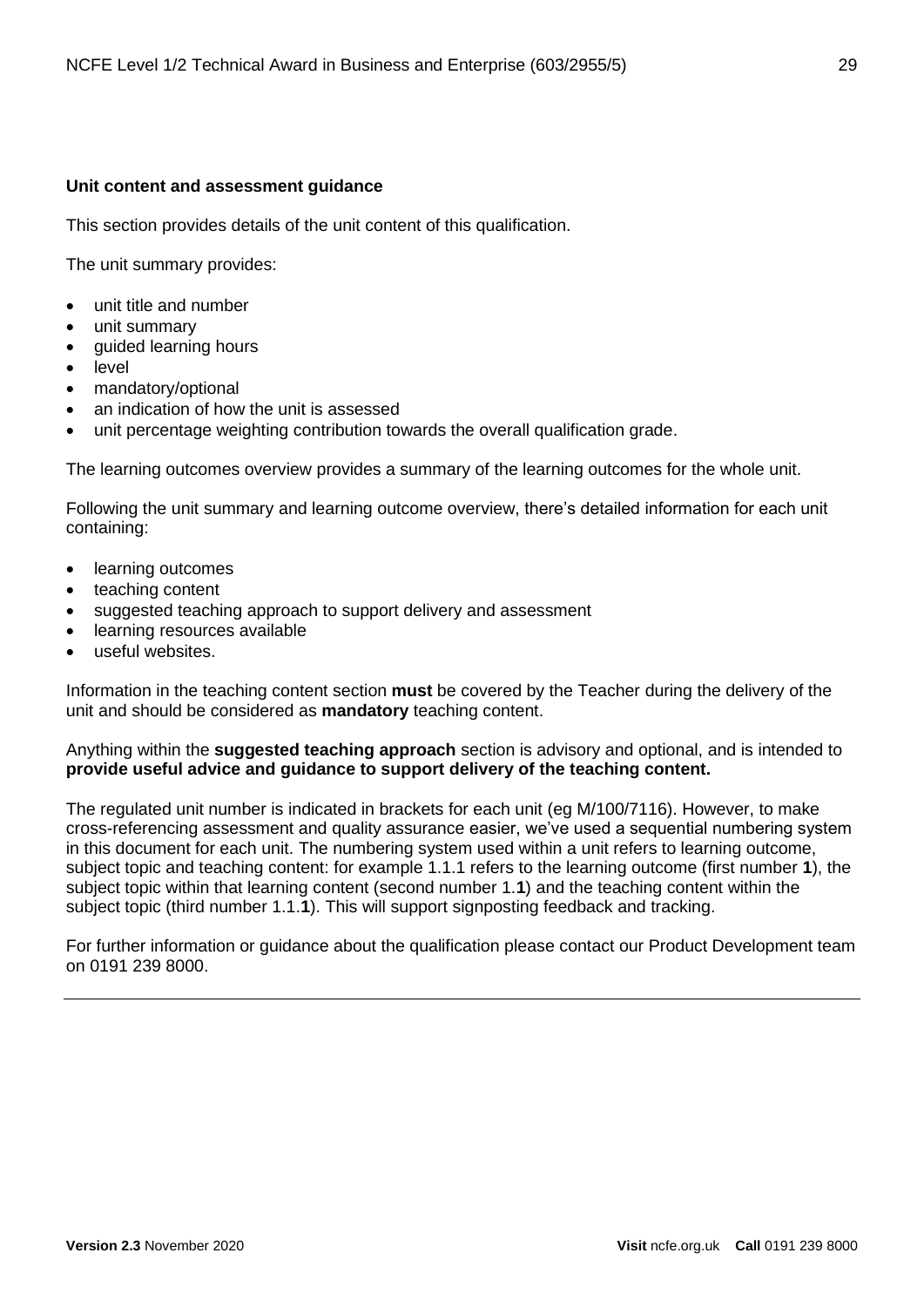**Unit content and assessment guidance**

This section provides details of the unit content of this qualification.

The unit summary provides:

- unit title and number
- unit summary
- guided learning hours
- level
- mandatory/optional
- an indication of how the unit is assessed
- unit percentage weighting contribution towards the overall qualification grade.

The learning outcomes overview provides a summary of the learning outcomes for the whole unit.

Following the unit summary and learning outcome overview, there's detailed information for each unit containing:

- learning outcomes
- teaching content
- suggested teaching approach to support delivery and assessment
- learning resources available
- useful websites.

Information in the teaching content section **must** be covered by the Teacher during the delivery of the unit and should be considered as **mandatory** teaching content.

Anything within the **suggested teaching approach** section is advisory and optional, and is intended to **provide useful advice and guidance to support delivery of the teaching content.**

The regulated unit number is indicated in brackets for each unit (eg M/100/7116). However, to make cross-referencing assessment and quality assurance easier, we've used a sequential numbering system in this document for each unit. The numbering system used within a unit refers to learning outcome, subject topic and teaching content: for example 1.1.1 refers to the learning outcome (first number **1**), the subject topic within that learning content (second number 1.**1**) and the teaching content within the subject topic (third number 1.1.**1**). This will support signposting feedback and tracking.

For further information or guidance about the qualification please contact our Product Development team on 0191 239 8000.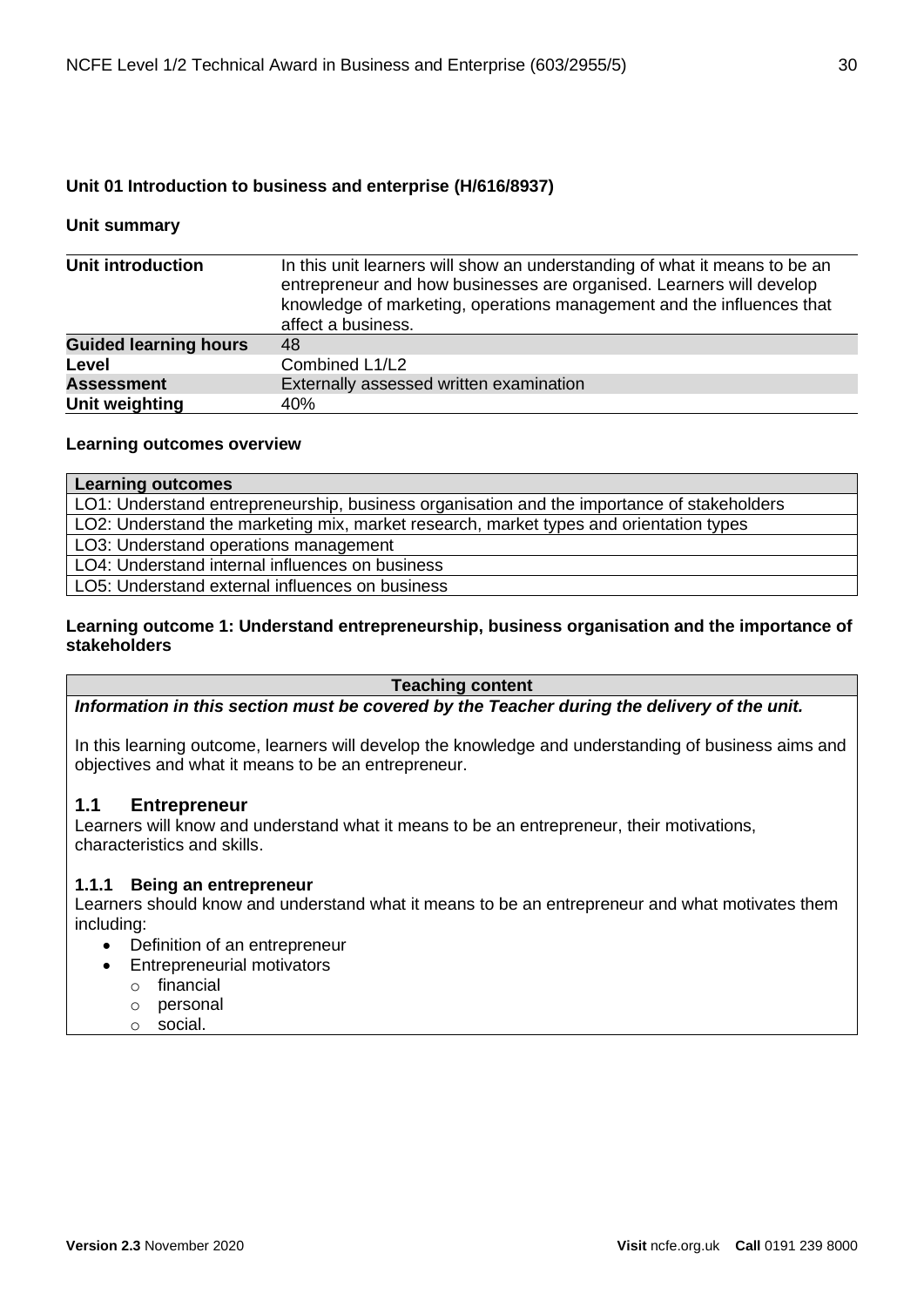### Unit 01 Introduction to business and enterprise (H/616/8937)

#### Unit summary

| | |
|---|---|
| **Unit introduction** | In this unit learners will show an understanding of what it means to be an entrepreneur and how businesses are organised. Learners will develop knowledge of marketing, operations management and the influences that affect a business. |
| **Guided learning hours** | 48 |
| **Level** | Combined L1/L2 |
| **Assessment** | Externally assessed written examination |
| **Unit weighting** | 40% |

#### Learning outcomes overview

| **Learning outcomes** |
|---|
| LO1: Understand entrepreneurship, business organisation and the importance of stakeholders |
| LO2: Understand the marketing mix, market research, market types and orientation types |
| LO3: Understand operations management |
| LO4: Understand internal influences on business |
| LO5: Understand external influences on business |

#### Learning outcome 1: Understand entrepreneurship, business organisation and the importance of stakeholders

**Teaching content**

***Information in this section must be covered by the Teacher during the delivery of the unit.***

In this learning outcome, learners will develop the knowledge and understanding of business aims and objectives and what it means to be an entrepreneur.

## 1.1 Entrepreneur

Learners will know and understand what it means to be an entrepreneur, their motivations, characteristics and skills.

### 1.1.1 Being an entrepreneur

Learners should know and understand what it means to be an entrepreneur and what motivates them including:

- Definition of an entrepreneur
- Entrepreneurial motivators
  - financial
  - personal
  - social.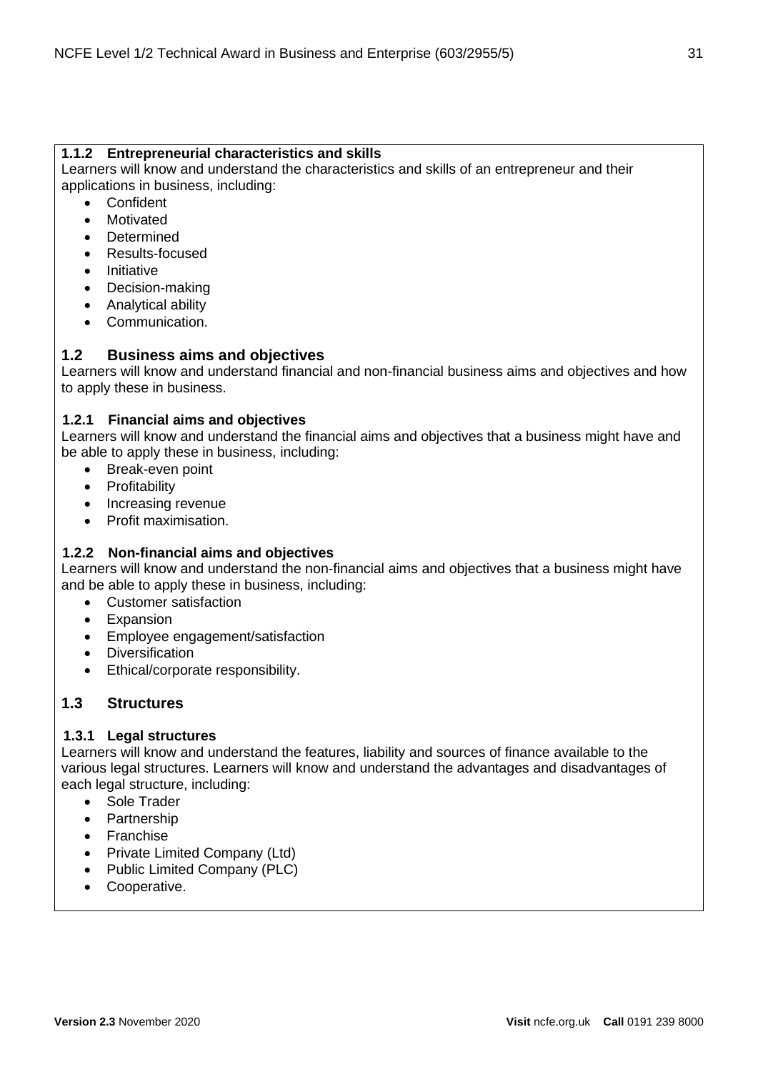#### 1.1.2 Entrepreneurial characteristics and skills

Learners will know and understand the characteristics and skills of an entrepreneur and their applications in business, including:

- Confident
- Motivated
- Determined
- Results-focused
- Initiative
- Decision-making
- Analytical ability
- Communication.

### 1.2 Business aims and objectives

Learners will know and understand financial and non-financial business aims and objectives and how to apply these in business.

#### 1.2.1 Financial aims and objectives

Learners will know and understand the financial aims and objectives that a business might have and be able to apply these in business, including:

- Break-even point
- Profitability
- Increasing revenue
- Profit maximisation.

#### 1.2.2 Non-financial aims and objectives

Learners will know and understand the non-financial aims and objectives that a business might have and be able to apply these in business, including:

- Customer satisfaction
- Expansion
- Employee engagement/satisfaction
- Diversification
- Ethical/corporate responsibility.

### 1.3 Structures

#### 1.3.1 Legal structures

Learners will know and understand the features, liability and sources of finance available to the various legal structures. Learners will know and understand the advantages and disadvantages of each legal structure, including:

- Sole Trader
- Partnership
- Franchise
- Private Limited Company (Ltd)
- Public Limited Company (PLC)
- Cooperative.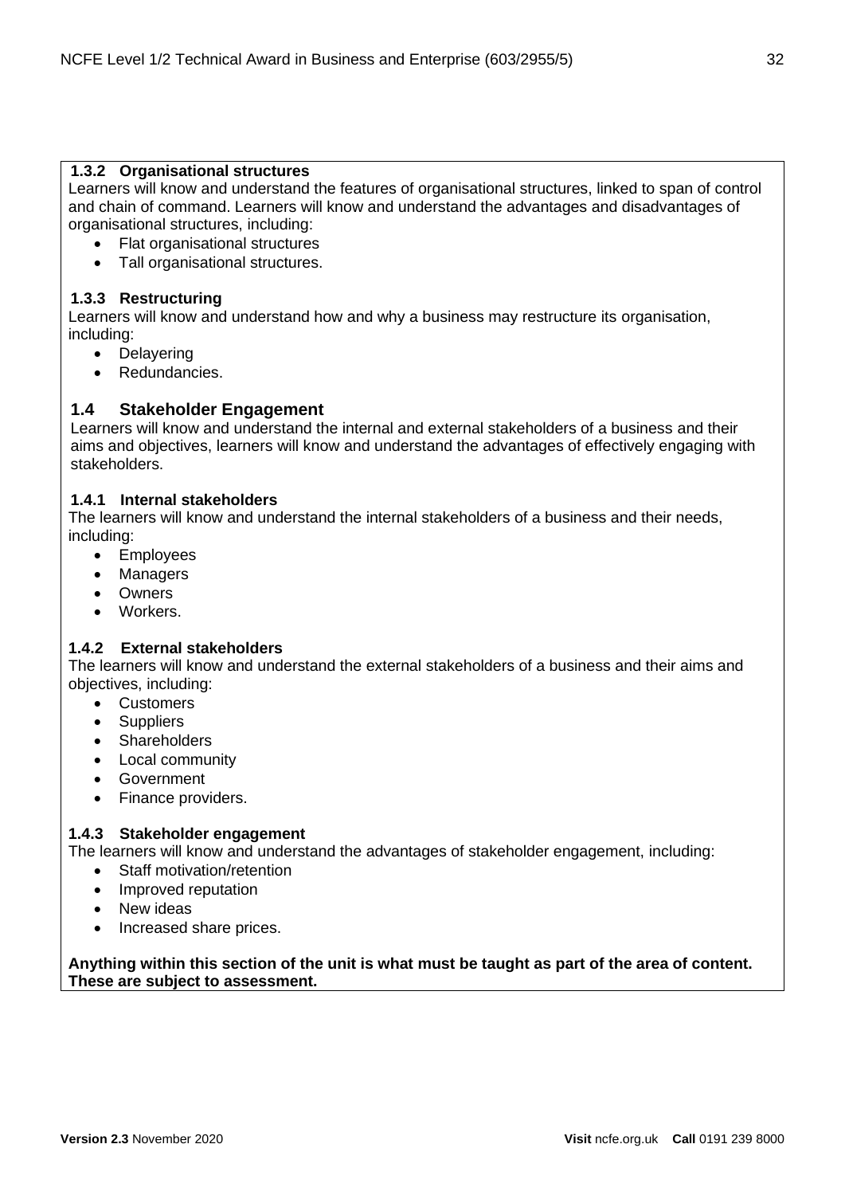### 1.3.2 Organisational structures

Learners will know and understand the features of organisational structures, linked to span of control and chain of command. Learners will know and understand the advantages and disadvantages of organisational structures, including:

- Flat organisational structures
- Tall organisational structures.

### 1.3.3 Restructuring

Learners will know and understand how and why a business may restructure its organisation, including:

- Delayering
- Redundancies.

## 1.4 Stakeholder Engagement

Learners will know and understand the internal and external stakeholders of a business and their aims and objectives, learners will know and understand the advantages of effectively engaging with stakeholders.

### 1.4.1 Internal stakeholders

The learners will know and understand the internal stakeholders of a business and their needs, including:

- Employees
- Managers
- Owners
- Workers.

### 1.4.2 External stakeholders

The learners will know and understand the external stakeholders of a business and their aims and objectives, including:

- Customers
- Suppliers
- Shareholders
- Local community
- Government
- Finance providers.

### 1.4.3 Stakeholder engagement

The learners will know and understand the advantages of stakeholder engagement, including:

- Staff motivation/retention
- Improved reputation
- New ideas
- Increased share prices.

**Anything within this section of the unit is what must be taught as part of the area of content. These are subject to assessment.**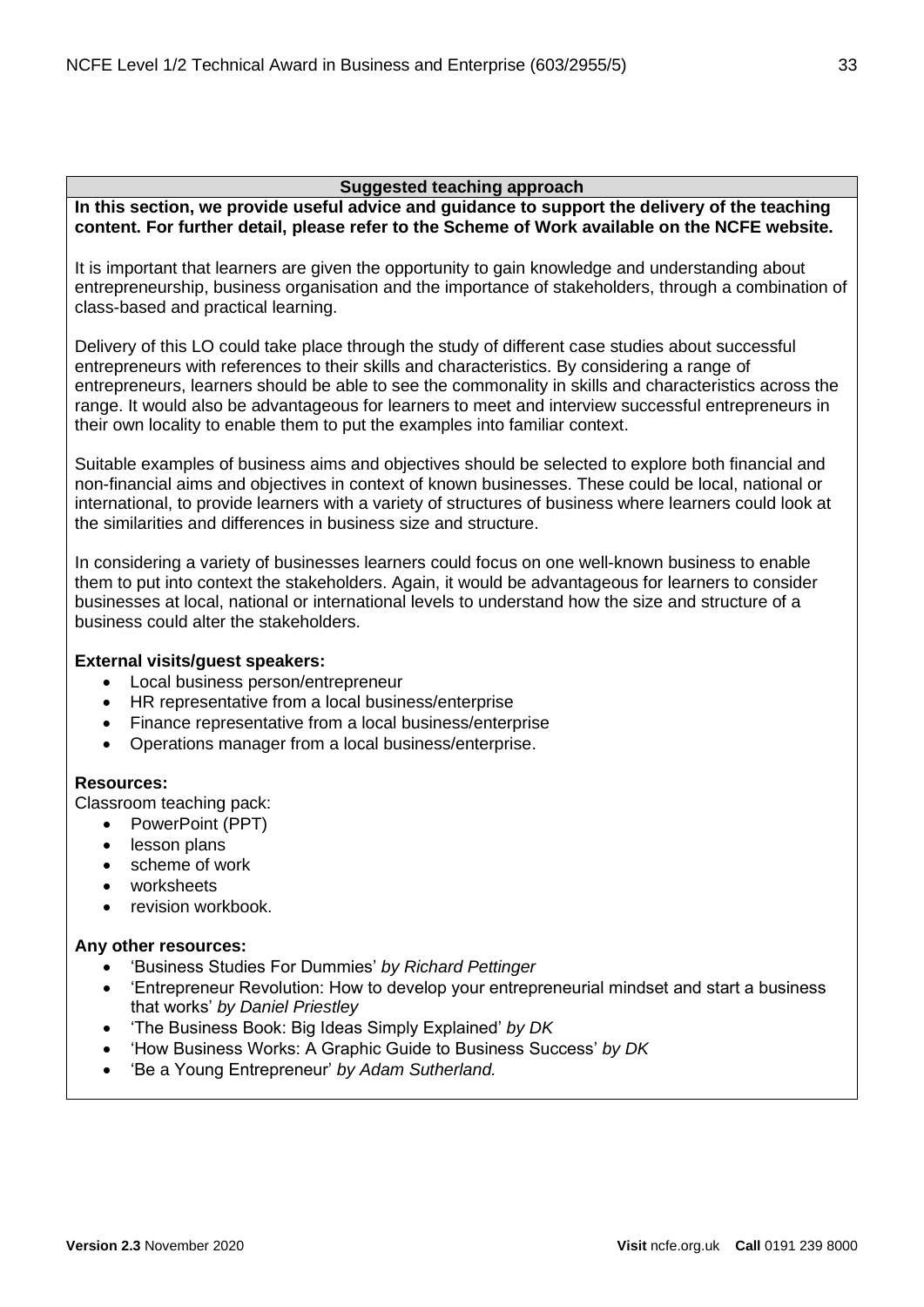### Suggested teaching approach

**In this section, we provide useful advice and guidance to support the delivery of the teaching content. For further detail, please refer to the Scheme of Work available on the NCFE website.**

It is important that learners are given the opportunity to gain knowledge and understanding about entrepreneurship, business organisation and the importance of stakeholders, through a combination of class-based and practical learning.

Delivery of this LO could take place through the study of different case studies about successful entrepreneurs with references to their skills and characteristics. By considering a range of entrepreneurs, learners should be able to see the commonality in skills and characteristics across the range. It would also be advantageous for learners to meet and interview successful entrepreneurs in their own locality to enable them to put the examples into familiar context.

Suitable examples of business aims and objectives should be selected to explore both financial and non-financial aims and objectives in context of known businesses. These could be local, national or international, to provide learners with a variety of structures of business where learners could look at the similarities and differences in business size and structure.

In considering a variety of businesses learners could focus on one well-known business to enable them to put into context the stakeholders. Again, it would be advantageous for learners to consider businesses at local, national or international levels to understand how the size and structure of a business could alter the stakeholders.

**External visits/guest speakers:**

- Local business person/entrepreneur
- HR representative from a local business/enterprise
- Finance representative from a local business/enterprise
- Operations manager from a local business/enterprise.

**Resources:**

Classroom teaching pack:

- PowerPoint (PPT)
- lesson plans
- scheme of work
- worksheets
- revision workbook.

**Any other resources:**

- 'Business Studies For Dummies' *by Richard Pettinger*
- 'Entrepreneur Revolution: How to develop your entrepreneurial mindset and start a business that works' *by Daniel Priestley*
- 'The Business Book: Big Ideas Simply Explained' *by DK*
- 'How Business Works: A Graphic Guide to Business Success' *by DK*
- 'Be a Young Entrepreneur' *by Adam Sutherland.*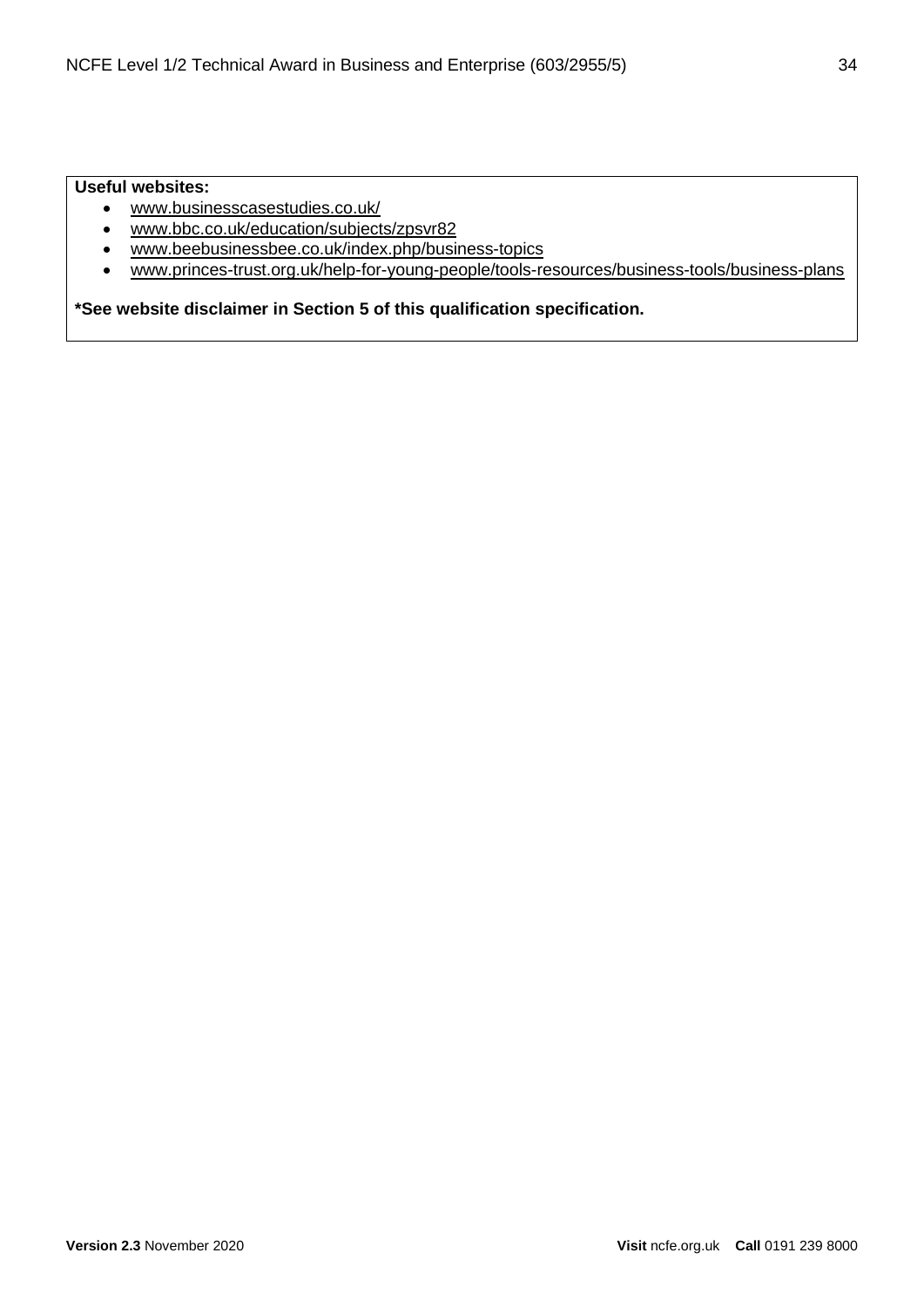**Useful websites:**

- www.businesscasestudies.co.uk/
- www.bbc.co.uk/education/subjects/zpsvr82
- www.beebusinessbee.co.uk/index.php/business-topics
- www.princes-trust.org.uk/help-for-young-people/tools-resources/business-tools/business-plans

**\*See website disclaimer in Section 5 of this qualification specification.**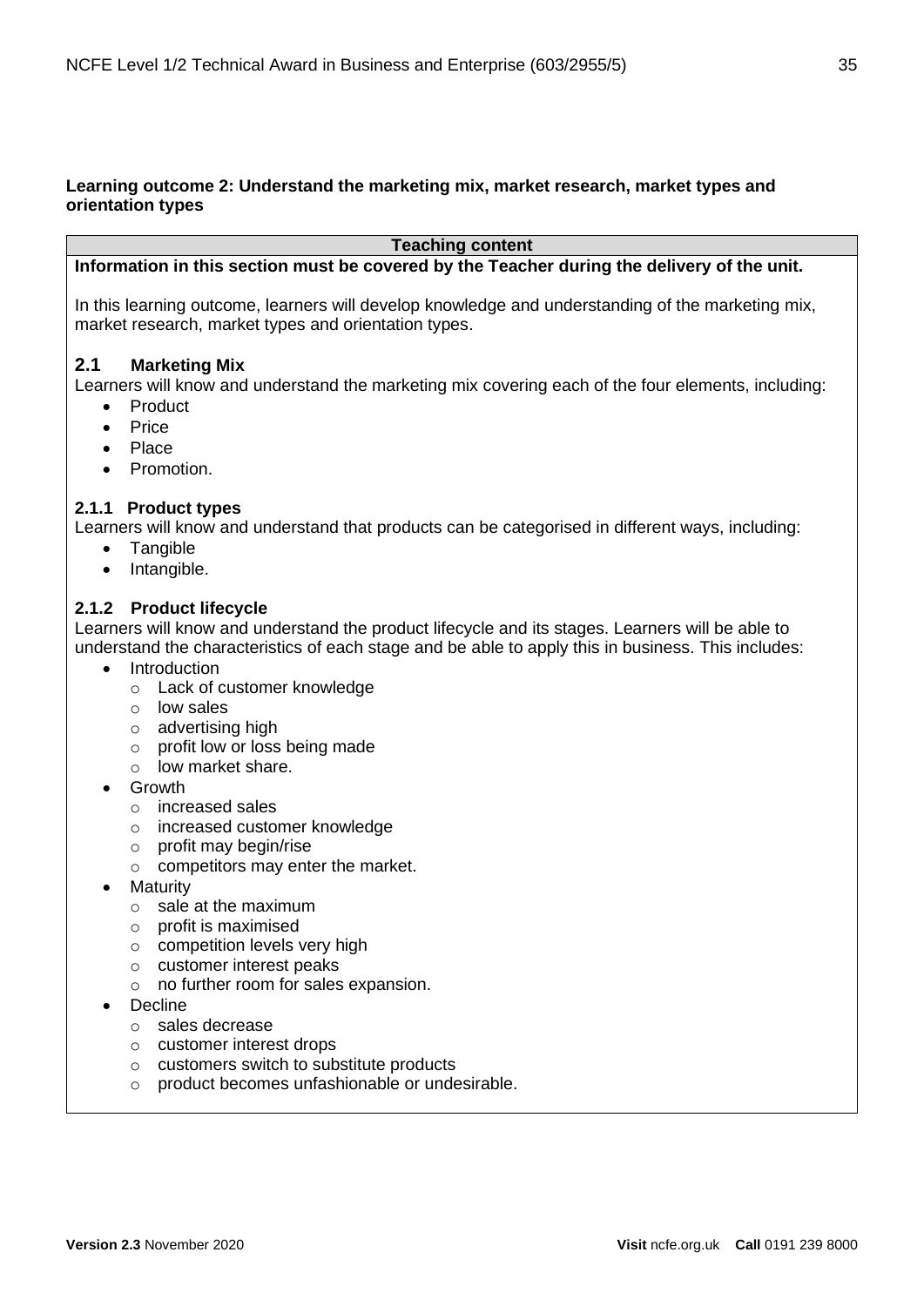**Learning outcome 2: Understand the marketing mix, market research, market types and orientation types**

**Teaching content**

**Information in this section must be covered by the Teacher during the delivery of the unit.**

In this learning outcome, learners will develop knowledge and understanding of the marketing mix, market research, market types and orientation types.

### 2.1 Marketing Mix

Learners will know and understand the marketing mix covering each of the four elements, including:

- Product
- Price
- Place
- Promotion.

#### 2.1.1 Product types

Learners will know and understand that products can be categorised in different ways, including:

- Tangible
- Intangible.

#### 2.1.2 Product lifecycle

Learners will know and understand the product lifecycle and its stages. Learners will be able to understand the characteristics of each stage and be able to apply this in business. This includes:

- Introduction
  - Lack of customer knowledge
  - low sales
  - advertising high
  - profit low or loss being made
  - low market share.
- Growth
  - increased sales
  - increased customer knowledge
  - profit may begin/rise
  - competitors may enter the market.
- Maturity
  - sale at the maximum
  - profit is maximised
  - competition levels very high
  - customer interest peaks
  - no further room for sales expansion.
- Decline
  - sales decrease
  - customer interest drops
  - customers switch to substitute products
  - product becomes unfashionable or undesirable.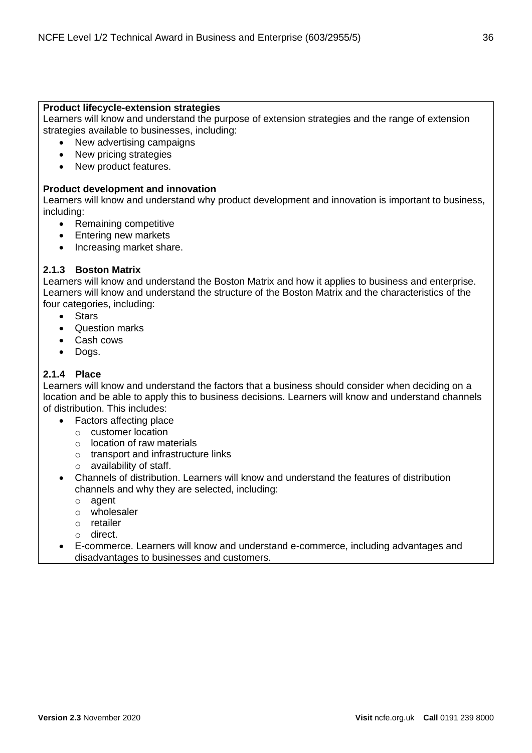**Product lifecycle-extension strategies**

Learners will know and understand the purpose of extension strategies and the range of extension strategies available to businesses, including:

- New advertising campaigns
- New pricing strategies
- New product features.

**Product development and innovation**

Learners will know and understand why product development and innovation is important to business, including:

- Remaining competitive
- Entering new markets
- Increasing market share.

### 2.1.3 Boston Matrix

Learners will know and understand the Boston Matrix and how it applies to business and enterprise. Learners will know and understand the structure of the Boston Matrix and the characteristics of the four categories, including:

- Stars
- Question marks
- Cash cows
- Dogs.

### 2.1.4 Place

Learners will know and understand the factors that a business should consider when deciding on a location and be able to apply this to business decisions. Learners will know and understand channels of distribution. This includes:

- Factors affecting place
  - customer location
  - location of raw materials
  - transport and infrastructure links
  - availability of staff.
- Channels of distribution. Learners will know and understand the features of distribution channels and why they are selected, including:
  - agent
  - wholesaler
  - retailer
  - direct.
- E-commerce. Learners will know and understand e-commerce, including advantages and disadvantages to businesses and customers.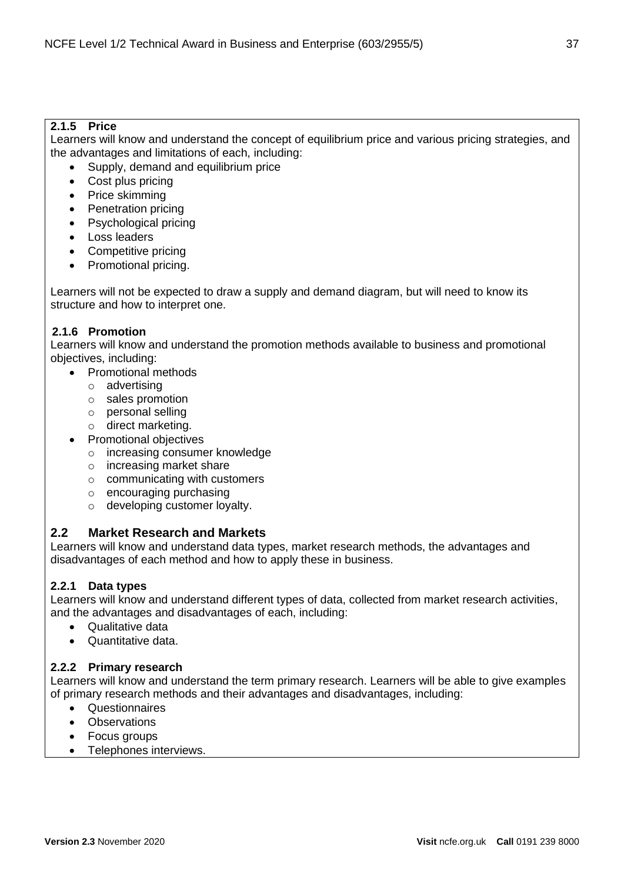#### 2.1.5 Price

Learners will know and understand the concept of equilibrium price and various pricing strategies, and the advantages and limitations of each, including:

- Supply, demand and equilibrium price
- Cost plus pricing
- Price skimming
- Penetration pricing
- Psychological pricing
- Loss leaders
- Competitive pricing
- Promotional pricing.

Learners will not be expected to draw a supply and demand diagram, but will need to know its structure and how to interpret one.

#### 2.1.6 Promotion

Learners will know and understand the promotion methods available to business and promotional objectives, including:

- Promotional methods
  - advertising
  - sales promotion
  - personal selling
  - direct marketing.
- Promotional objectives
  - increasing consumer knowledge
  - increasing market share
  - communicating with customers
  - encouraging purchasing
  - developing customer loyalty.

### 2.2 Market Research and Markets

Learners will know and understand data types, market research methods, the advantages and disadvantages of each method and how to apply these in business.

#### 2.2.1 Data types

Learners will know and understand different types of data, collected from market research activities, and the advantages and disadvantages of each, including:

- Qualitative data
- Quantitative data.

#### 2.2.2 Primary research

Learners will know and understand the term primary research. Learners will be able to give examples of primary research methods and their advantages and disadvantages, including:

- Questionnaires
- Observations
- Focus groups
- Telephones interviews.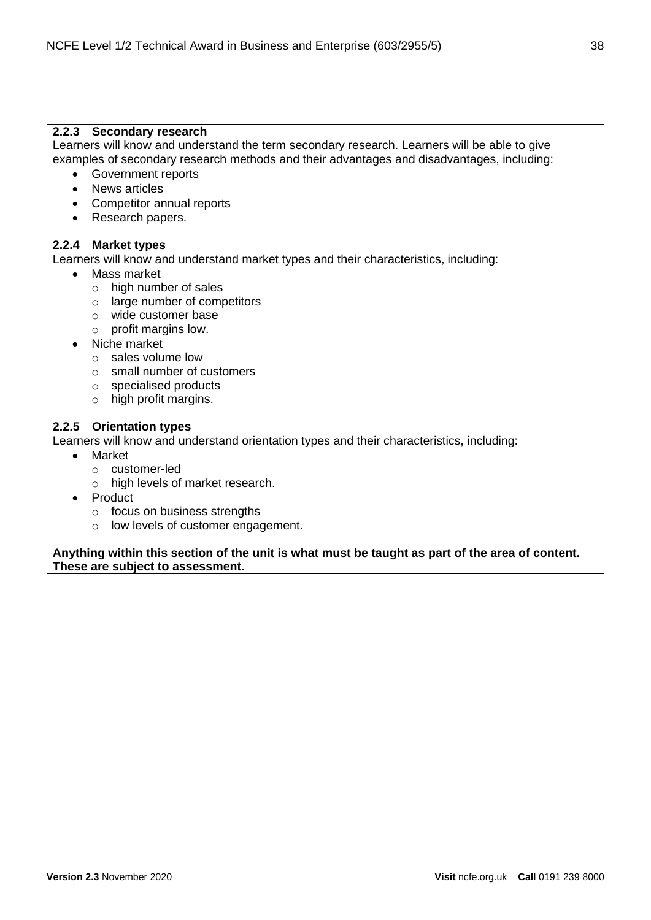### 2.2.3 Secondary research

Learners will know and understand the term secondary research. Learners will be able to give examples of secondary research methods and their advantages and disadvantages, including:

- Government reports
- News articles
- Competitor annual reports
- Research papers.

### 2.2.4 Market types

Learners will know and understand market types and their characteristics, including:

- Mass market
  - high number of sales
  - large number of competitors
  - wide customer base
  - profit margins low.
- Niche market
  - sales volume low
  - small number of customers
  - specialised products
  - high profit margins.

### 2.2.5 Orientation types

Learners will know and understand orientation types and their characteristics, including:

- Market
  - customer-led
  - high levels of market research.
- Product
  - focus on business strengths
  - low levels of customer engagement.

**Anything within this section of the unit is what must be taught as part of the area of content. These are subject to assessment.**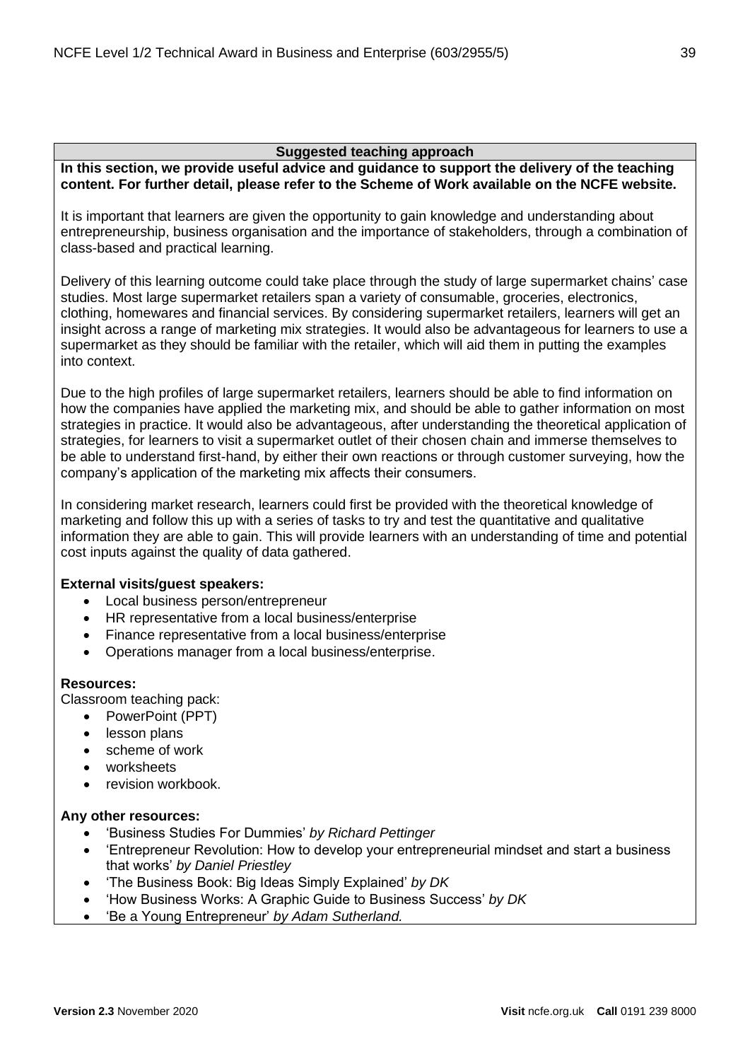## Suggested teaching approach

**In this section, we provide useful advice and guidance to support the delivery of the teaching content. For further detail, please refer to the Scheme of Work available on the NCFE website.**

It is important that learners are given the opportunity to gain knowledge and understanding about entrepreneurship, business organisation and the importance of stakeholders, through a combination of class-based and practical learning.

Delivery of this learning outcome could take place through the study of large supermarket chains' case studies. Most large supermarket retailers span a variety of consumable, groceries, electronics, clothing, homewares and financial services. By considering supermarket retailers, learners will get an insight across a range of marketing mix strategies. It would also be advantageous for learners to use a supermarket as they should be familiar with the retailer, which will aid them in putting the examples into context.

Due to the high profiles of large supermarket retailers, learners should be able to find information on how the companies have applied the marketing mix, and should be able to gather information on most strategies in practice. It would also be advantageous, after understanding the theoretical application of strategies, for learners to visit a supermarket outlet of their chosen chain and immerse themselves to be able to understand first-hand, by either their own reactions or through customer surveying, how the company's application of the marketing mix affects their consumers.

In considering market research, learners could first be provided with the theoretical knowledge of marketing and follow this up with a series of tasks to try and test the quantitative and qualitative information they are able to gain. This will provide learners with an understanding of time and potential cost inputs against the quality of data gathered.

**External visits/guest speakers:**

- Local business person/entrepreneur
- HR representative from a local business/enterprise
- Finance representative from a local business/enterprise
- Operations manager from a local business/enterprise.

**Resources:**

Classroom teaching pack:

- PowerPoint (PPT)
- lesson plans
- scheme of work
- worksheets
- revision workbook.

**Any other resources:**

- 'Business Studies For Dummies' *by Richard Pettinger*
- 'Entrepreneur Revolution: How to develop your entrepreneurial mindset and start a business that works' *by Daniel Priestley*
- 'The Business Book: Big Ideas Simply Explained' *by DK*
- 'How Business Works: A Graphic Guide to Business Success' *by DK*
- 'Be a Young Entrepreneur' *by Adam Sutherland.*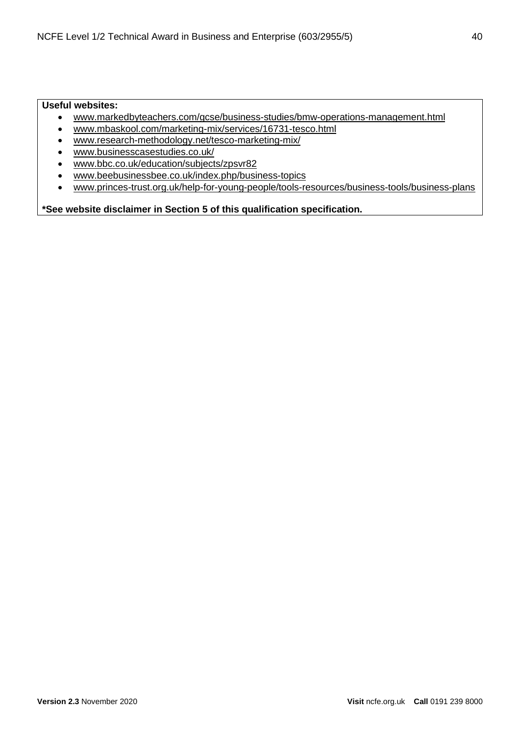**Useful websites:**

- www.markedbyteachers.com/gcse/business-studies/bmw-operations-management.html
- www.mbaskool.com/marketing-mix/services/16731-tesco.html
- www.research-methodology.net/tesco-marketing-mix/
- www.businesscasestudies.co.uk/
- www.bbc.co.uk/education/subjects/zpsvr82
- www.beebusinessbee.co.uk/index.php/business-topics
- www.princes-trust.org.uk/help-for-young-people/tools-resources/business-tools/business-plans

**\*See website disclaimer in Section 5 of this qualification specification.**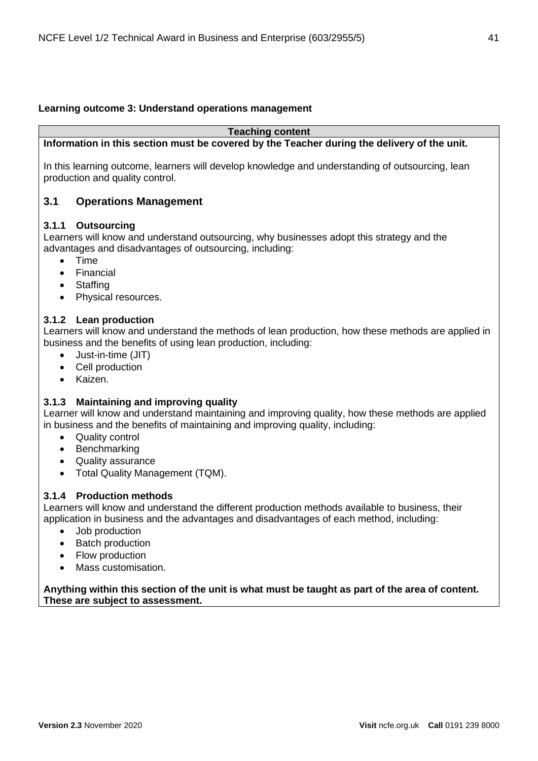**Learning outcome 3: Understand operations management**

**Teaching content**

**Information in this section must be covered by the Teacher during the delivery of the unit.**

In this learning outcome, learners will develop knowledge and understanding of outsourcing, lean production and quality control.

## 3.1 Operations Management

### 3.1.1 Outsourcing

Learners will know and understand outsourcing, why businesses adopt this strategy and the advantages and disadvantages of outsourcing, including:

- Time
- Financial
- Staffing
- Physical resources.

### 3.1.2 Lean production

Learners will know and understand the methods of lean production, how these methods are applied in business and the benefits of using lean production, including:

- Just-in-time (JIT)
- Cell production
- Kaizen.

### 3.1.3 Maintaining and improving quality

Learner will know and understand maintaining and improving quality, how these methods are applied in business and the benefits of maintaining and improving quality, including:

- Quality control
- Benchmarking
- Quality assurance
- Total Quality Management (TQM).

### 3.1.4 Production methods

Learners will know and understand the different production methods available to business, their application in business and the advantages and disadvantages of each method, including:

- Job production
- Batch production
- Flow production
- Mass customisation.

**Anything within this section of the unit is what must be taught as part of the area of content. These are subject to assessment.**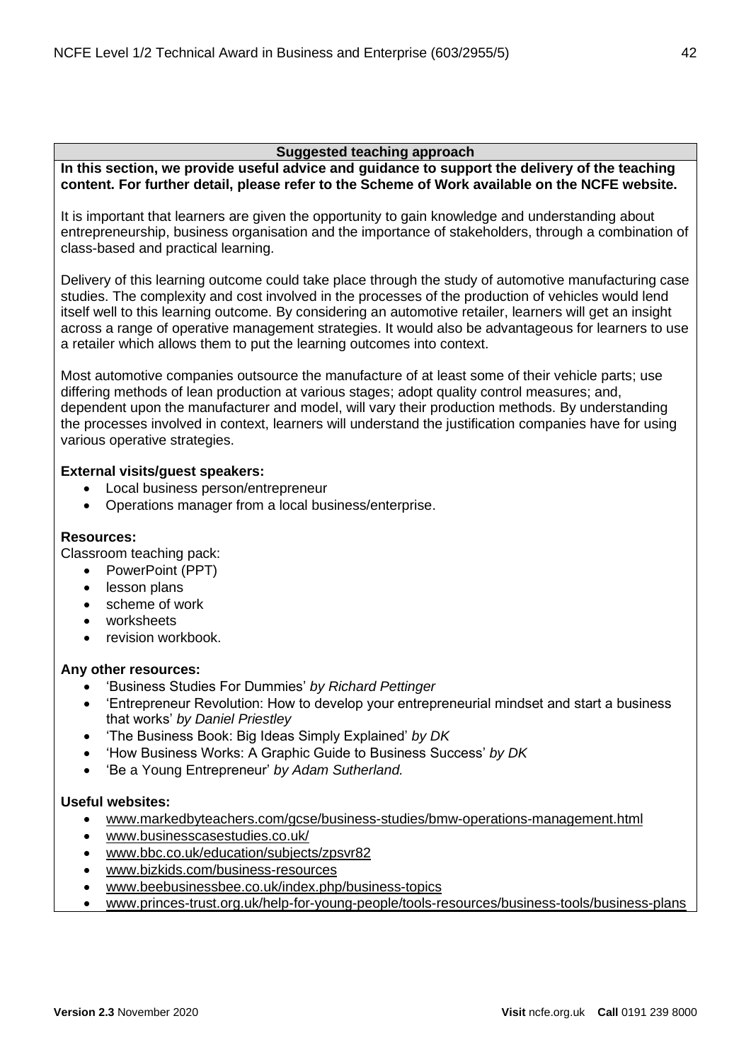**Suggested teaching approach**

**In this section, we provide useful advice and guidance to support the delivery of the teaching content. For further detail, please refer to the Scheme of Work available on the NCFE website.**

It is important that learners are given the opportunity to gain knowledge and understanding about entrepreneurship, business organisation and the importance of stakeholders, through a combination of class-based and practical learning.

Delivery of this learning outcome could take place through the study of automotive manufacturing case studies. The complexity and cost involved in the processes of the production of vehicles would lend itself well to this learning outcome. By considering an automotive retailer, learners will get an insight across a range of operative management strategies. It would also be advantageous for learners to use a retailer which allows them to put the learning outcomes into context.

Most automotive companies outsource the manufacture of at least some of their vehicle parts; use differing methods of lean production at various stages; adopt quality control measures; and, dependent upon the manufacturer and model, will vary their production methods. By understanding the processes involved in context, learners will understand the justification companies have for using various operative strategies.

**External visits/guest speakers:**

- Local business person/entrepreneur
- Operations manager from a local business/enterprise.

**Resources:**

Classroom teaching pack:

- PowerPoint (PPT)
- lesson plans
- scheme of work
- worksheets
- revision workbook.

**Any other resources:**

- 'Business Studies For Dummies' *by Richard Pettinger*
- 'Entrepreneur Revolution: How to develop your entrepreneurial mindset and start a business that works' *by Daniel Priestley*
- 'The Business Book: Big Ideas Simply Explained' *by DK*
- 'How Business Works: A Graphic Guide to Business Success' *by DK*
- 'Be a Young Entrepreneur' *by Adam Sutherland.*

**Useful websites:**

- www.markedbyteachers.com/gcse/business-studies/bmw-operations-management.html
- www.businesscasestudies.co.uk/
- www.bbc.co.uk/education/subjects/zpsvr82
- www.bizkids.com/business-resources
- www.beebusinessbee.co.uk/index.php/business-topics
- www.princes-trust.org.uk/help-for-young-people/tools-resources/business-tools/business-plans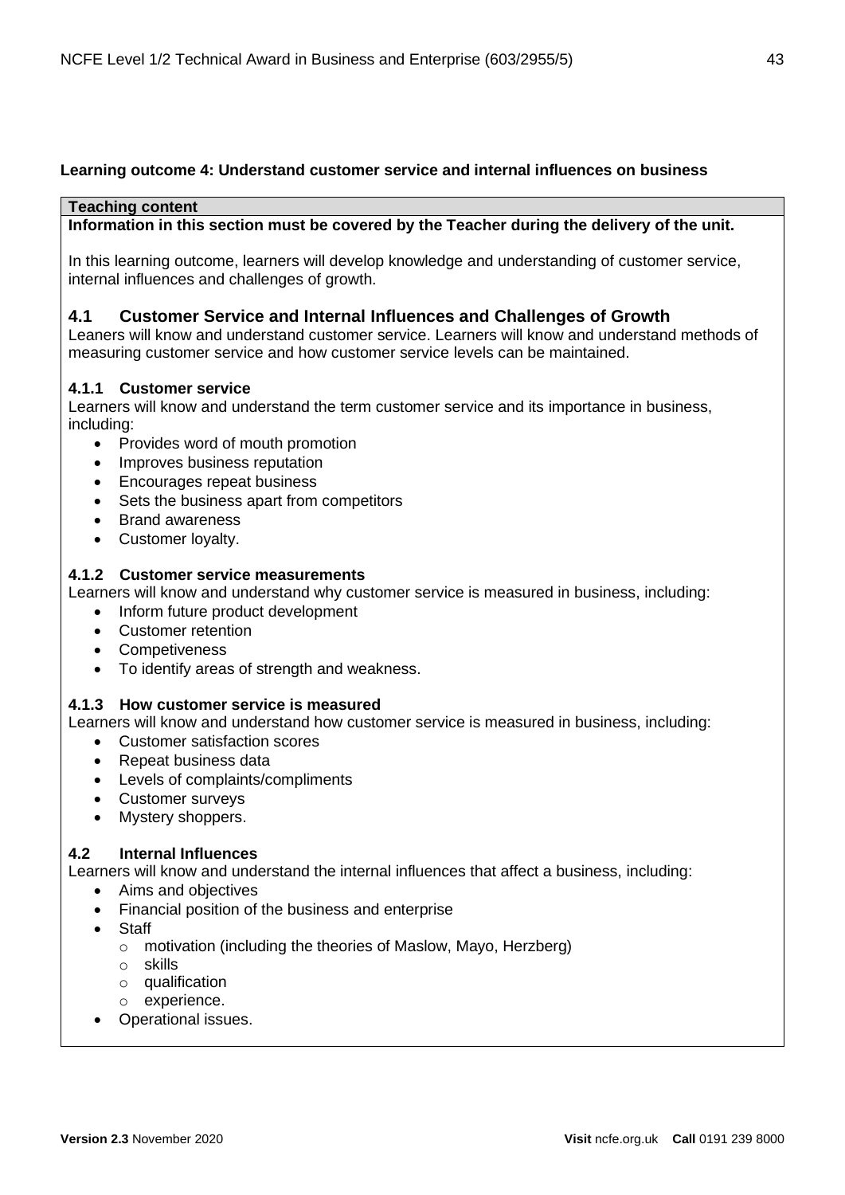**Learning outcome 4: Understand customer service and internal influences on business**

**Teaching content**

**Information in this section must be covered by the Teacher during the delivery of the unit.**

In this learning outcome, learners will develop knowledge and understanding of customer service, internal influences and challenges of growth.

## 4.1 Customer Service and Internal Influences and Challenges of Growth

Leaners will know and understand customer service. Learners will know and understand methods of measuring customer service and how customer service levels can be maintained.

### 4.1.1 Customer service

Learners will know and understand the term customer service and its importance in business, including:

- Provides word of mouth promotion
- Improves business reputation
- Encourages repeat business
- Sets the business apart from competitors
- Brand awareness
- Customer loyalty.

### 4.1.2 Customer service measurements

Learners will know and understand why customer service is measured in business, including:

- Inform future product development
- Customer retention
- Competiveness
- To identify areas of strength and weakness.

### 4.1.3 How customer service is measured

Learners will know and understand how customer service is measured in business, including:

- Customer satisfaction scores
- Repeat business data
- Levels of complaints/compliments
- Customer surveys
- Mystery shoppers.

## 4.2 Internal Influences

Learners will know and understand the internal influences that affect a business, including:

- Aims and objectives
- Financial position of the business and enterprise
- Staff
  - motivation (including the theories of Maslow, Mayo, Herzberg)
  - skills
  - qualification
  - experience.
- Operational issues.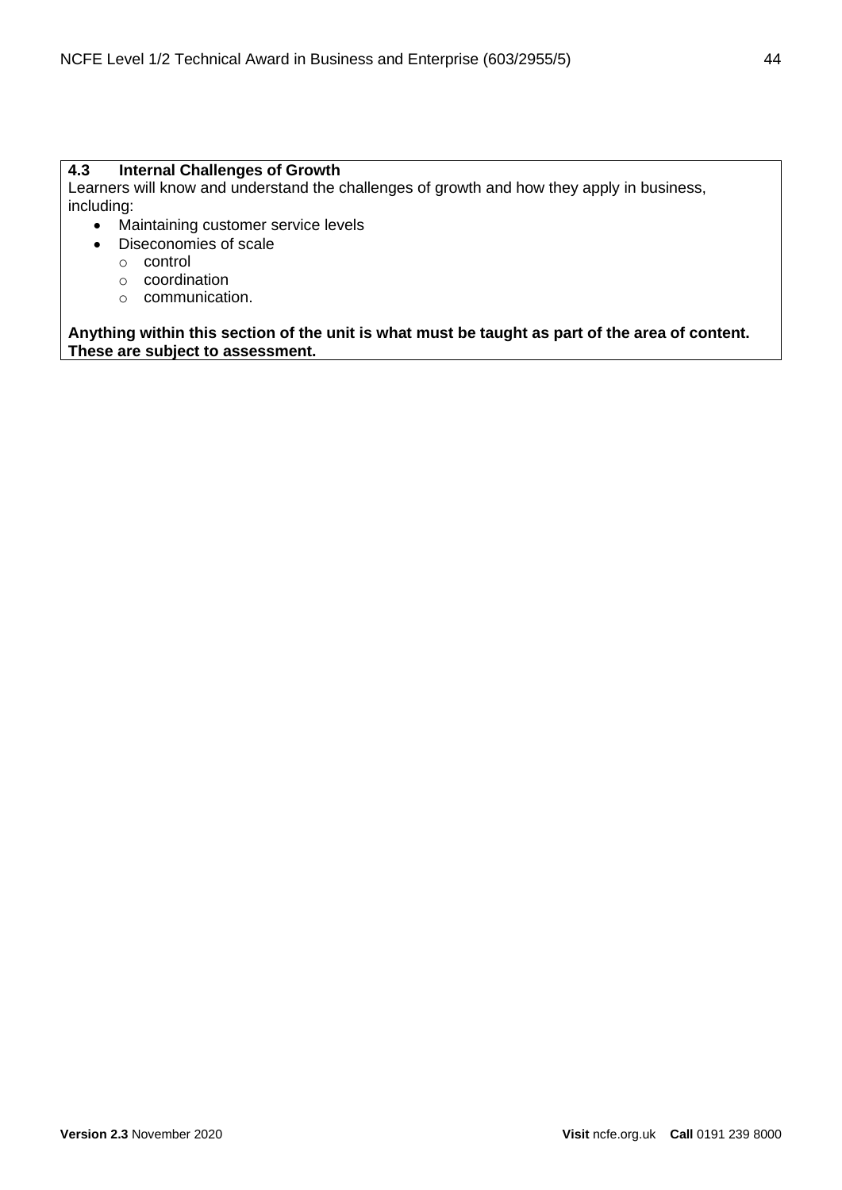**4.3 Internal Challenges of Growth**

Learners will know and understand the challenges of growth and how they apply in business, including:

- Maintaining customer service levels
- Diseconomies of scale
  - control
  - coordination
  - communication.

**Anything within this section of the unit is what must be taught as part of the area of content. These are subject to assessment.**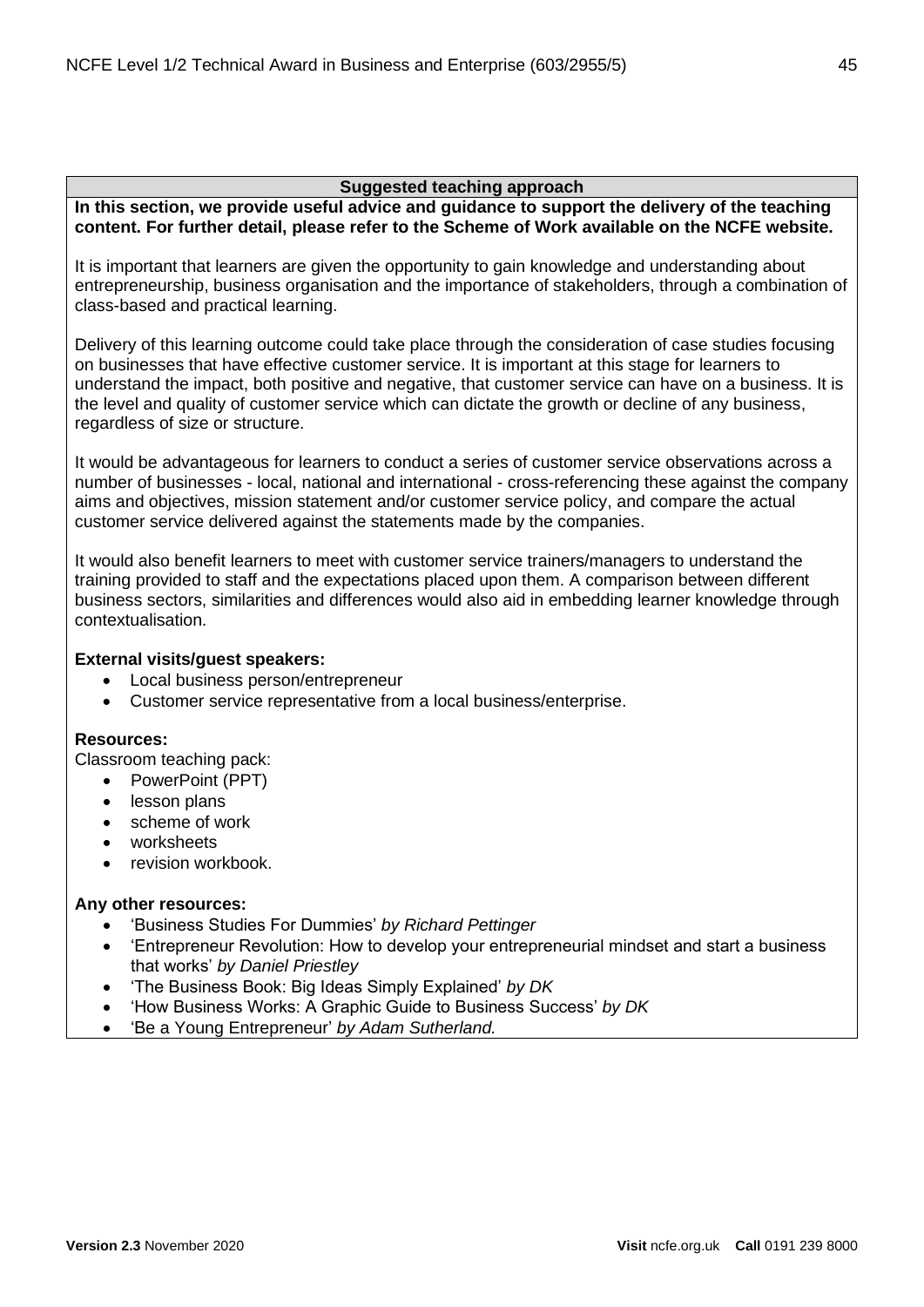## Suggested teaching approach

**In this section, we provide useful advice and guidance to support the delivery of the teaching content. For further detail, please refer to the Scheme of Work available on the NCFE website.**

It is important that learners are given the opportunity to gain knowledge and understanding about entrepreneurship, business organisation and the importance of stakeholders, through a combination of class-based and practical learning.

Delivery of this learning outcome could take place through the consideration of case studies focusing on businesses that have effective customer service. It is important at this stage for learners to understand the impact, both positive and negative, that customer service can have on a business. It is the level and quality of customer service which can dictate the growth or decline of any business, regardless of size or structure.

It would be advantageous for learners to conduct a series of customer service observations across a number of businesses - local, national and international - cross-referencing these against the company aims and objectives, mission statement and/or customer service policy, and compare the actual customer service delivered against the statements made by the companies.

It would also benefit learners to meet with customer service trainers/managers to understand the training provided to staff and the expectations placed upon them. A comparison between different business sectors, similarities and differences would also aid in embedding learner knowledge through contextualisation.

**External visits/guest speakers:**

- Local business person/entrepreneur
- Customer service representative from a local business/enterprise.

**Resources:**

Classroom teaching pack:

- PowerPoint (PPT)
- lesson plans
- scheme of work
- worksheets
- revision workbook.

**Any other resources:**

- 'Business Studies For Dummies' *by Richard Pettinger*
- 'Entrepreneur Revolution: How to develop your entrepreneurial mindset and start a business that works' *by Daniel Priestley*
- 'The Business Book: Big Ideas Simply Explained' *by DK*
- 'How Business Works: A Graphic Guide to Business Success' *by DK*
- 'Be a Young Entrepreneur' *by Adam Sutherland.*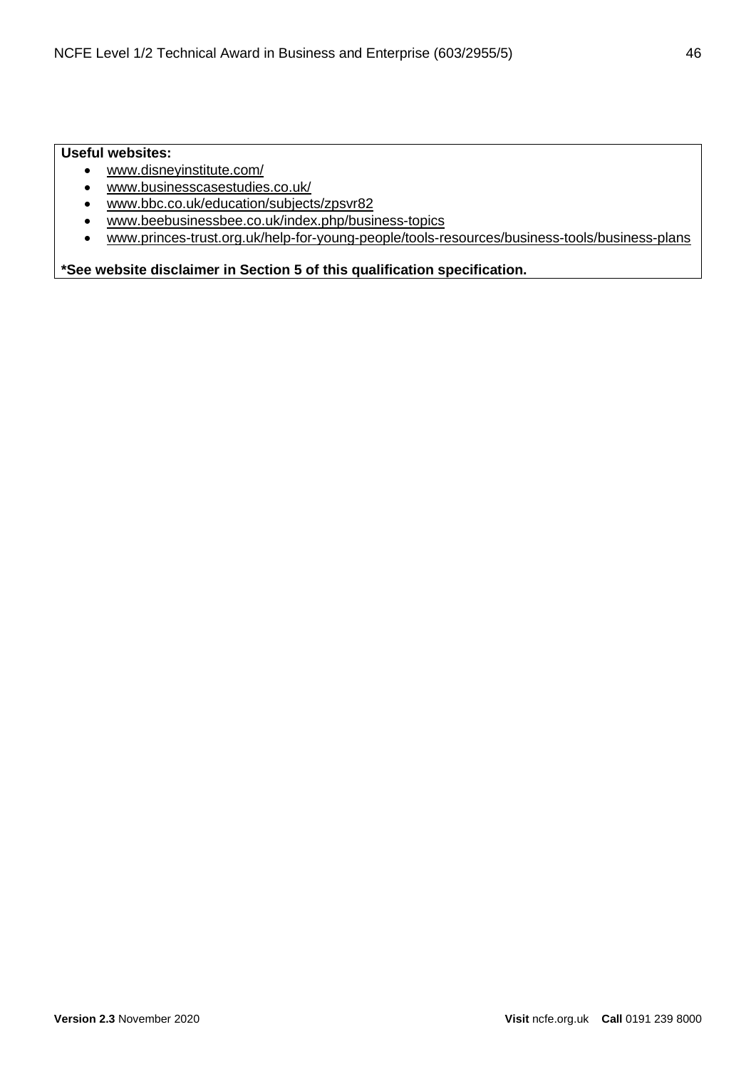**Useful websites:**

- www.disneyinstitute.com/
- www.businesscasestudies.co.uk/
- www.bbc.co.uk/education/subjects/zpsvr82
- www.beebusinessbee.co.uk/index.php/business-topics
- www.princes-trust.org.uk/help-for-young-people/tools-resources/business-tools/business-plans

**\*See website disclaimer in Section 5 of this qualification specification.**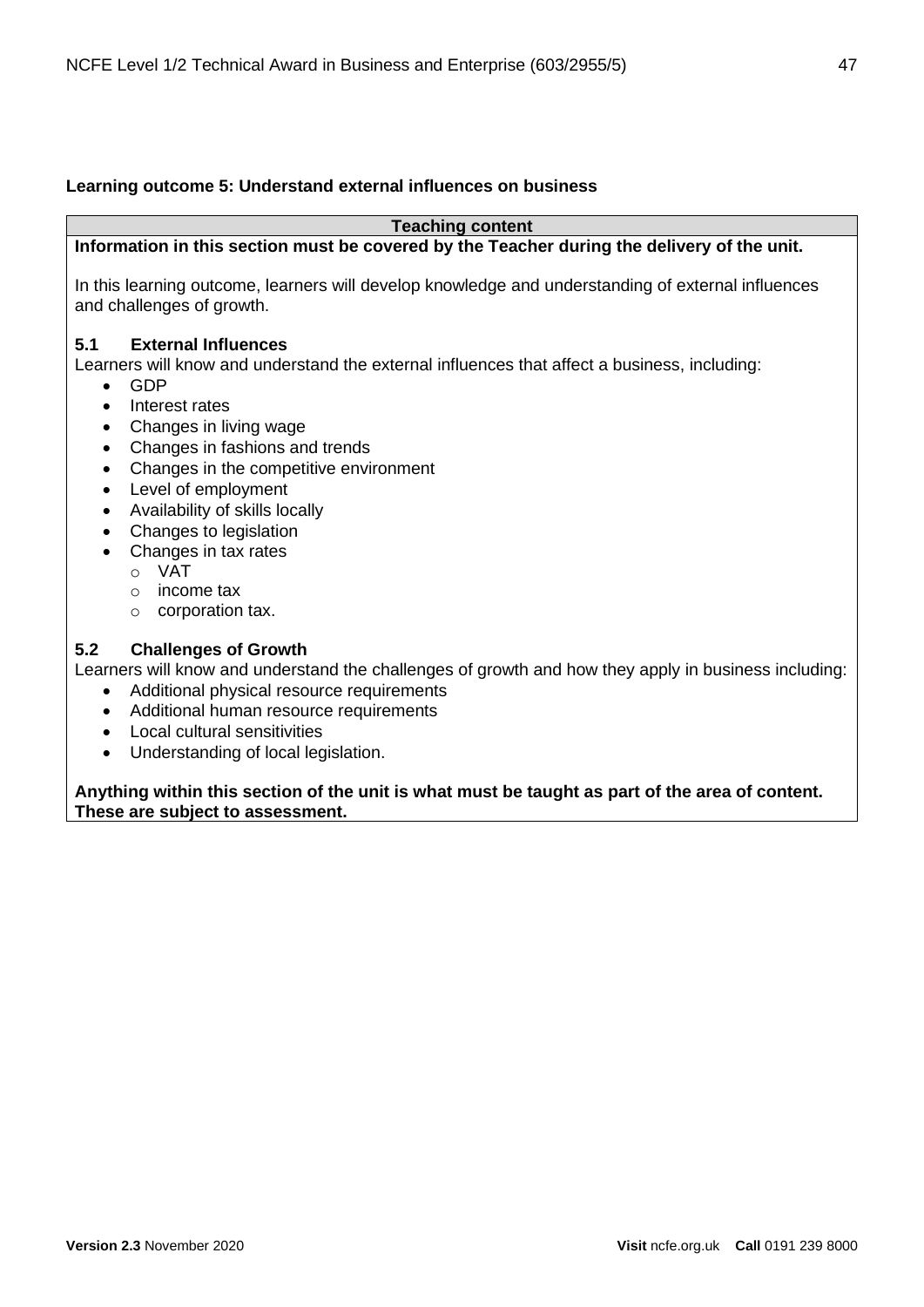**Learning outcome 5: Understand external influences on business**

| Teaching content |
|---|
| **Information in this section must be covered by the Teacher during the delivery of the unit.**<br><br>In this learning outcome, learners will develop knowledge and understanding of external influences and challenges of growth.<br><br>**5.1 External Influences**<br>Learners will know and understand the external influences that affect a business, including:<br>• GDP<br>• Interest rates<br>• Changes in living wage<br>• Changes in fashions and trends<br>• Changes in the competitive environment<br>• Level of employment<br>• Availability of skills locally<br>• Changes to legislation<br>• Changes in tax rates<br>  ◦ VAT<br>  ◦ income tax<br>  ◦ corporation tax.<br><br>**5.2 Challenges of Growth**<br>Learners will know and understand the challenges of growth and how they apply in business including:<br>• Additional physical resource requirements<br>• Additional human resource requirements<br>• Local cultural sensitivities<br>• Understanding of local legislation.<br><br>**Anything within this section of the unit is what must be taught as part of the area of content. These are subject to assessment.** |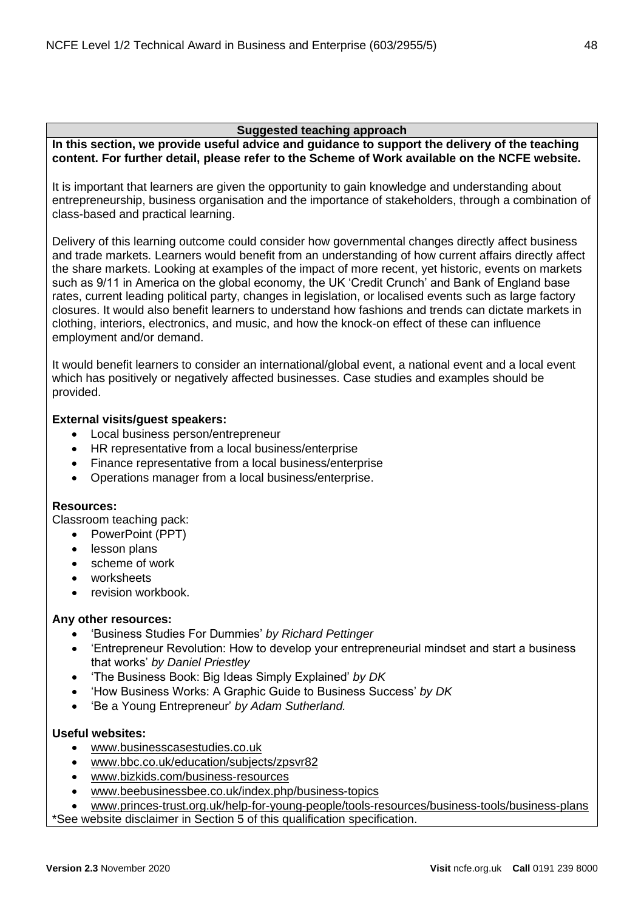**Suggested teaching approach**

**In this section, we provide useful advice and guidance to support the delivery of the teaching content. For further detail, please refer to the Scheme of Work available on the NCFE website.**

It is important that learners are given the opportunity to gain knowledge and understanding about entrepreneurship, business organisation and the importance of stakeholders, through a combination of class-based and practical learning.

Delivery of this learning outcome could consider how governmental changes directly affect business and trade markets. Learners would benefit from an understanding of how current affairs directly affect the share markets. Looking at examples of the impact of more recent, yet historic, events on markets such as 9/11 in America on the global economy, the UK 'Credit Crunch' and Bank of England base rates, current leading political party, changes in legislation, or localised events such as large factory closures. It would also benefit learners to understand how fashions and trends can dictate markets in clothing, interiors, electronics, and music, and how the knock-on effect of these can influence employment and/or demand.

It would benefit learners to consider an international/global event, a national event and a local event which has positively or negatively affected businesses. Case studies and examples should be provided.

**External visits/guest speakers:**

- Local business person/entrepreneur
- HR representative from a local business/enterprise
- Finance representative from a local business/enterprise
- Operations manager from a local business/enterprise.

**Resources:**

Classroom teaching pack:

- PowerPoint (PPT)
- lesson plans
- scheme of work
- worksheets
- revision workbook.

**Any other resources:**

- 'Business Studies For Dummies' *by Richard Pettinger*
- 'Entrepreneur Revolution: How to develop your entrepreneurial mindset and start a business that works' *by Daniel Priestley*
- 'The Business Book: Big Ideas Simply Explained' *by DK*
- 'How Business Works: A Graphic Guide to Business Success' *by DK*
- 'Be a Young Entrepreneur' *by Adam Sutherland.*

**Useful websites:**

- www.businesscasestudies.co.uk
- www.bbc.co.uk/education/subjects/zpsvr82
- www.bizkids.com/business-resources
- www.beebusinessbee.co.uk/index.php/business-topics
- www.princes-trust.org.uk/help-for-young-people/tools-resources/business-tools/business-plans

*See website disclaimer in Section 5 of this qualification specification.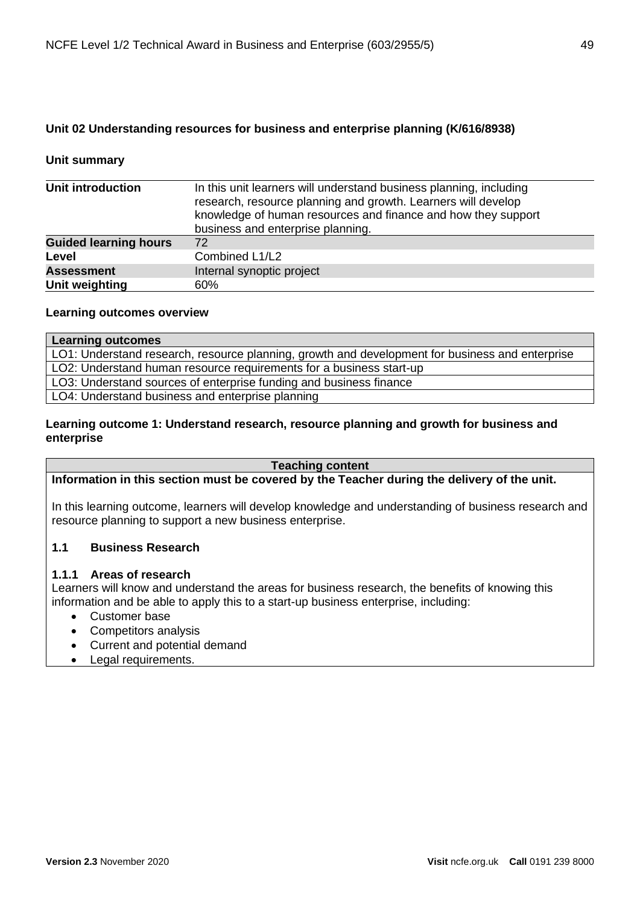## Unit 02 Understanding resources for business and enterprise planning (K/616/8938)

### Unit summary

| | |
|---|---|
| **Unit introduction** | In this unit learners will understand business planning, including research, resource planning and growth. Learners will develop knowledge of human resources and finance and how they support business and enterprise planning. |
| **Guided learning hours** | 72 |
| **Level** | Combined L1/L2 |
| **Assessment** | Internal synoptic project |
| **Unit weighting** | 60% |

### Learning outcomes overview

| Learning outcomes |
|---|
| LO1: Understand research, resource planning, growth and development for business and enterprise |
| LO2: Understand human resource requirements for a business start-up |
| LO3: Understand sources of enterprise funding and business finance |
| LO4: Understand business and enterprise planning |

### Learning outcome 1: Understand research, resource planning and growth for business and enterprise

**Teaching content**

**Information in this section must be covered by the Teacher during the delivery of the unit.**

In this learning outcome, learners will develop knowledge and understanding of business research and resource planning to support a new business enterprise.

**1.1 Business Research**

**1.1.1 Areas of research**

Learners will know and understand the areas for business research, the benefits of knowing this information and be able to apply this to a start-up business enterprise, including:

- Customer base
- Competitors analysis
- Current and potential demand
- Legal requirements.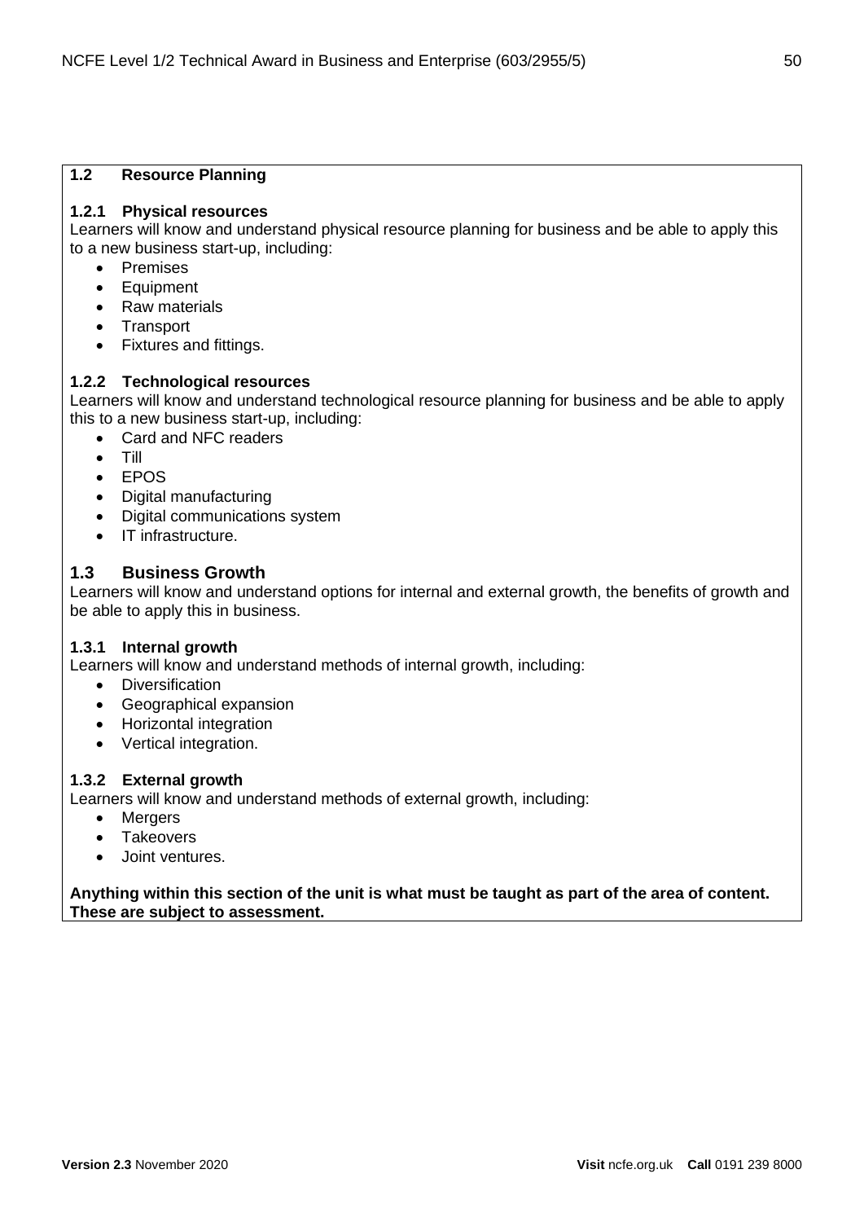### 1.2 Resource Planning

#### 1.2.1 Physical resources

Learners will know and understand physical resource planning for business and be able to apply this to a new business start-up, including:

- Premises
- Equipment
- Raw materials
- Transport
- Fixtures and fittings.

#### 1.2.2 Technological resources

Learners will know and understand technological resource planning for business and be able to apply this to a new business start-up, including:

- Card and NFC readers
- Till
- EPOS
- Digital manufacturing
- Digital communications system
- IT infrastructure.

### 1.3 Business Growth

Learners will know and understand options for internal and external growth, the benefits of growth and be able to apply this in business.

#### 1.3.1 Internal growth

Learners will know and understand methods of internal growth, including:

- Diversification
- Geographical expansion
- Horizontal integration
- Vertical integration.

#### 1.3.2 External growth

Learners will know and understand methods of external growth, including:

- Mergers
- Takeovers
- Joint ventures.

**Anything within this section of the unit is what must be taught as part of the area of content. These are subject to assessment.**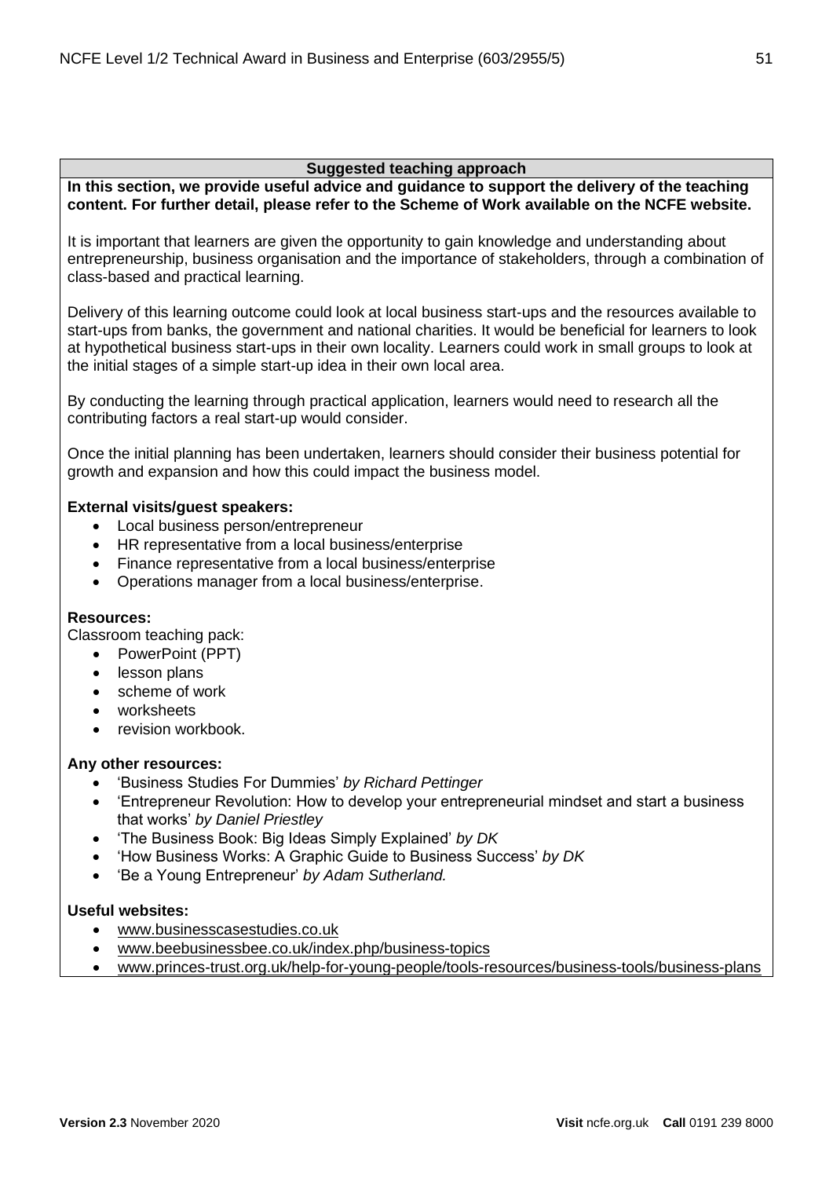## Suggested teaching approach

**In this section, we provide useful advice and guidance to support the delivery of the teaching content. For further detail, please refer to the Scheme of Work available on the NCFE website.**

It is important that learners are given the opportunity to gain knowledge and understanding about entrepreneurship, business organisation and the importance of stakeholders, through a combination of class-based and practical learning.

Delivery of this learning outcome could look at local business start-ups and the resources available to start-ups from banks, the government and national charities. It would be beneficial for learners to look at hypothetical business start-ups in their own locality. Learners could work in small groups to look at the initial stages of a simple start-up idea in their own local area.

By conducting the learning through practical application, learners would need to research all the contributing factors a real start-up would consider.

Once the initial planning has been undertaken, learners should consider their business potential for growth and expansion and how this could impact the business model.

**External visits/guest speakers:**

- Local business person/entrepreneur
- HR representative from a local business/enterprise
- Finance representative from a local business/enterprise
- Operations manager from a local business/enterprise.

**Resources:**

Classroom teaching pack:

- PowerPoint (PPT)
- lesson plans
- scheme of work
- worksheets
- revision workbook.

**Any other resources:**

- 'Business Studies For Dummies' *by Richard Pettinger*
- 'Entrepreneur Revolution: How to develop your entrepreneurial mindset and start a business that works' *by Daniel Priestley*
- 'The Business Book: Big Ideas Simply Explained' *by DK*
- 'How Business Works: A Graphic Guide to Business Success' *by DK*
- 'Be a Young Entrepreneur' *by Adam Sutherland.*

**Useful websites:**

- www.businesscasestudies.co.uk
- www.beebusinessbee.co.uk/index.php/business-topics
- www.princes-trust.org.uk/help-for-young-people/tools-resources/business-tools/business-plans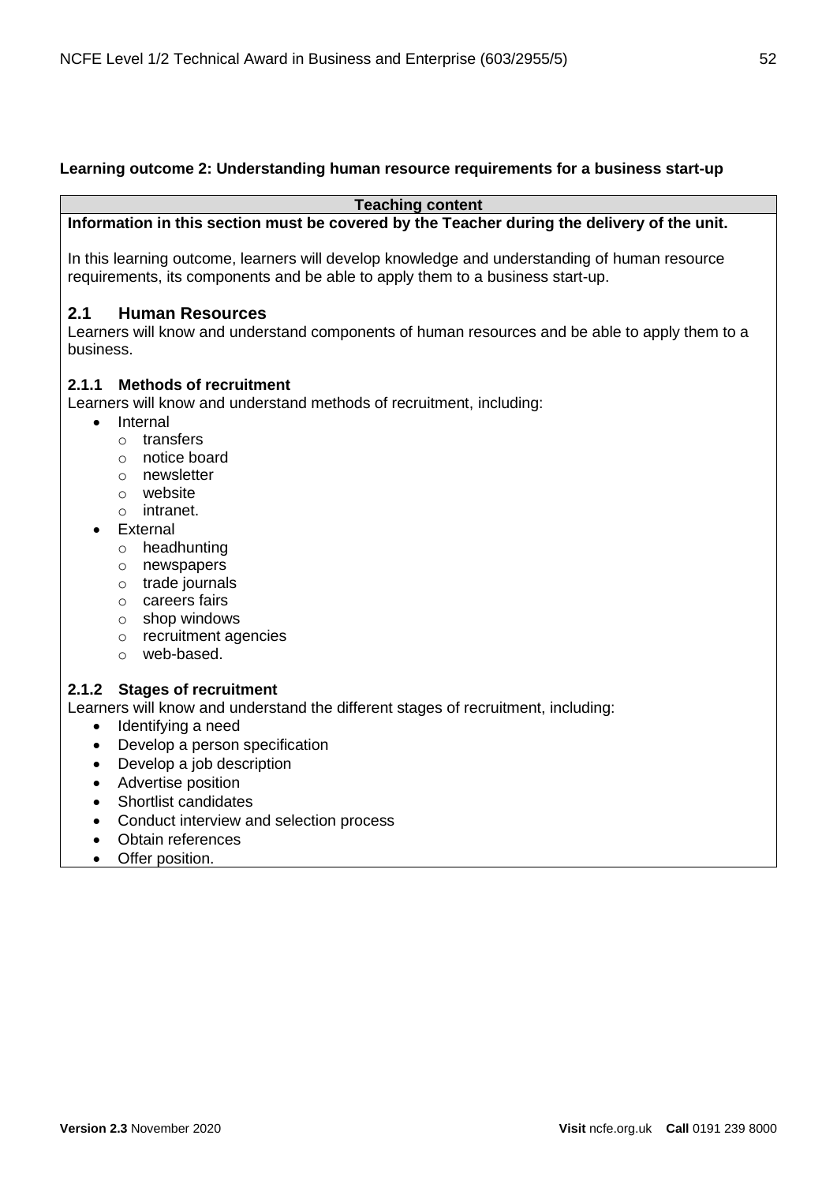**Learning outcome 2: Understanding human resource requirements for a business start-up**

**Teaching content**

**Information in this section must be covered by the Teacher during the delivery of the unit.**

In this learning outcome, learners will develop knowledge and understanding of human resource requirements, its components and be able to apply them to a business start-up.

## 2.1 Human Resources

Learners will know and understand components of human resources and be able to apply them to a business.

### 2.1.1 Methods of recruitment

Learners will know and understand methods of recruitment, including:

- Internal
  - transfers
  - notice board
  - newsletter
  - website
  - intranet.
- External
  - headhunting
  - newspapers
  - trade journals
  - careers fairs
  - shop windows
  - recruitment agencies
  - web-based.

### 2.1.2 Stages of recruitment

Learners will know and understand the different stages of recruitment, including:

- Identifying a need
- Develop a person specification
- Develop a job description
- Advertise position
- Shortlist candidates
- Conduct interview and selection process
- Obtain references
- Offer position.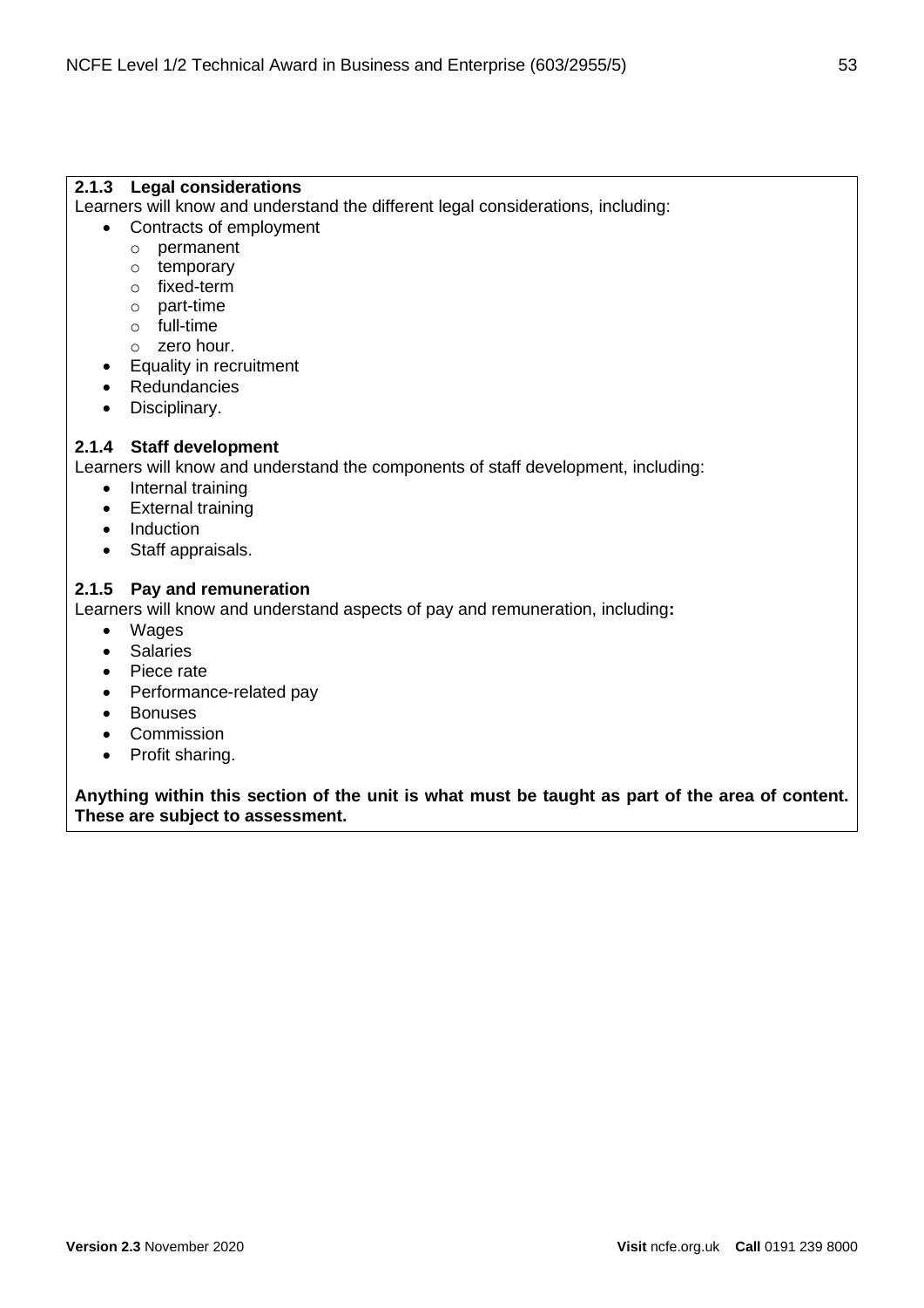### 2.1.3 Legal considerations

Learners will know and understand the different legal considerations, including:

- Contracts of employment
  - permanent
  - temporary
  - fixed-term
  - part-time
  - full-time
  - zero hour.
- Equality in recruitment
- Redundancies
- Disciplinary.

### 2.1.4 Staff development

Learners will know and understand the components of staff development, including:

- Internal training
- External training
- Induction
- Staff appraisals.

### 2.1.5 Pay and remuneration

Learners will know and understand aspects of pay and remuneration, including**:**

- Wages
- Salaries
- Piece rate
- Performance-related pay
- Bonuses
- Commission
- Profit sharing.

**Anything within this section of the unit is what must be taught as part of the area of content. These are subject to assessment.**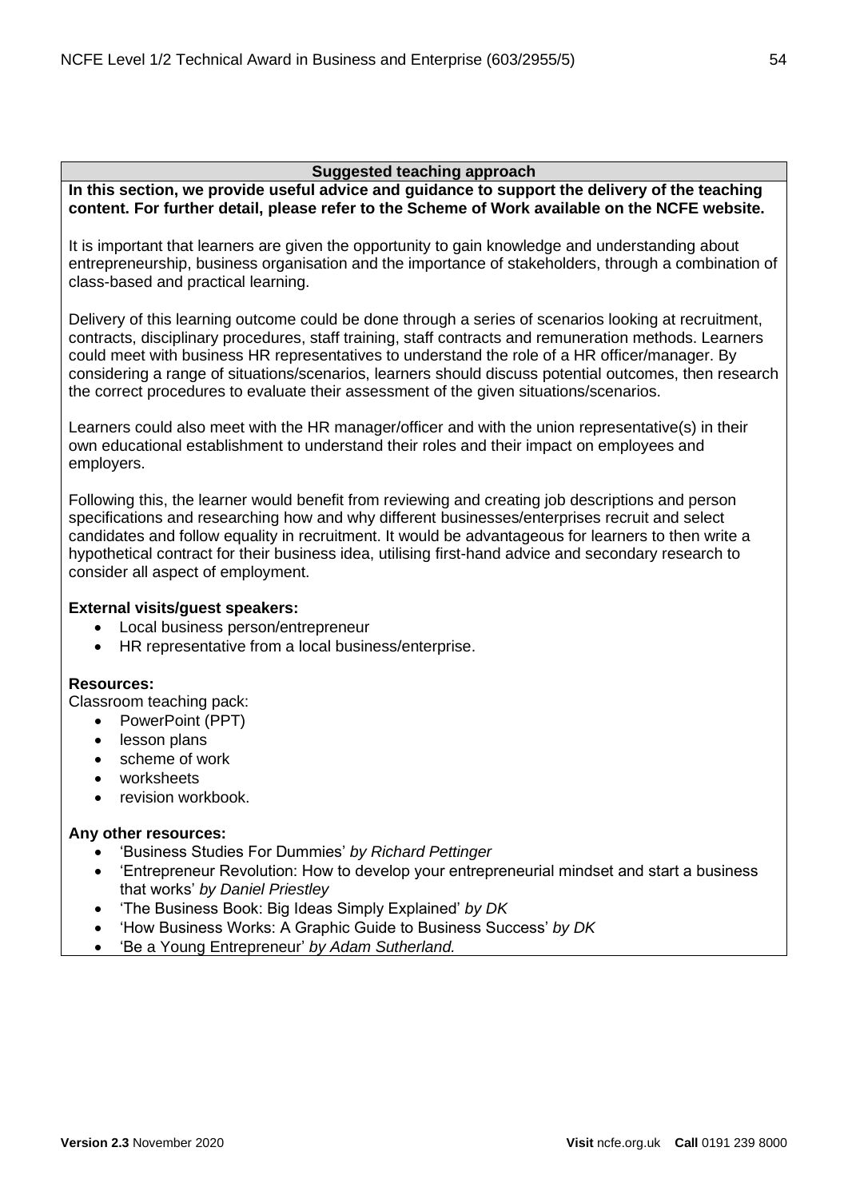## Suggested teaching approach

**In this section, we provide useful advice and guidance to support the delivery of the teaching content. For further detail, please refer to the Scheme of Work available on the NCFE website.**

It is important that learners are given the opportunity to gain knowledge and understanding about entrepreneurship, business organisation and the importance of stakeholders, through a combination of class-based and practical learning.

Delivery of this learning outcome could be done through a series of scenarios looking at recruitment, contracts, disciplinary procedures, staff training, staff contracts and remuneration methods. Learners could meet with business HR representatives to understand the role of a HR officer/manager. By considering a range of situations/scenarios, learners should discuss potential outcomes, then research the correct procedures to evaluate their assessment of the given situations/scenarios.

Learners could also meet with the HR manager/officer and with the union representative(s) in their own educational establishment to understand their roles and their impact on employees and employers.

Following this, the learner would benefit from reviewing and creating job descriptions and person specifications and researching how and why different businesses/enterprises recruit and select candidates and follow equality in recruitment. It would be advantageous for learners to then write a hypothetical contract for their business idea, utilising first-hand advice and secondary research to consider all aspect of employment.

**External visits/guest speakers:**

- Local business person/entrepreneur
- HR representative from a local business/enterprise.

**Resources:**

Classroom teaching pack:

- PowerPoint (PPT)
- lesson plans
- scheme of work
- worksheets
- revision workbook.

**Any other resources:**

- 'Business Studies For Dummies' *by Richard Pettinger*
- 'Entrepreneur Revolution: How to develop your entrepreneurial mindset and start a business that works' *by Daniel Priestley*
- 'The Business Book: Big Ideas Simply Explained' *by DK*
- 'How Business Works: A Graphic Guide to Business Success' *by DK*
- 'Be a Young Entrepreneur' *by Adam Sutherland.*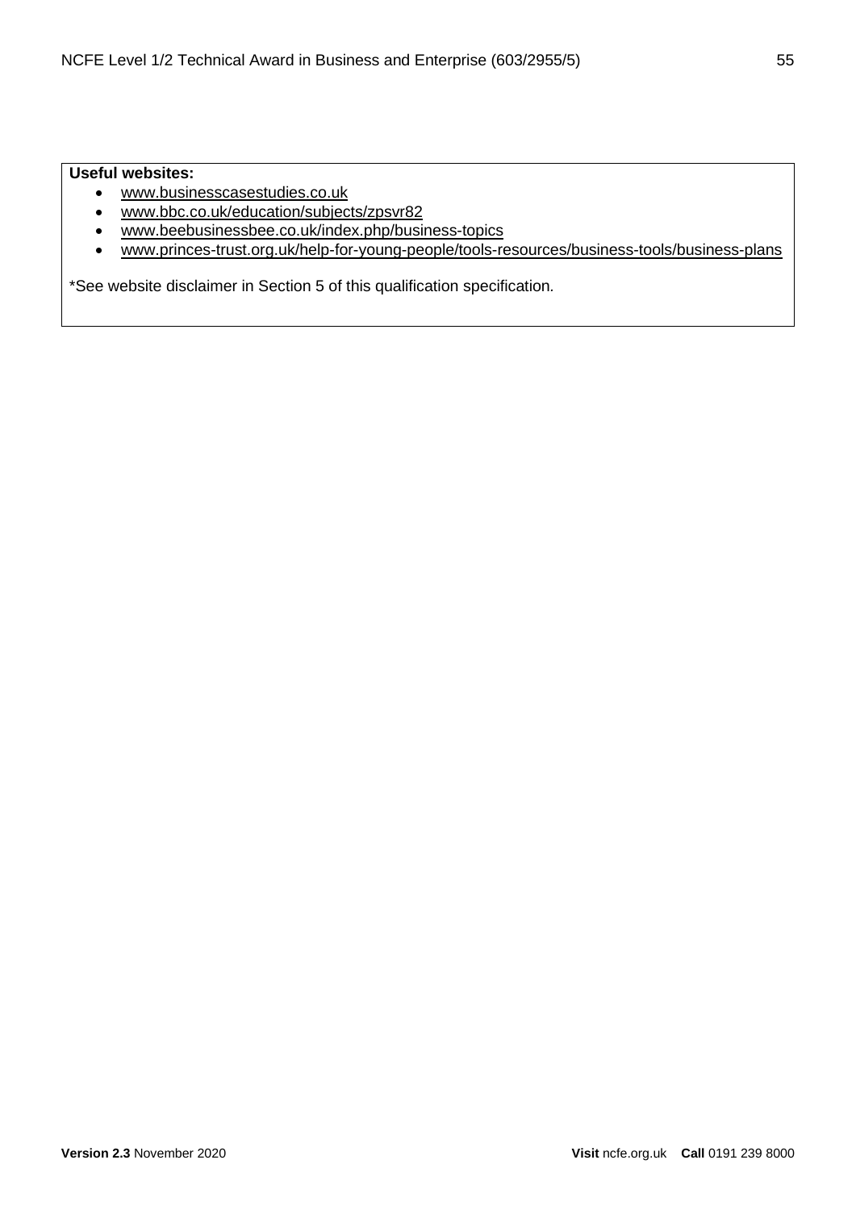**Useful websites:**

- www.businesscasestudies.co.uk
- www.bbc.co.uk/education/subjects/zpsvr82
- www.beebusinessbee.co.uk/index.php/business-topics
- www.princes-trust.org.uk/help-for-young-people/tools-resources/business-tools/business-plans

*See website disclaimer in Section 5 of this qualification specification.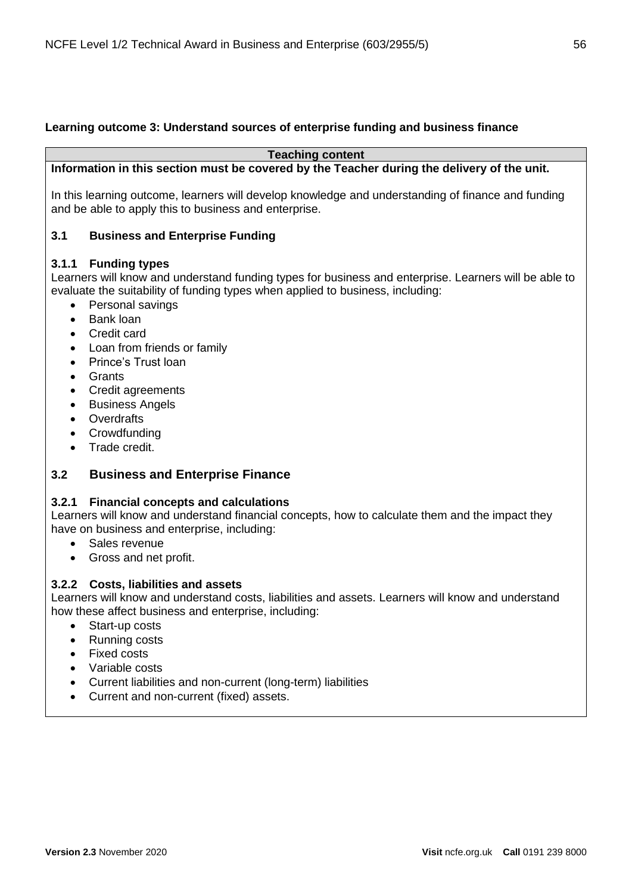**Learning outcome 3: Understand sources of enterprise funding and business finance**

**Teaching content**

**Information in this section must be covered by the Teacher during the delivery of the unit.**

In this learning outcome, learners will develop knowledge and understanding of finance and funding and be able to apply this to business and enterprise.

### 3.1 Business and Enterprise Funding

#### 3.1.1 Funding types

Learners will know and understand funding types for business and enterprise. Learners will be able to evaluate the suitability of funding types when applied to business, including:

- Personal savings
- Bank loan
- Credit card
- Loan from friends or family
- Prince's Trust loan
- Grants
- Credit agreements
- Business Angels
- Overdrafts
- Crowdfunding
- Trade credit.

### 3.2 Business and Enterprise Finance

#### 3.2.1 Financial concepts and calculations

Learners will know and understand financial concepts, how to calculate them and the impact they have on business and enterprise, including:

- Sales revenue
- Gross and net profit.

#### 3.2.2 Costs, liabilities and assets

Learners will know and understand costs, liabilities and assets. Learners will know and understand how these affect business and enterprise, including:

- Start-up costs
- Running costs
- Fixed costs
- Variable costs
- Current liabilities and non-current (long-term) liabilities
- Current and non-current (fixed) assets.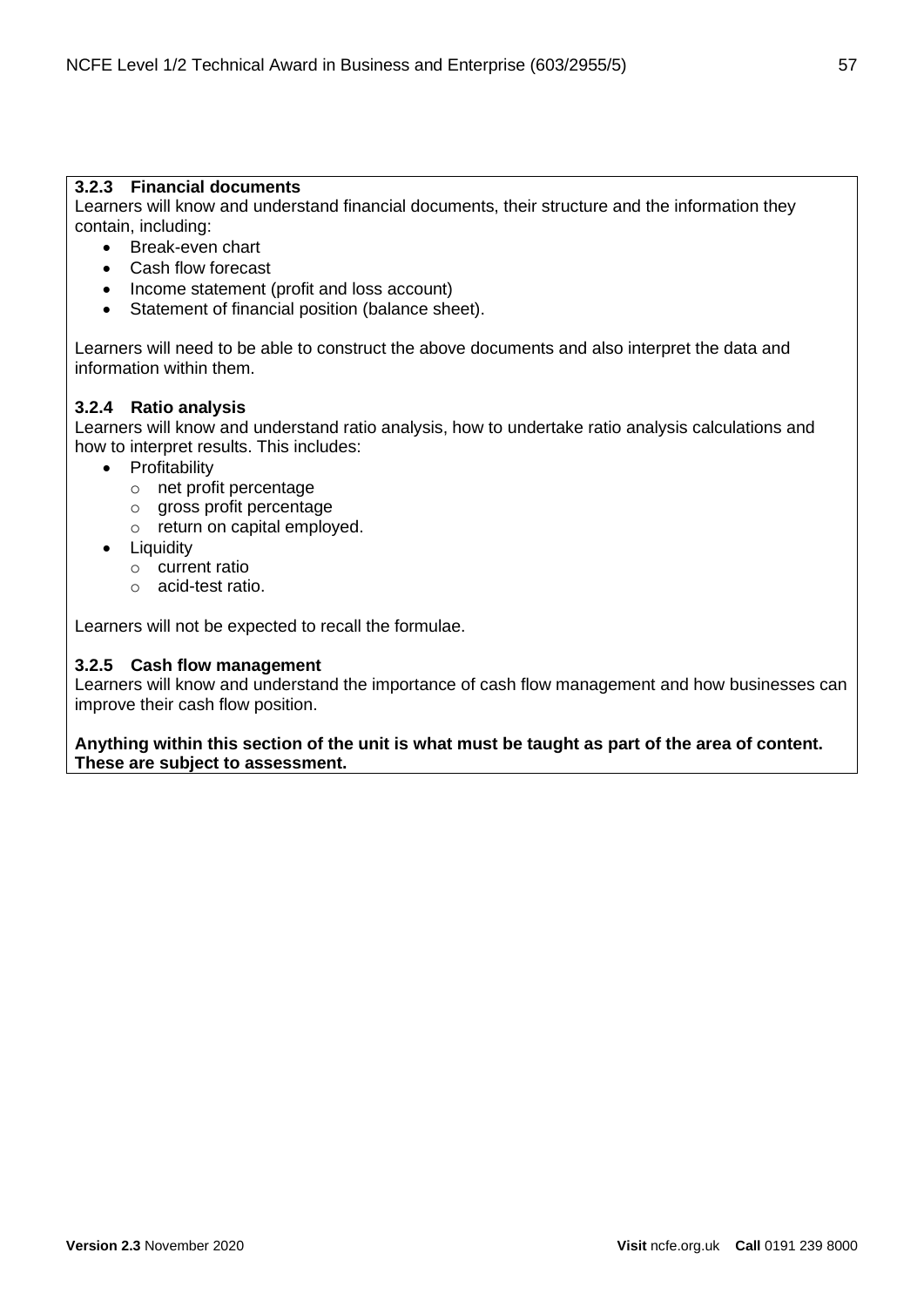### 3.2.3 Financial documents

Learners will know and understand financial documents, their structure and the information they contain, including:

- Break-even chart
- Cash flow forecast
- Income statement (profit and loss account)
- Statement of financial position (balance sheet).

Learners will need to be able to construct the above documents and also interpret the data and information within them.

### 3.2.4 Ratio analysis

Learners will know and understand ratio analysis, how to undertake ratio analysis calculations and how to interpret results. This includes:

- Profitability
  - net profit percentage
  - gross profit percentage
  - return on capital employed.
- Liquidity
  - current ratio
  - acid-test ratio.

Learners will not be expected to recall the formulae.

### 3.2.5 Cash flow management

Learners will know and understand the importance of cash flow management and how businesses can improve their cash flow position.

**Anything within this section of the unit is what must be taught as part of the area of content. These are subject to assessment.**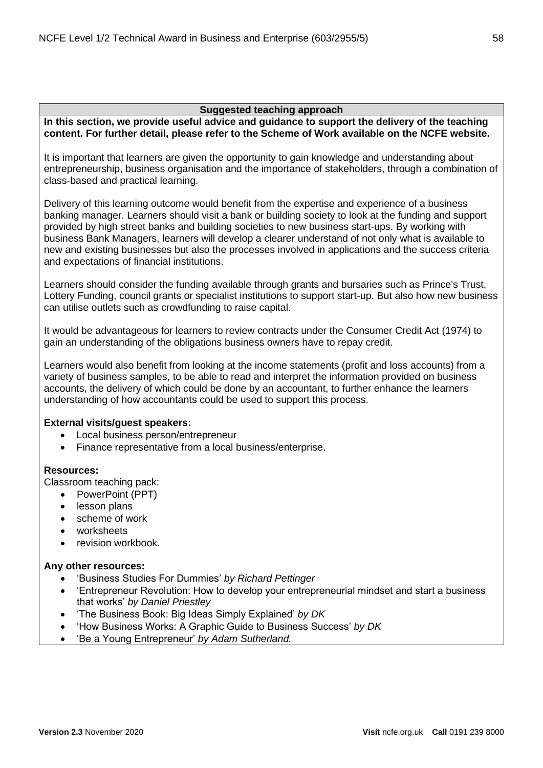## Suggested teaching approach

**In this section, we provide useful advice and guidance to support the delivery of the teaching content. For further detail, please refer to the Scheme of Work available on the NCFE website.**

It is important that learners are given the opportunity to gain knowledge and understanding about entrepreneurship, business organisation and the importance of stakeholders, through a combination of class-based and practical learning.

Delivery of this learning outcome would benefit from the expertise and experience of a business banking manager. Learners should visit a bank or building society to look at the funding and support provided by high street banks and building societies to new business start-ups. By working with business Bank Managers, learners will develop a clearer understand of not only what is available to new and existing businesses but also the processes involved in applications and the success criteria and expectations of financial institutions.

Learners should consider the funding available through grants and bursaries such as Prince's Trust, Lottery Funding, council grants or specialist institutions to support start-up. But also how new business can utilise outlets such as crowdfunding to raise capital.

It would be advantageous for learners to review contracts under the Consumer Credit Act (1974) to gain an understanding of the obligations business owners have to repay credit.

Learners would also benefit from looking at the income statements (profit and loss accounts) from a variety of business samples, to be able to read and interpret the information provided on business accounts, the delivery of which could be done by an accountant, to further enhance the learners understanding of how accountants could be used to support this process.

**External visits/guest speakers:**

- Local business person/entrepreneur
- Finance representative from a local business/enterprise.

**Resources:**

Classroom teaching pack:

- PowerPoint (PPT)
- lesson plans
- scheme of work
- worksheets
- revision workbook.

**Any other resources:**

- 'Business Studies For Dummies' *by Richard Pettinger*
- 'Entrepreneur Revolution: How to develop your entrepreneurial mindset and start a business that works' *by Daniel Priestley*
- 'The Business Book: Big Ideas Simply Explained' *by DK*
- 'How Business Works: A Graphic Guide to Business Success' *by DK*
- 'Be a Young Entrepreneur' *by Adam Sutherland.*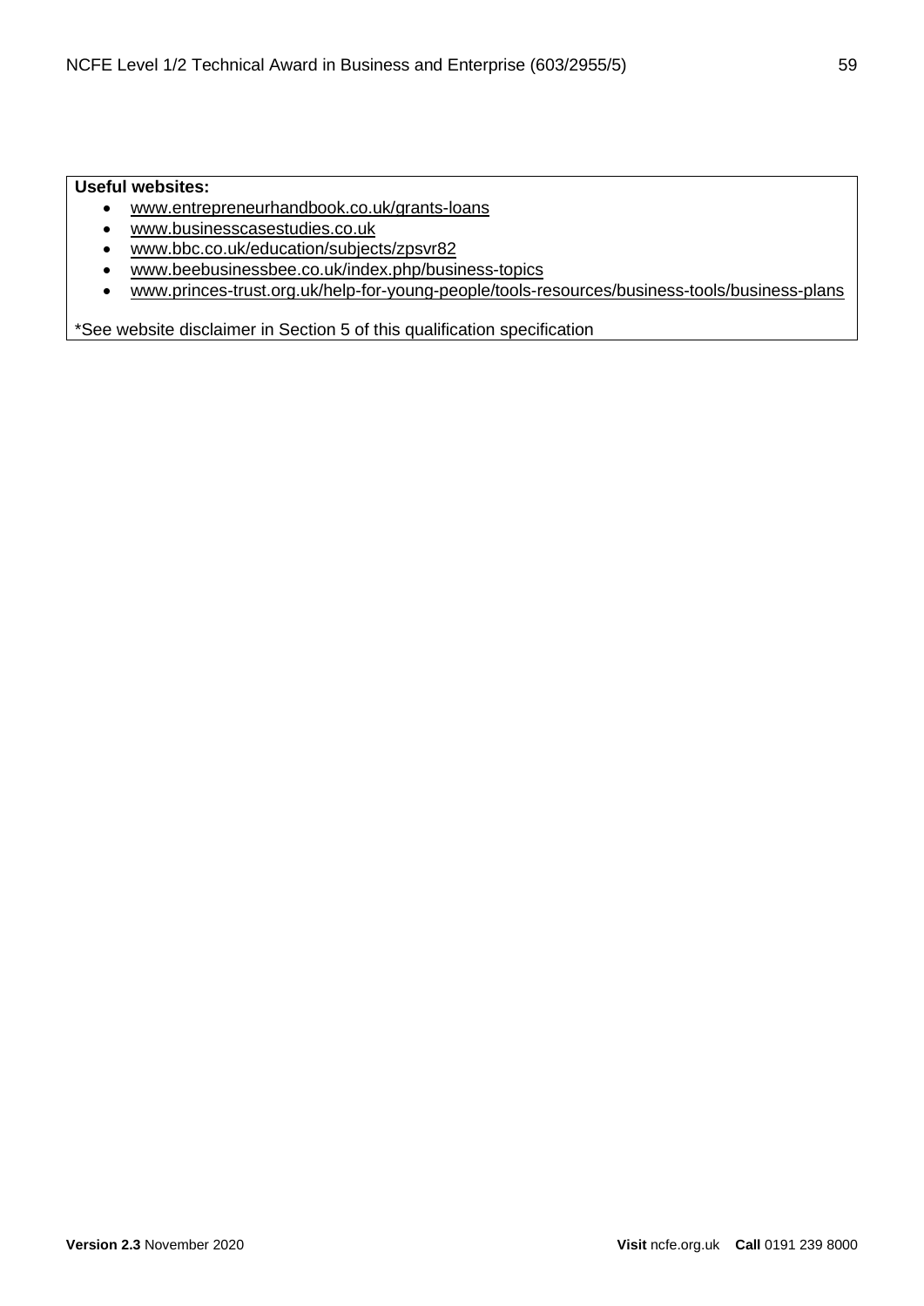**Useful websites:**

- www.entrepreneurhandbook.co.uk/grants-loans
- www.businesscasestudies.co.uk
- www.bbc.co.uk/education/subjects/zpsvr82
- www.beebusinessbee.co.uk/index.php/business-topics
- www.princes-trust.org.uk/help-for-young-people/tools-resources/business-tools/business-plans

*See website disclaimer in Section 5 of this qualification specification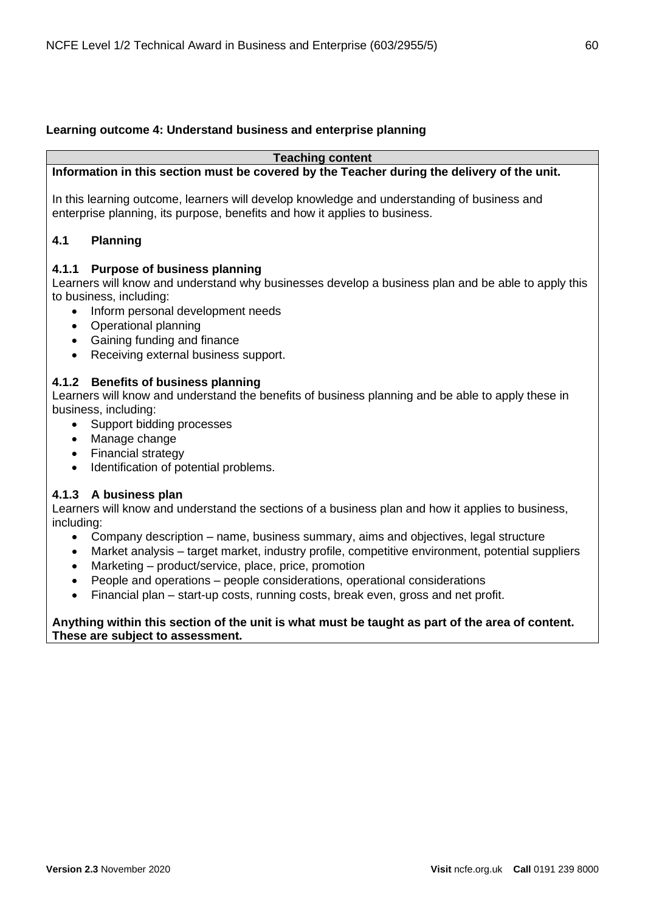**Learning outcome 4: Understand business and enterprise planning**

**Teaching content**

**Information in this section must be covered by the Teacher during the delivery of the unit.**

In this learning outcome, learners will develop knowledge and understanding of business and enterprise planning, its purpose, benefits and how it applies to business.

### 4.1 Planning

#### 4.1.1 Purpose of business planning

Learners will know and understand why businesses develop a business plan and be able to apply this to business, including:

- Inform personal development needs
- Operational planning
- Gaining funding and finance
- Receiving external business support.

#### 4.1.2 Benefits of business planning

Learners will know and understand the benefits of business planning and be able to apply these in business, including:

- Support bidding processes
- Manage change
- Financial strategy
- Identification of potential problems.

#### 4.1.3 A business plan

Learners will know and understand the sections of a business plan and how it applies to business, including:

- Company description – name, business summary, aims and objectives, legal structure
- Market analysis – target market, industry profile, competitive environment, potential suppliers
- Marketing – product/service, place, price, promotion
- People and operations – people considerations, operational considerations
- Financial plan – start-up costs, running costs, break even, gross and net profit.

**Anything within this section of the unit is what must be taught as part of the area of content. These are subject to assessment.**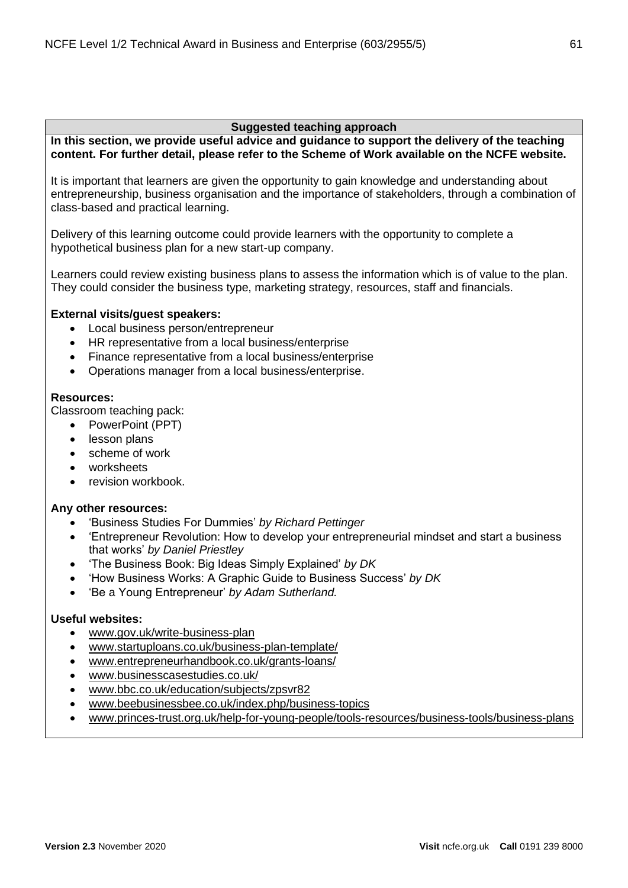## Suggested teaching approach

**In this section, we provide useful advice and guidance to support the delivery of the teaching content. For further detail, please refer to the Scheme of Work available on the NCFE website.**

It is important that learners are given the opportunity to gain knowledge and understanding about entrepreneurship, business organisation and the importance of stakeholders, through a combination of class-based and practical learning.

Delivery of this learning outcome could provide learners with the opportunity to complete a hypothetical business plan for a new start-up company.

Learners could review existing business plans to assess the information which is of value to the plan. They could consider the business type, marketing strategy, resources, staff and financials.

**External visits/guest speakers:**

- Local business person/entrepreneur
- HR representative from a local business/enterprise
- Finance representative from a local business/enterprise
- Operations manager from a local business/enterprise.

**Resources:**

Classroom teaching pack:

- PowerPoint (PPT)
- lesson plans
- scheme of work
- worksheets
- revision workbook.

**Any other resources:**

- 'Business Studies For Dummies' *by Richard Pettinger*
- 'Entrepreneur Revolution: How to develop your entrepreneurial mindset and start a business that works' *by Daniel Priestley*
- 'The Business Book: Big Ideas Simply Explained' *by DK*
- 'How Business Works: A Graphic Guide to Business Success' *by DK*
- 'Be a Young Entrepreneur' *by Adam Sutherland.*

**Useful websites:**

- www.gov.uk/write-business-plan
- www.startuploans.co.uk/business-plan-template/
- www.entrepreneurhandbook.co.uk/grants-loans/
- www.businesscasestudies.co.uk/
- www.bbc.co.uk/education/subjects/zpsvr82
- www.beebusinessbee.co.uk/index.php/business-topics
- www.princes-trust.org.uk/help-for-young-people/tools-resources/business-tools/business-plans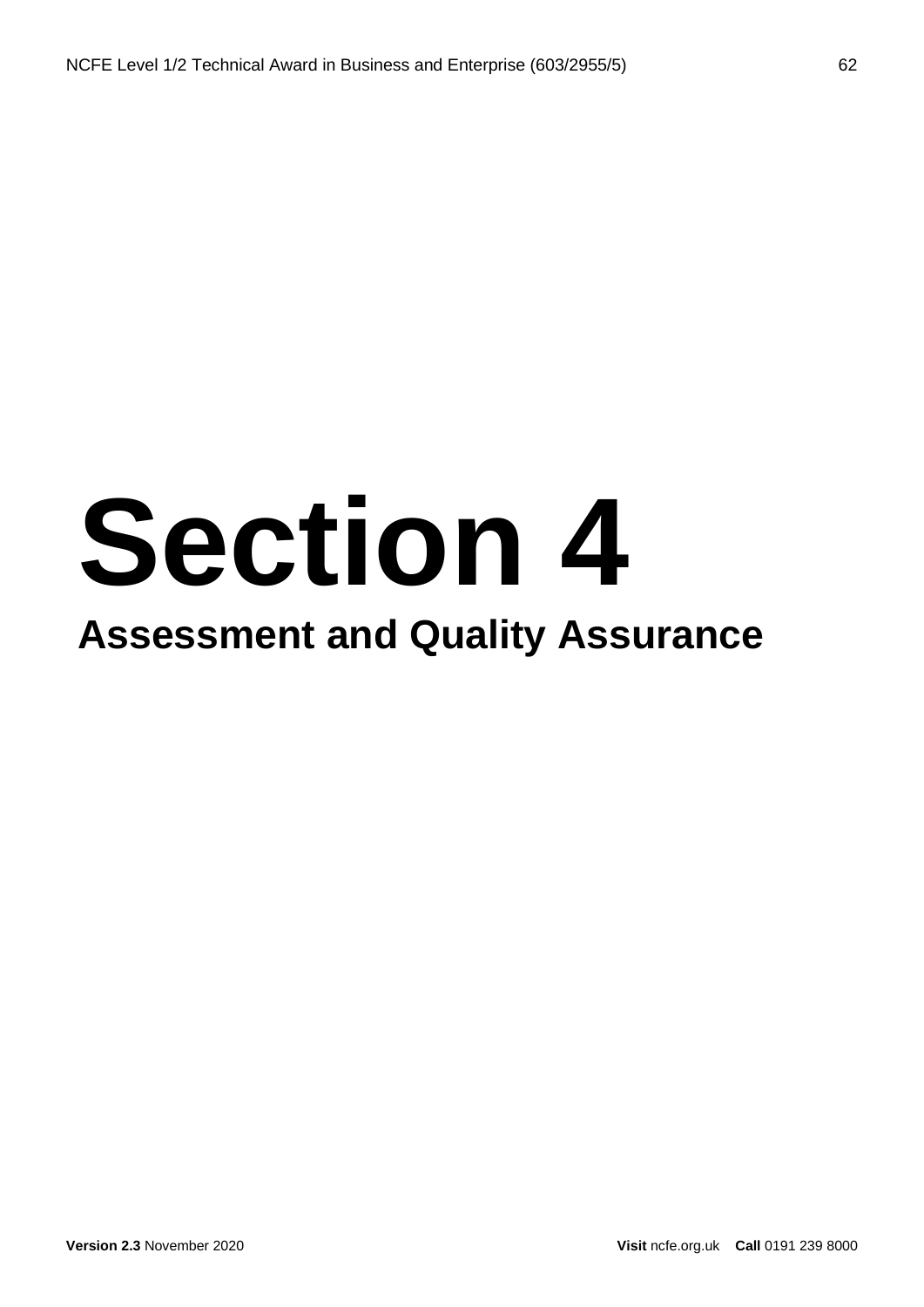# Section 4

## Assessment and Quality Assurance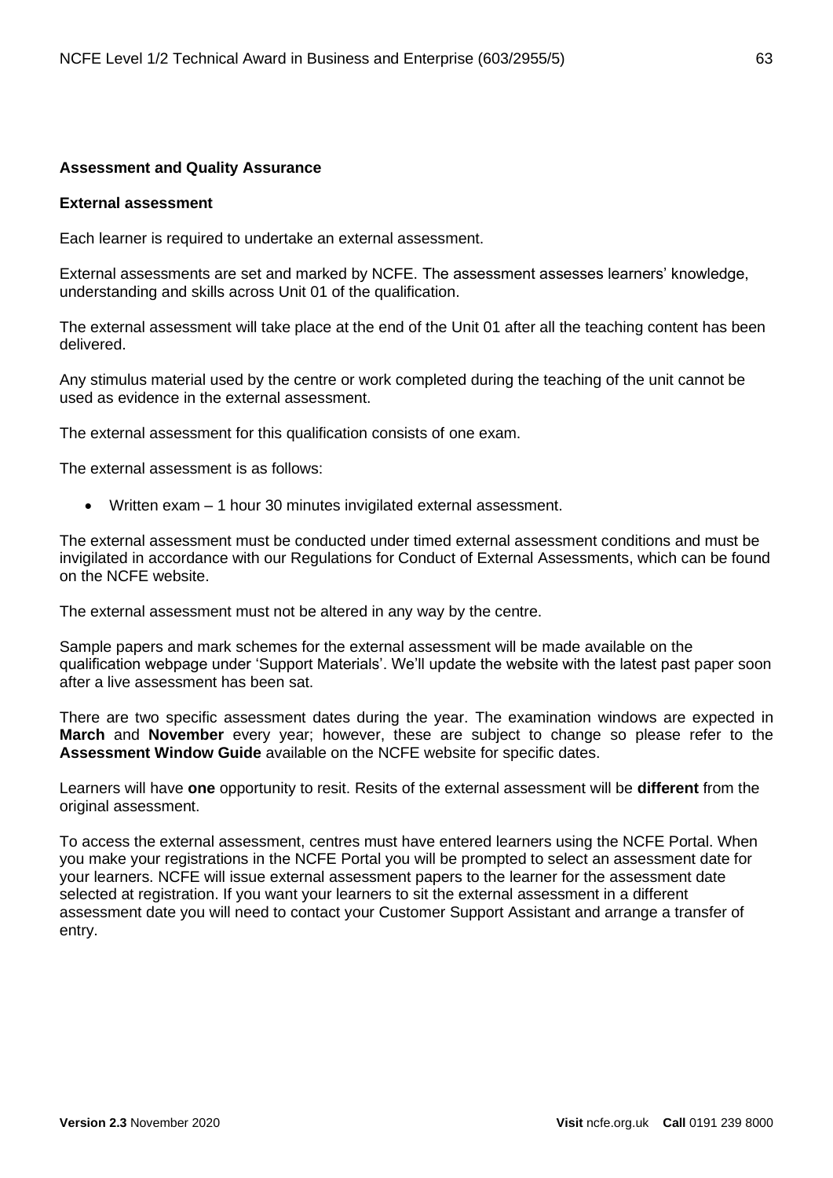## Assessment and Quality Assurance

### External assessment

Each learner is required to undertake an external assessment.

External assessments are set and marked by NCFE. The assessment assesses learners' knowledge, understanding and skills across Unit 01 of the qualification.

The external assessment will take place at the end of the Unit 01 after all the teaching content has been delivered.

Any stimulus material used by the centre or work completed during the teaching of the unit cannot be used as evidence in the external assessment.

The external assessment for this qualification consists of one exam.

The external assessment is as follows:

- Written exam – 1 hour 30 minutes invigilated external assessment.

The external assessment must be conducted under timed external assessment conditions and must be invigilated in accordance with our Regulations for Conduct of External Assessments, which can be found on the NCFE website.

The external assessment must not be altered in any way by the centre.

Sample papers and mark schemes for the external assessment will be made available on the qualification webpage under 'Support Materials'. We'll update the website with the latest past paper soon after a live assessment has been sat.

There are two specific assessment dates during the year. The examination windows are expected in **March** and **November** every year; however, these are subject to change so please refer to the **Assessment Window Guide** available on the NCFE website for specific dates.

Learners will have **one** opportunity to resit. Resits of the external assessment will be **different** from the original assessment.

To access the external assessment, centres must have entered learners using the NCFE Portal. When you make your registrations in the NCFE Portal you will be prompted to select an assessment date for your learners. NCFE will issue external assessment papers to the learner for the assessment date selected at registration. If you want your learners to sit the external assessment in a different assessment date you will need to contact your Customer Support Assistant and arrange a transfer of entry.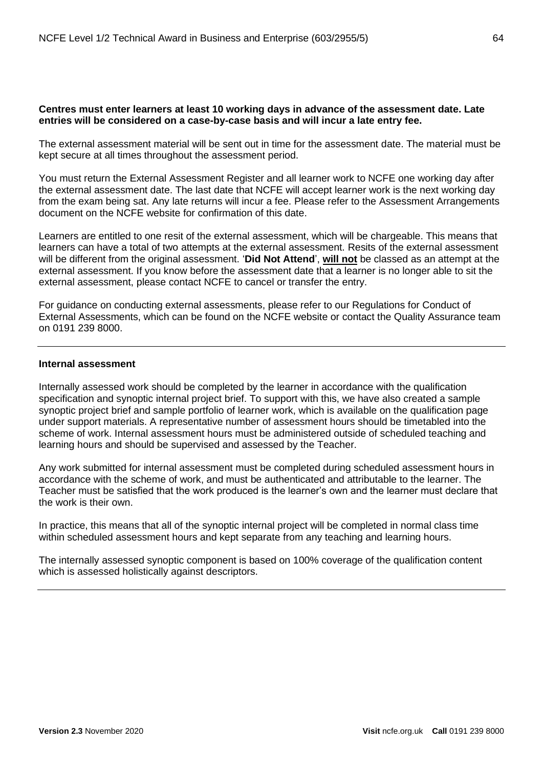**Centres must enter learners at least 10 working days in advance of the assessment date. Late entries will be considered on a case-by-case basis and will incur a late entry fee.**

The external assessment material will be sent out in time for the assessment date. The material must be kept secure at all times throughout the assessment period.

You must return the External Assessment Register and all learner work to NCFE one working day after the external assessment date. The last date that NCFE will accept learner work is the next working day from the exam being sat. Any late returns will incur a fee. Please refer to the Assessment Arrangements document on the NCFE website for confirmation of this date.

Learners are entitled to one resit of the external assessment, which will be chargeable. This means that learners can have a total of two attempts at the external assessment. Resits of the external assessment will be different from the original assessment. '**Did Not Attend**', **will not** be classed as an attempt at the external assessment. If you know before the assessment date that a learner is no longer able to sit the external assessment, please contact NCFE to cancel or transfer the entry.

For guidance on conducting external assessments, please refer to our Regulations for Conduct of External Assessments, which can be found on the NCFE website or contact the Quality Assurance team on 0191 239 8000.

---

**Internal assessment**

Internally assessed work should be completed by the learner in accordance with the qualification specification and synoptic internal project brief. To support with this, we have also created a sample synoptic project brief and sample portfolio of learner work, which is available on the qualification page under support materials. A representative number of assessment hours should be timetabled into the scheme of work. Internal assessment hours must be administered outside of scheduled teaching and learning hours and should be supervised and assessed by the Teacher.

Any work submitted for internal assessment must be completed during scheduled assessment hours in accordance with the scheme of work, and must be authenticated and attributable to the learner. The Teacher must be satisfied that the work produced is the learner's own and the learner must declare that the work is their own.

In practice, this means that all of the synoptic internal project will be completed in normal class time within scheduled assessment hours and kept separate from any teaching and learning hours.

The internally assessed synoptic component is based on 100% coverage of the qualification content which is assessed holistically against descriptors.

---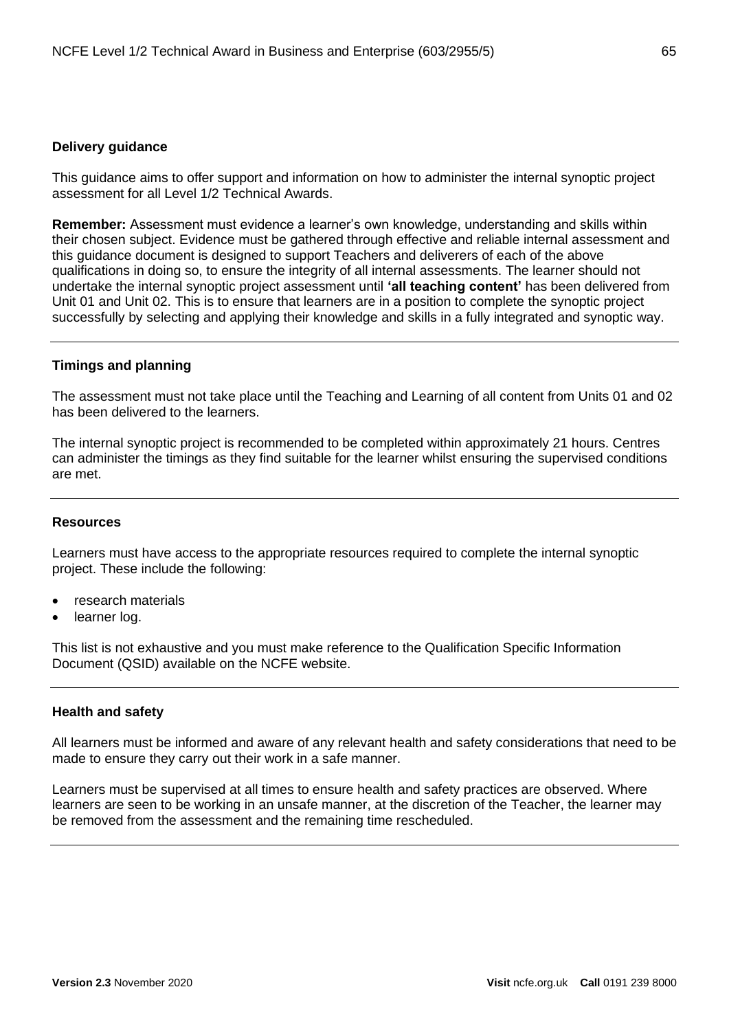### Delivery guidance

This guidance aims to offer support and information on how to administer the internal synoptic project assessment for all Level 1/2 Technical Awards.

**Remember:** Assessment must evidence a learner's own knowledge, understanding and skills within their chosen subject. Evidence must be gathered through effective and reliable internal assessment and this guidance document is designed to support Teachers and deliverers of each of the above qualifications in doing so, to ensure the integrity of all internal assessments. The learner should not undertake the internal synoptic project assessment until **'all teaching content'** has been delivered from Unit 01 and Unit 02. This is to ensure that learners are in a position to complete the synoptic project successfully by selecting and applying their knowledge and skills in a fully integrated and synoptic way.

---

### Timings and planning

The assessment must not take place until the Teaching and Learning of all content from Units 01 and 02 has been delivered to the learners.

The internal synoptic project is recommended to be completed within approximately 21 hours. Centres can administer the timings as they find suitable for the learner whilst ensuring the supervised conditions are met.

---

### Resources

Learners must have access to the appropriate resources required to complete the internal synoptic project. These include the following:

- research materials
- learner log.

This list is not exhaustive and you must make reference to the Qualification Specific Information Document (QSID) available on the NCFE website.

---

### Health and safety

All learners must be informed and aware of any relevant health and safety considerations that need to be made to ensure they carry out their work in a safe manner.

Learners must be supervised at all times to ensure health and safety practices are observed. Where learners are seen to be working in an unsafe manner, at the discretion of the Teacher, the learner may be removed from the assessment and the remaining time rescheduled.

---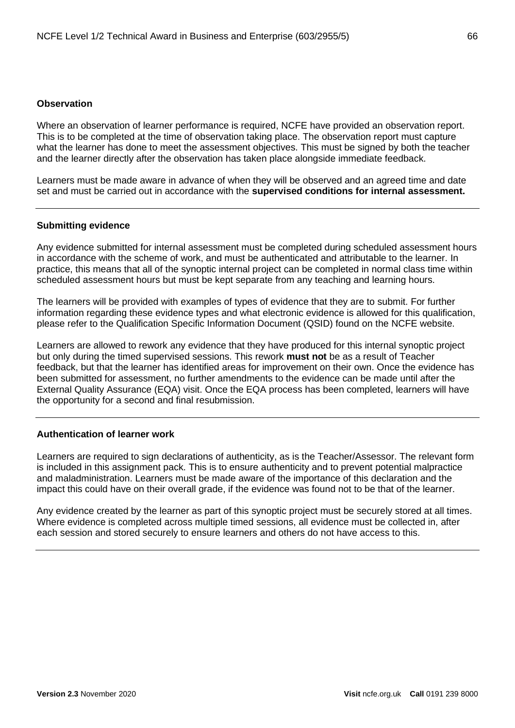### Observation

Where an observation of learner performance is required, NCFE have provided an observation report. This is to be completed at the time of observation taking place. The observation report must capture what the learner has done to meet the assessment objectives. This must be signed by both the teacher and the learner directly after the observation has taken place alongside immediate feedback.

Learners must be made aware in advance of when they will be observed and an agreed time and date set and must be carried out in accordance with the **supervised conditions for internal assessment.**

---

### Submitting evidence

Any evidence submitted for internal assessment must be completed during scheduled assessment hours in accordance with the scheme of work, and must be authenticated and attributable to the learner. In practice, this means that all of the synoptic internal project can be completed in normal class time within scheduled assessment hours but must be kept separate from any teaching and learning hours.

The learners will be provided with examples of types of evidence that they are to submit. For further information regarding these evidence types and what electronic evidence is allowed for this qualification, please refer to the Qualification Specific Information Document (QSID) found on the NCFE website.

Learners are allowed to rework any evidence that they have produced for this internal synoptic project but only during the timed supervised sessions. This rework **must not** be as a result of Teacher feedback, but that the learner has identified areas for improvement on their own. Once the evidence has been submitted for assessment, no further amendments to the evidence can be made until after the External Quality Assurance (EQA) visit. Once the EQA process has been completed, learners will have the opportunity for a second and final resubmission.

---

### Authentication of learner work

Learners are required to sign declarations of authenticity, as is the Teacher/Assessor. The relevant form is included in this assignment pack. This is to ensure authenticity and to prevent potential malpractice and maladministration. Learners must be made aware of the importance of this declaration and the impact this could have on their overall grade, if the evidence was found not to be that of the learner.

Any evidence created by the learner as part of this synoptic project must be securely stored at all times. Where evidence is completed across multiple timed sessions, all evidence must be collected in, after each session and stored securely to ensure learners and others do not have access to this.

---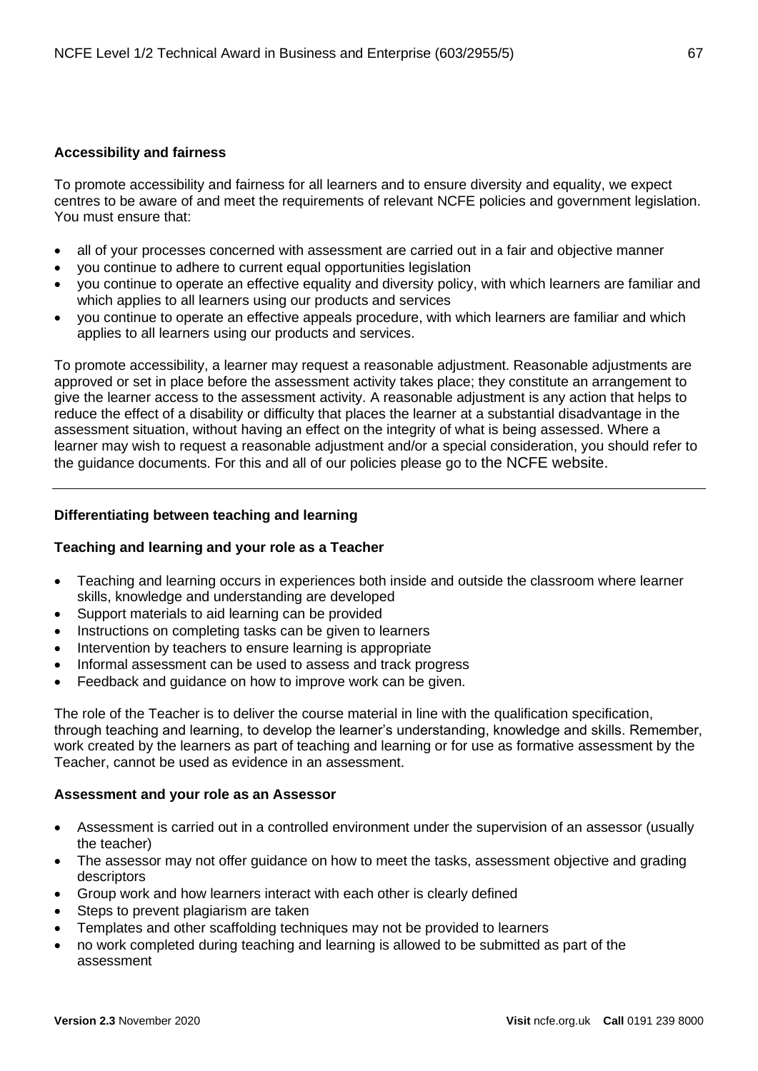**Accessibility and fairness**

To promote accessibility and fairness for all learners and to ensure diversity and equality, we expect centres to be aware of and meet the requirements of relevant NCFE policies and government legislation. You must ensure that:

- all of your processes concerned with assessment are carried out in a fair and objective manner
- you continue to adhere to current equal opportunities legislation
- you continue to operate an effective equality and diversity policy, with which learners are familiar and which applies to all learners using our products and services
- you continue to operate an effective appeals procedure, with which learners are familiar and which applies to all learners using our products and services.

To promote accessibility, a learner may request a reasonable adjustment. Reasonable adjustments are approved or set in place before the assessment activity takes place; they constitute an arrangement to give the learner access to the assessment activity. A reasonable adjustment is any action that helps to reduce the effect of a disability or difficulty that places the learner at a substantial disadvantage in the assessment situation, without having an effect on the integrity of what is being assessed. Where a learner may wish to request a reasonable adjustment and/or a special consideration, you should refer to the guidance documents. For this and all of our policies please go to the NCFE website.

---

**Differentiating between teaching and learning**

**Teaching and learning and your role as a Teacher**

- Teaching and learning occurs in experiences both inside and outside the classroom where learner skills, knowledge and understanding are developed
- Support materials to aid learning can be provided
- Instructions on completing tasks can be given to learners
- Intervention by teachers to ensure learning is appropriate
- Informal assessment can be used to assess and track progress
- Feedback and guidance on how to improve work can be given.

The role of the Teacher is to deliver the course material in line with the qualification specification, through teaching and learning, to develop the learner's understanding, knowledge and skills. Remember, work created by the learners as part of teaching and learning or for use as formative assessment by the Teacher, cannot be used as evidence in an assessment.

**Assessment and your role as an Assessor**

- Assessment is carried out in a controlled environment under the supervision of an assessor (usually the teacher)
- The assessor may not offer guidance on how to meet the tasks, assessment objective and grading descriptors
- Group work and how learners interact with each other is clearly defined
- Steps to prevent plagiarism are taken
- Templates and other scaffolding techniques may not be provided to learners
- no work completed during teaching and learning is allowed to be submitted as part of the assessment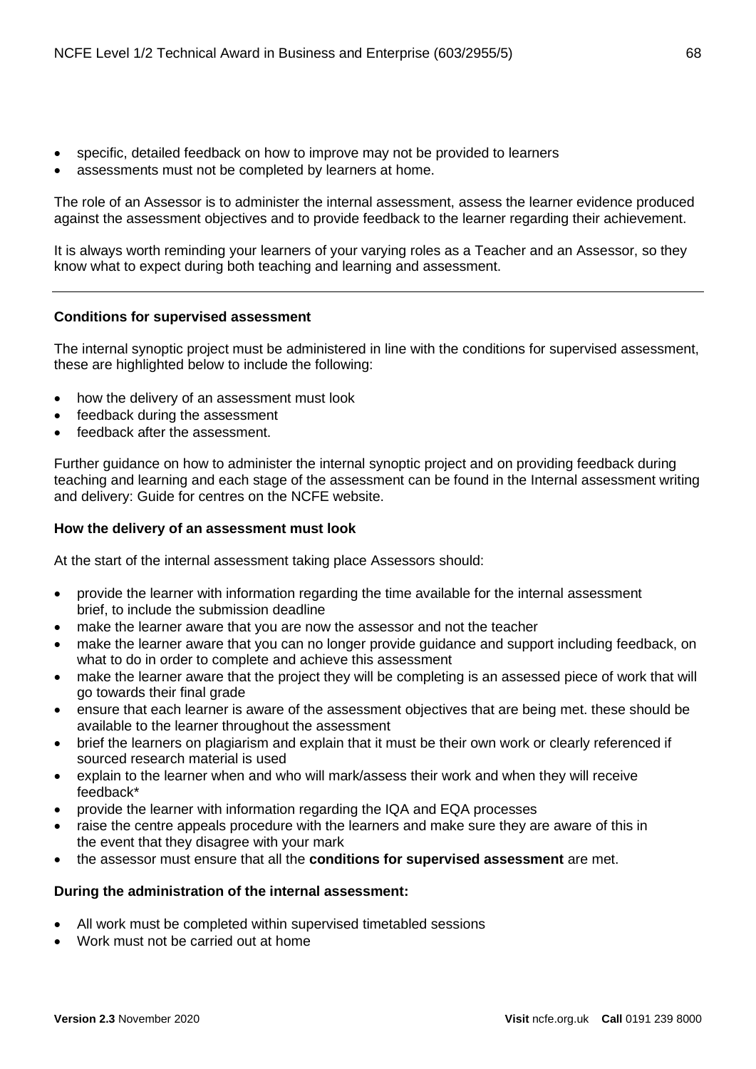- specific, detailed feedback on how to improve may not be provided to learners
- assessments must not be completed by learners at home.

The role of an Assessor is to administer the internal assessment, assess the learner evidence produced against the assessment objectives and to provide feedback to the learner regarding their achievement.

It is always worth reminding your learners of your varying roles as a Teacher and an Assessor, so they know what to expect during both teaching and learning and assessment.

---

**Conditions for supervised assessment**

The internal synoptic project must be administered in line with the conditions for supervised assessment, these are highlighted below to include the following:

- how the delivery of an assessment must look
- feedback during the assessment
- feedback after the assessment.

Further guidance on how to administer the internal synoptic project and on providing feedback during teaching and learning and each stage of the assessment can be found in the Internal assessment writing and delivery: Guide for centres on the NCFE website.

**How the delivery of an assessment must look**

At the start of the internal assessment taking place Assessors should:

- provide the learner with information regarding the time available for the internal assessment brief, to include the submission deadline
- make the learner aware that you are now the assessor and not the teacher
- make the learner aware that you can no longer provide guidance and support including feedback, on what to do in order to complete and achieve this assessment
- make the learner aware that the project they will be completing is an assessed piece of work that will go towards their final grade
- ensure that each learner is aware of the assessment objectives that are being met. these should be available to the learner throughout the assessment
- brief the learners on plagiarism and explain that it must be their own work or clearly referenced if sourced research material is used
- explain to the learner when and who will mark/assess their work and when they will receive feedback*
- provide the learner with information regarding the IQA and EQA processes
- raise the centre appeals procedure with the learners and make sure they are aware of this in the event that they disagree with your mark
- the assessor must ensure that all the **conditions for supervised assessment** are met.

**During the administration of the internal assessment:**

- All work must be completed within supervised timetabled sessions
- Work must not be carried out at home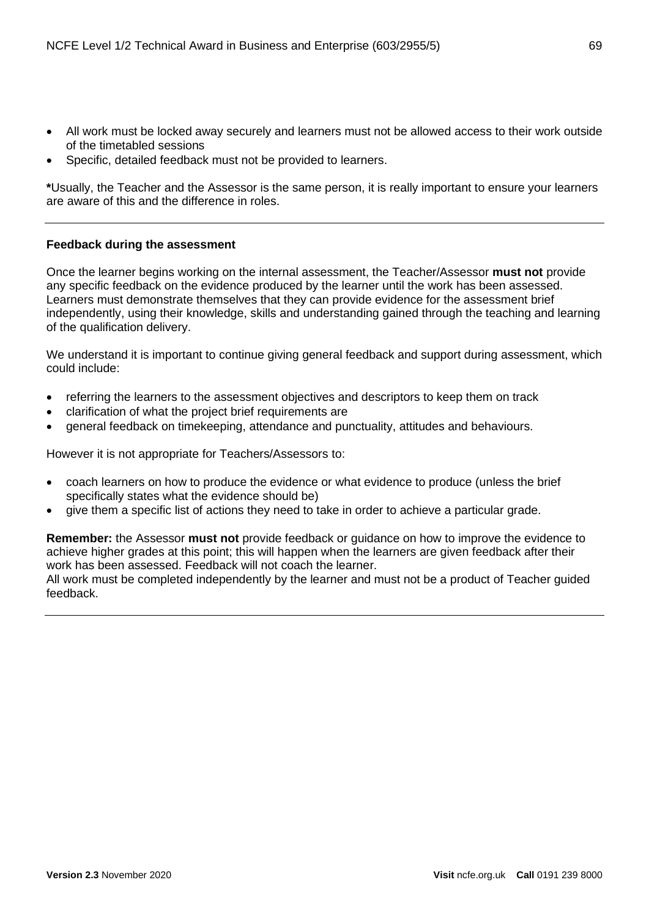- All work must be locked away securely and learners must not be allowed access to their work outside of the timetabled sessions
- Specific, detailed feedback must not be provided to learners.

**\***Usually, the Teacher and the Assessor is the same person, it is really important to ensure your learners are aware of this and the difference in roles.

---

**Feedback during the assessment**

Once the learner begins working on the internal assessment, the Teacher/Assessor **must not** provide any specific feedback on the evidence produced by the learner until the work has been assessed. Learners must demonstrate themselves that they can provide evidence for the assessment brief independently, using their knowledge, skills and understanding gained through the teaching and learning of the qualification delivery.

We understand it is important to continue giving general feedback and support during assessment, which could include:

- referring the learners to the assessment objectives and descriptors to keep them on track
- clarification of what the project brief requirements are
- general feedback on timekeeping, attendance and punctuality, attitudes and behaviours.

However it is not appropriate for Teachers/Assessors to:

- coach learners on how to produce the evidence or what evidence to produce (unless the brief specifically states what the evidence should be)
- give them a specific list of actions they need to take in order to achieve a particular grade.

**Remember:** the Assessor **must not** provide feedback or guidance on how to improve the evidence to achieve higher grades at this point; this will happen when the learners are given feedback after their work has been assessed. Feedback will not coach the learner.
All work must be completed independently by the learner and must not be a product of Teacher guided feedback.

---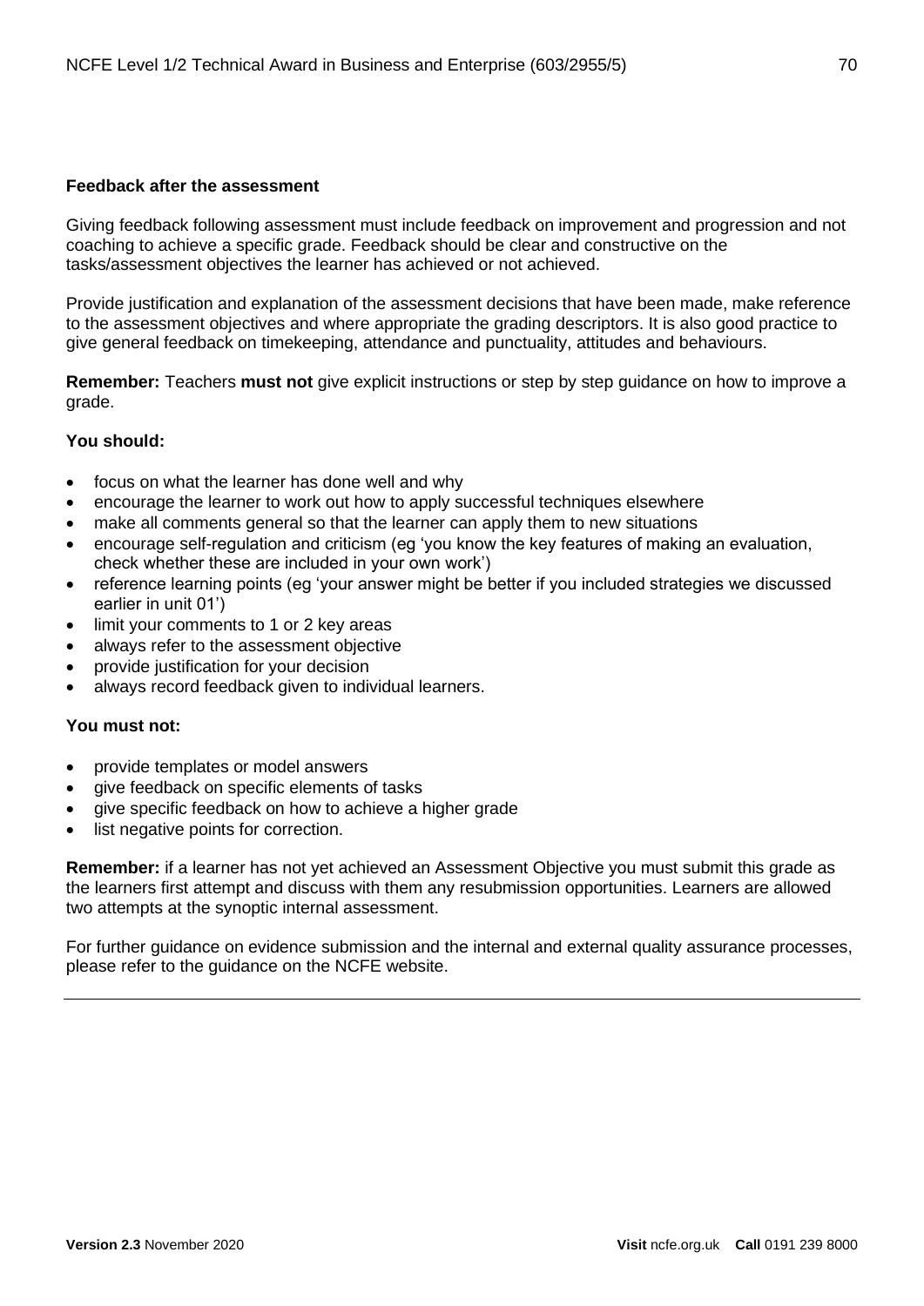**Feedback after the assessment**

Giving feedback following assessment must include feedback on improvement and progression and not coaching to achieve a specific grade. Feedback should be clear and constructive on the tasks/assessment objectives the learner has achieved or not achieved.

Provide justification and explanation of the assessment decisions that have been made, make reference to the assessment objectives and where appropriate the grading descriptors. It is also good practice to give general feedback on timekeeping, attendance and punctuality, attitudes and behaviours.

**Remember:** Teachers **must not** give explicit instructions or step by step guidance on how to improve a grade.

**You should:**

- focus on what the learner has done well and why
- encourage the learner to work out how to apply successful techniques elsewhere
- make all comments general so that the learner can apply them to new situations
- encourage self-regulation and criticism (eg 'you know the key features of making an evaluation, check whether these are included in your own work')
- reference learning points (eg 'your answer might be better if you included strategies we discussed earlier in unit 01')
- limit your comments to 1 or 2 key areas
- always refer to the assessment objective
- provide justification for your decision
- always record feedback given to individual learners.

**You must not:**

- provide templates or model answers
- give feedback on specific elements of tasks
- give specific feedback on how to achieve a higher grade
- list negative points for correction.

**Remember:** if a learner has not yet achieved an Assessment Objective you must submit this grade as the learners first attempt and discuss with them any resubmission opportunities. Learners are allowed two attempts at the synoptic internal assessment.

For further guidance on evidence submission and the internal and external quality assurance processes, please refer to the guidance on the NCFE website.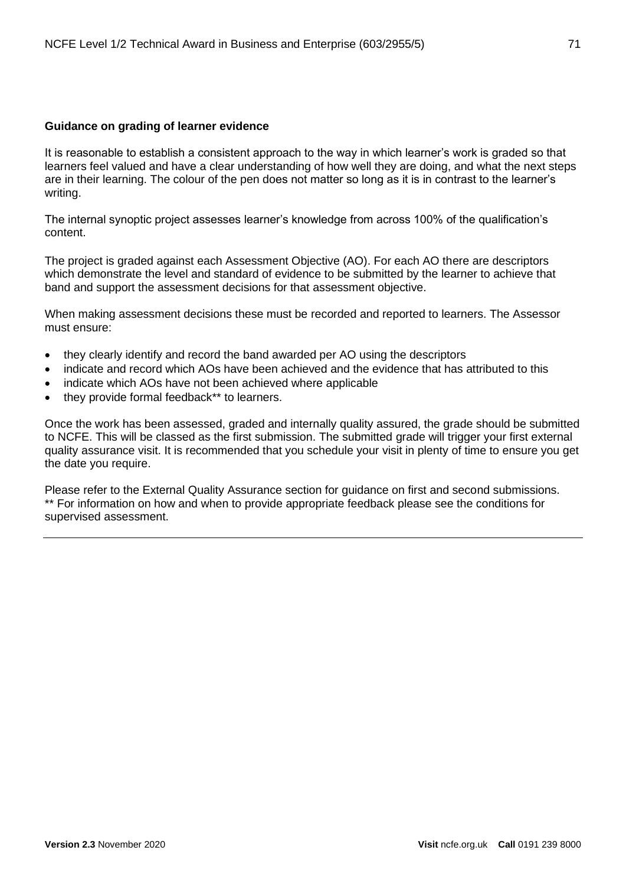**Guidance on grading of learner evidence**

It is reasonable to establish a consistent approach to the way in which learner's work is graded so that learners feel valued and have a clear understanding of how well they are doing, and what the next steps are in their learning. The colour of the pen does not matter so long as it is in contrast to the learner's writing.

The internal synoptic project assesses learner's knowledge from across 100% of the qualification's content.

The project is graded against each Assessment Objective (AO). For each AO there are descriptors which demonstrate the level and standard of evidence to be submitted by the learner to achieve that band and support the assessment decisions for that assessment objective.

When making assessment decisions these must be recorded and reported to learners. The Assessor must ensure:

- they clearly identify and record the band awarded per AO using the descriptors
- indicate and record which AOs have been achieved and the evidence that has attributed to this
- indicate which AOs have not been achieved where applicable
- they provide formal feedback** to learners.

Once the work has been assessed, graded and internally quality assured, the grade should be submitted to NCFE. This will be classed as the first submission. The submitted grade will trigger your first external quality assurance visit. It is recommended that you schedule your visit in plenty of time to ensure you get the date you require.

Please refer to the External Quality Assurance section for guidance on first and second submissions.
** For information on how and when to provide appropriate feedback please see the conditions for supervised assessment.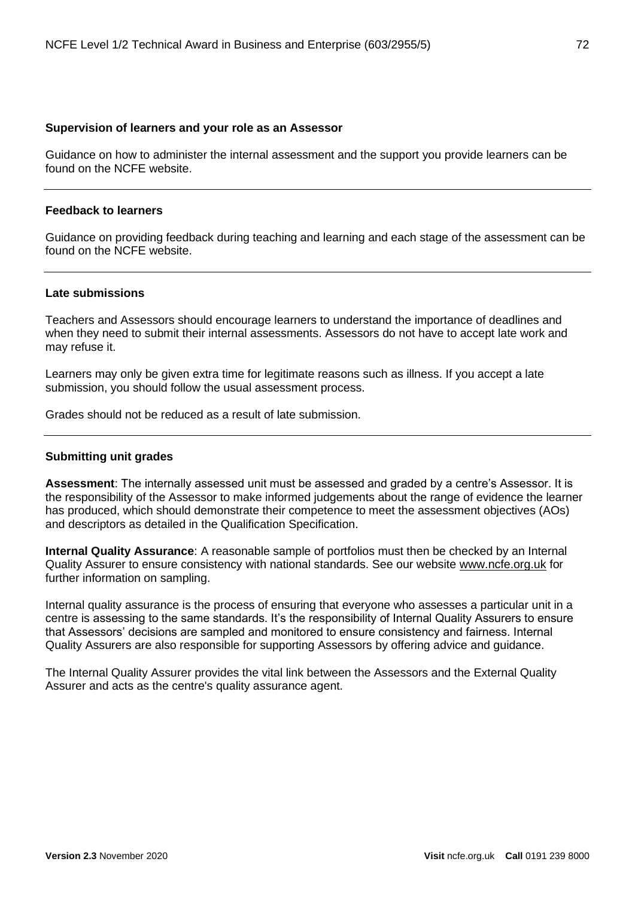### Supervision of learners and your role as an Assessor

Guidance on how to administer the internal assessment and the support you provide learners can be found on the NCFE website.

---

### Feedback to learners

Guidance on providing feedback during teaching and learning and each stage of the assessment can be found on the NCFE website.

---

### Late submissions

Teachers and Assessors should encourage learners to understand the importance of deadlines and when they need to submit their internal assessments. Assessors do not have to accept late work and may refuse it.

Learners may only be given extra time for legitimate reasons such as illness. If you accept a late submission, you should follow the usual assessment process.

Grades should not be reduced as a result of late submission.

---

### Submitting unit grades

**Assessment**: The internally assessed unit must be assessed and graded by a centre's Assessor. It is the responsibility of the Assessor to make informed judgements about the range of evidence the learner has produced, which should demonstrate their competence to meet the assessment objectives (AOs) and descriptors as detailed in the Qualification Specification.

**Internal Quality Assurance**: A reasonable sample of portfolios must then be checked by an Internal Quality Assurer to ensure consistency with national standards. See our website www.ncfe.org.uk for further information on sampling.

Internal quality assurance is the process of ensuring that everyone who assesses a particular unit in a centre is assessing to the same standards. It's the responsibility of Internal Quality Assurers to ensure that Assessors' decisions are sampled and monitored to ensure consistency and fairness. Internal Quality Assurers are also responsible for supporting Assessors by offering advice and guidance.

The Internal Quality Assurer provides the vital link between the Assessors and the External Quality Assurer and acts as the centre's quality assurance agent.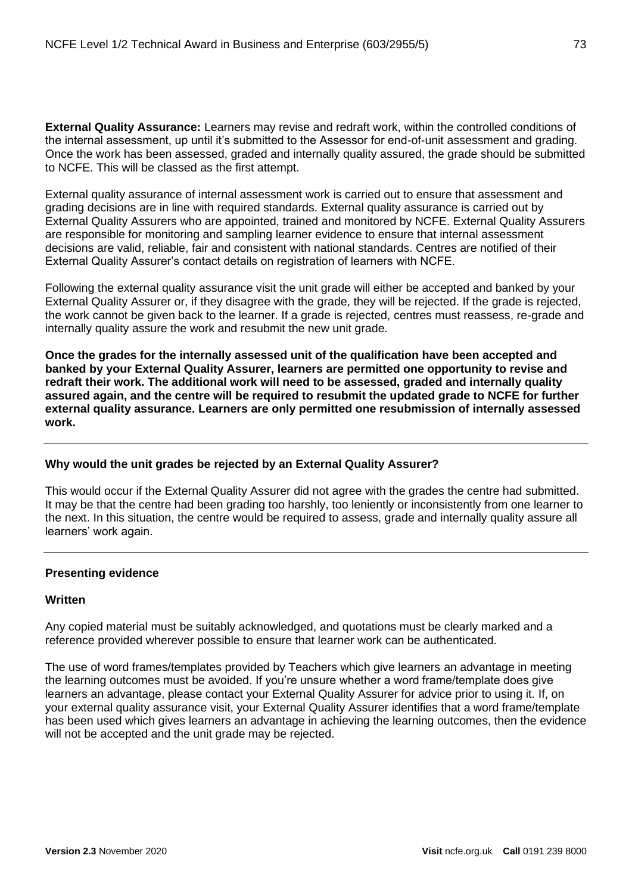**External Quality Assurance:** Learners may revise and redraft work, within the controlled conditions of the internal assessment, up until it's submitted to the Assessor for end-of-unit assessment and grading. Once the work has been assessed, graded and internally quality assured, the grade should be submitted to NCFE. This will be classed as the first attempt.

External quality assurance of internal assessment work is carried out to ensure that assessment and grading decisions are in line with required standards. External quality assurance is carried out by External Quality Assurers who are appointed, trained and monitored by NCFE. External Quality Assurers are responsible for monitoring and sampling learner evidence to ensure that internal assessment decisions are valid, reliable, fair and consistent with national standards. Centres are notified of their External Quality Assurer's contact details on registration of learners with NCFE.

Following the external quality assurance visit the unit grade will either be accepted and banked by your External Quality Assurer or, if they disagree with the grade, they will be rejected. If the grade is rejected, the work cannot be given back to the learner. If a grade is rejected, centres must reassess, re-grade and internally quality assure the work and resubmit the new unit grade.

**Once the grades for the internally assessed unit of the qualification have been accepted and banked by your External Quality Assurer, learners are permitted one opportunity to revise and redraft their work. The additional work will need to be assessed, graded and internally quality assured again, and the centre will be required to resubmit the updated grade to NCFE for further external quality assurance. Learners are only permitted one resubmission of internally assessed work.**

---

**Why would the unit grades be rejected by an External Quality Assurer?**

This would occur if the External Quality Assurer did not agree with the grades the centre had submitted. It may be that the centre had been grading too harshly, too leniently or inconsistently from one learner to the next. In this situation, the centre would be required to assess, grade and internally quality assure all learners' work again.

---

**Presenting evidence**

**Written**

Any copied material must be suitably acknowledged, and quotations must be clearly marked and a reference provided wherever possible to ensure that learner work can be authenticated.

The use of word frames/templates provided by Teachers which give learners an advantage in meeting the learning outcomes must be avoided. If you're unsure whether a word frame/template does give learners an advantage, please contact your External Quality Assurer for advice prior to using it. If, on your external quality assurance visit, your External Quality Assurer identifies that a word frame/template has been used which gives learners an advantage in achieving the learning outcomes, then the evidence will not be accepted and the unit grade may be rejected.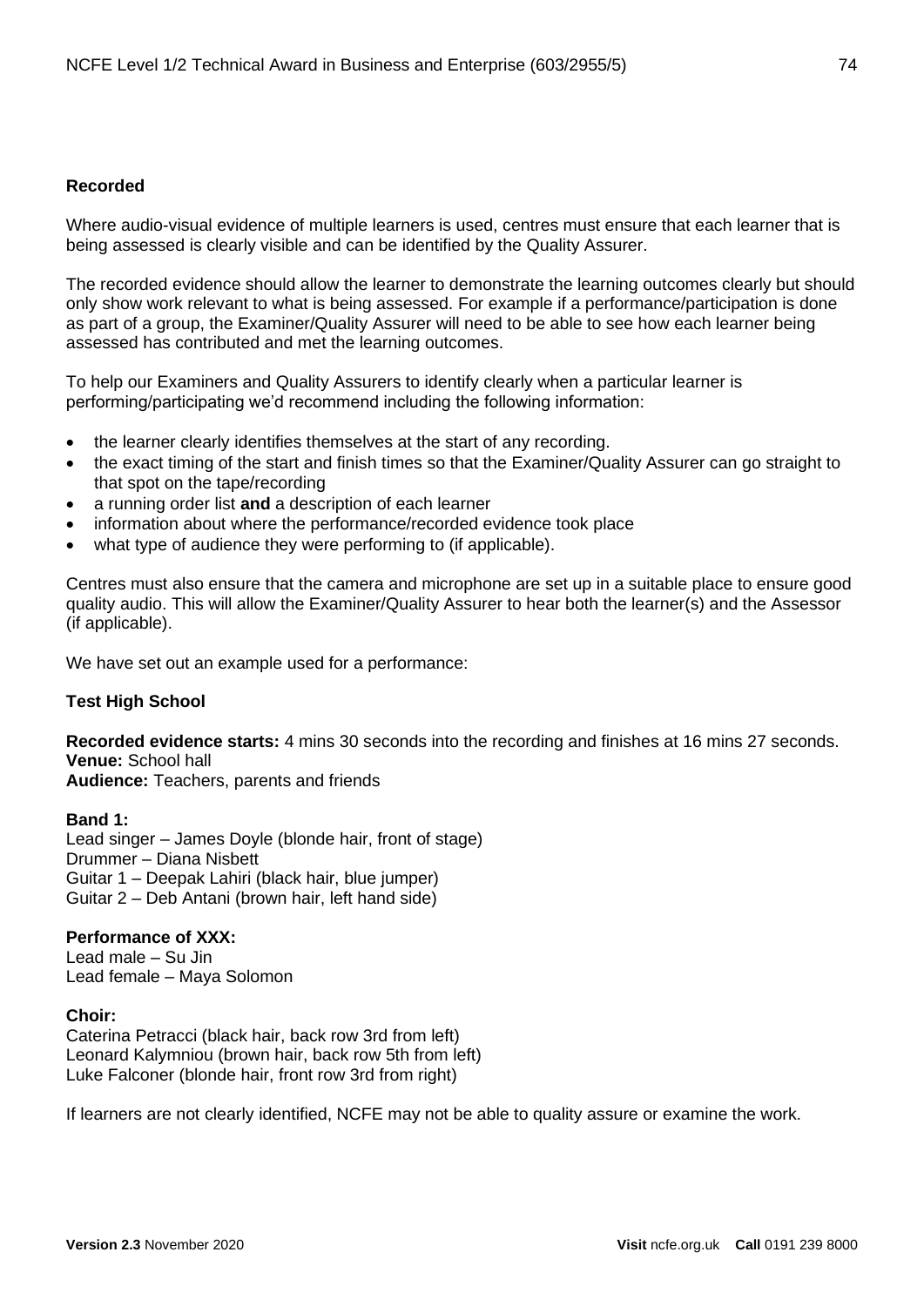**Recorded**

Where audio-visual evidence of multiple learners is used, centres must ensure that each learner that is being assessed is clearly visible and can be identified by the Quality Assurer.

The recorded evidence should allow the learner to demonstrate the learning outcomes clearly but should only show work relevant to what is being assessed. For example if a performance/participation is done as part of a group, the Examiner/Quality Assurer will need to be able to see how each learner being assessed has contributed and met the learning outcomes.

To help our Examiners and Quality Assurers to identify clearly when a particular learner is performing/participating we'd recommend including the following information:

- the learner clearly identifies themselves at the start of any recording.
- the exact timing of the start and finish times so that the Examiner/Quality Assurer can go straight to that spot on the tape/recording
- a running order list **and** a description of each learner
- information about where the performance/recorded evidence took place
- what type of audience they were performing to (if applicable).

Centres must also ensure that the camera and microphone are set up in a suitable place to ensure good quality audio. This will allow the Examiner/Quality Assurer to hear both the learner(s) and the Assessor (if applicable).

We have set out an example used for a performance:

**Test High School**

**Recorded evidence starts:** 4 mins 30 seconds into the recording and finishes at 16 mins 27 seconds.
**Venue:** School hall
**Audience:** Teachers, parents and friends

**Band 1:**
Lead singer – James Doyle (blonde hair, front of stage)
Drummer – Diana Nisbett
Guitar 1 – Deepak Lahiri (black hair, blue jumper)
Guitar 2 – Deb Antani (brown hair, left hand side)

**Performance of XXX:**
Lead male – Su Jin
Lead female – Maya Solomon

**Choir:**
Caterina Petracci (black hair, back row 3rd from left)
Leonard Kalymniou (brown hair, back row 5th from left)
Luke Falconer (blonde hair, front row 3rd from right)

If learners are not clearly identified, NCFE may not be able to quality assure or examine the work.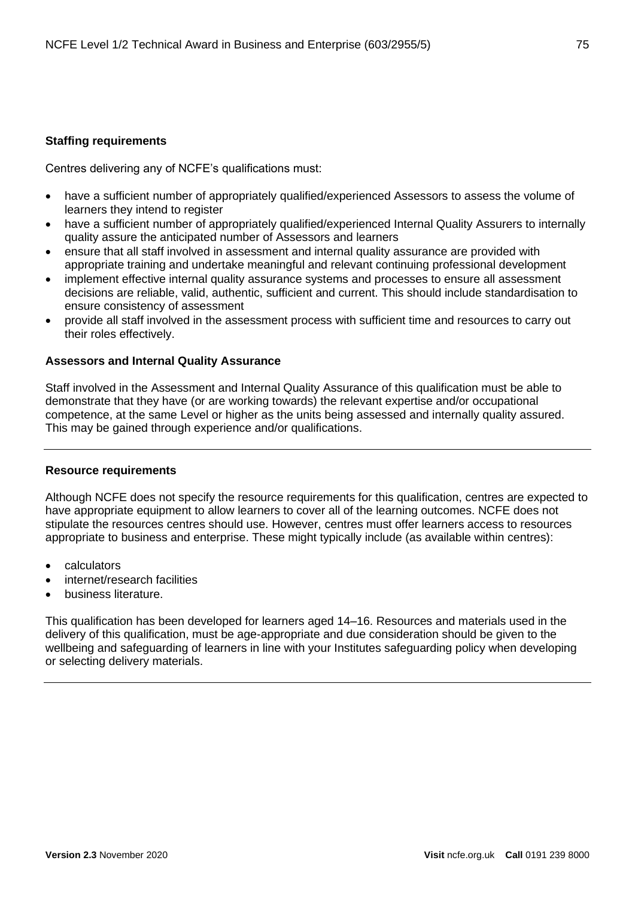### Staffing requirements

Centres delivering any of NCFE's qualifications must:

- have a sufficient number of appropriately qualified/experienced Assessors to assess the volume of learners they intend to register
- have a sufficient number of appropriately qualified/experienced Internal Quality Assurers to internally quality assure the anticipated number of Assessors and learners
- ensure that all staff involved in assessment and internal quality assurance are provided with appropriate training and undertake meaningful and relevant continuing professional development
- implement effective internal quality assurance systems and processes to ensure all assessment decisions are reliable, valid, authentic, sufficient and current. This should include standardisation to ensure consistency of assessment
- provide all staff involved in the assessment process with sufficient time and resources to carry out their roles effectively.

### Assessors and Internal Quality Assurance

Staff involved in the Assessment and Internal Quality Assurance of this qualification must be able to demonstrate that they have (or are working towards) the relevant expertise and/or occupational competence, at the same Level or higher as the units being assessed and internally quality assured. This may be gained through experience and/or qualifications.

---

### Resource requirements

Although NCFE does not specify the resource requirements for this qualification, centres are expected to have appropriate equipment to allow learners to cover all of the learning outcomes. NCFE does not stipulate the resources centres should use. However, centres must offer learners access to resources appropriate to business and enterprise. These might typically include (as available within centres):

- calculators
- internet/research facilities
- business literature.

This qualification has been developed for learners aged 14–16. Resources and materials used in the delivery of this qualification, must be age-appropriate and due consideration should be given to the wellbeing and safeguarding of learners in line with your Institutes safeguarding policy when developing or selecting delivery materials.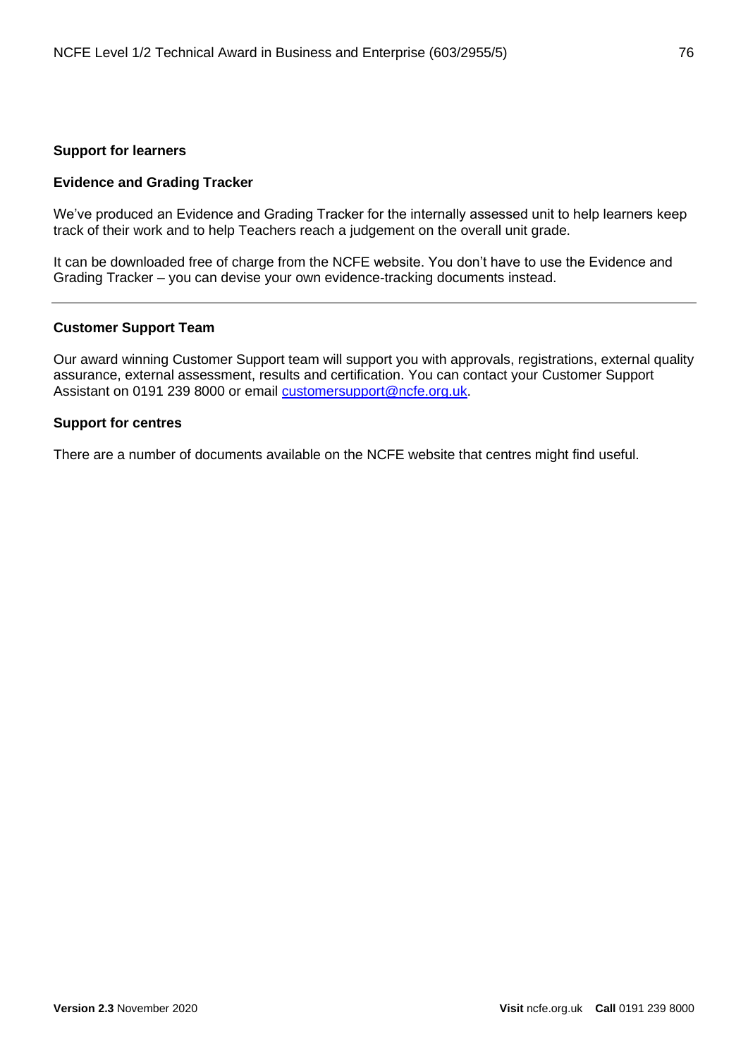**Support for learners**

**Evidence and Grading Tracker**

We've produced an Evidence and Grading Tracker for the internally assessed unit to help learners keep track of their work and to help Teachers reach a judgement on the overall unit grade.

It can be downloaded free of charge from the NCFE website. You don't have to use the Evidence and Grading Tracker – you can devise your own evidence-tracking documents instead.

---

**Customer Support Team**

Our award winning Customer Support team will support you with approvals, registrations, external quality assurance, external assessment, results and certification. You can contact your Customer Support Assistant on 0191 239 8000 or email customersupport@ncfe.org.uk.

**Support for centres**

There are a number of documents available on the NCFE website that centres might find useful.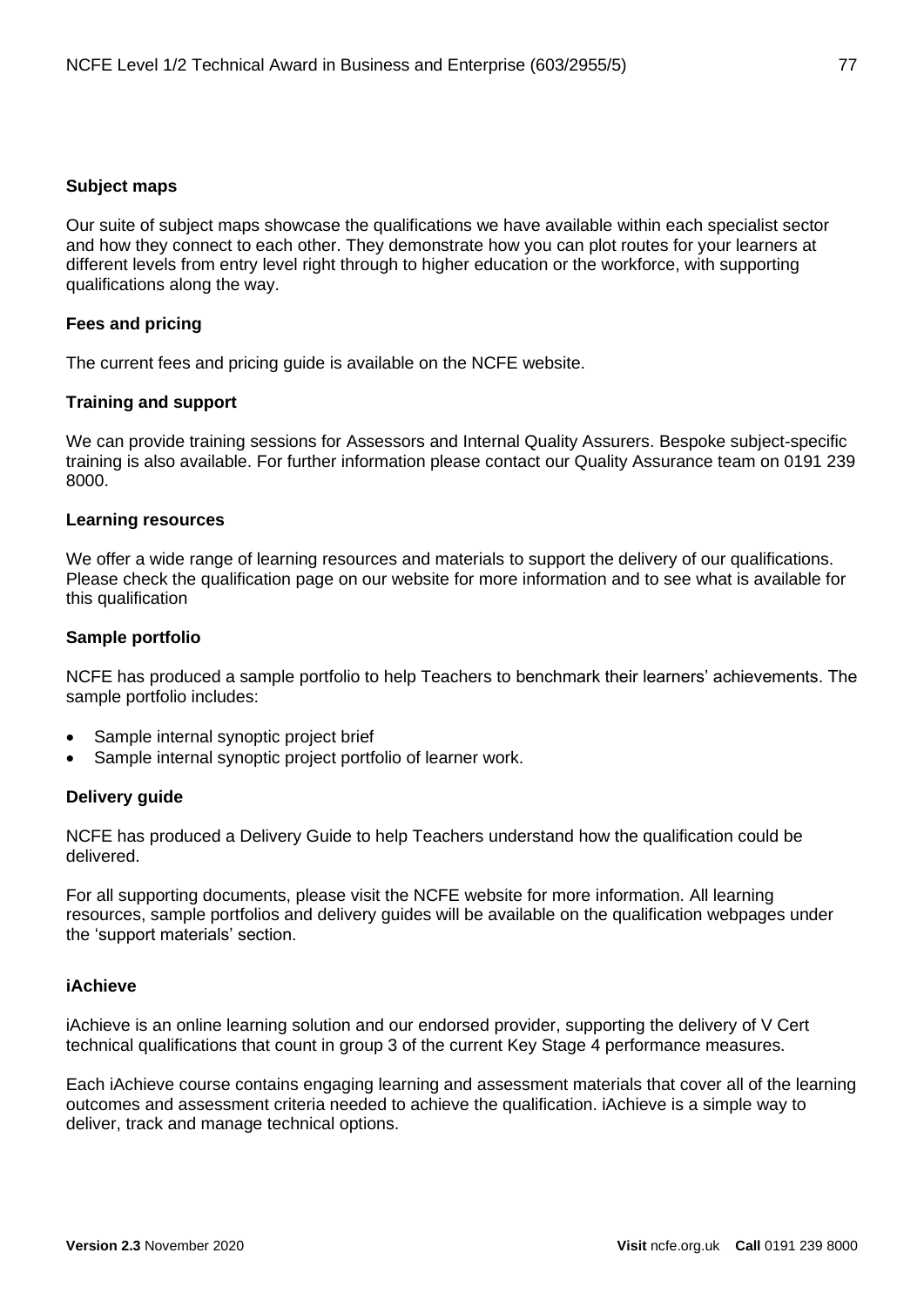### Subject maps

Our suite of subject maps showcase the qualifications we have available within each specialist sector and how they connect to each other. They demonstrate how you can plot routes for your learners at different levels from entry level right through to higher education or the workforce, with supporting qualifications along the way.

### Fees and pricing

The current fees and pricing guide is available on the NCFE website.

### Training and support

We can provide training sessions for Assessors and Internal Quality Assurers. Bespoke subject-specific training is also available. For further information please contact our Quality Assurance team on 0191 239 8000.

### Learning resources

We offer a wide range of learning resources and materials to support the delivery of our qualifications. Please check the qualification page on our website for more information and to see what is available for this qualification

### Sample portfolio

NCFE has produced a sample portfolio to help Teachers to benchmark their learners' achievements. The sample portfolio includes:

- Sample internal synoptic project brief
- Sample internal synoptic project portfolio of learner work.

### Delivery guide

NCFE has produced a Delivery Guide to help Teachers understand how the qualification could be delivered.

For all supporting documents, please visit the NCFE website for more information. All learning resources, sample portfolios and delivery guides will be available on the qualification webpages under the 'support materials' section.

### iAchieve

iAchieve is an online learning solution and our endorsed provider, supporting the delivery of V Cert technical qualifications that count in group 3 of the current Key Stage 4 performance measures.

Each iAchieve course contains engaging learning and assessment materials that cover all of the learning outcomes and assessment criteria needed to achieve the qualification. iAchieve is a simple way to deliver, track and manage technical options.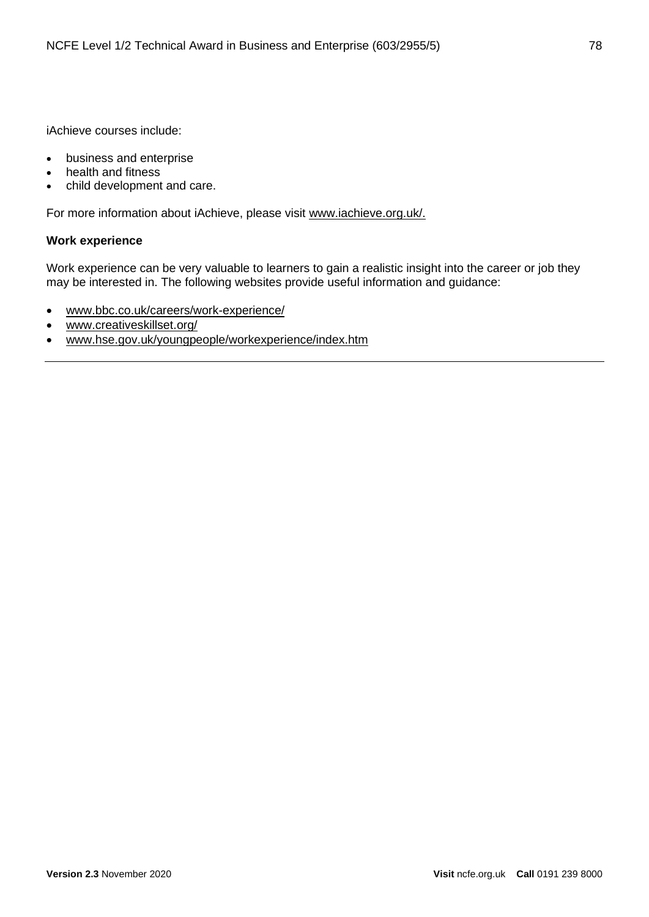iAchieve courses include:

- business and enterprise
- health and fitness
- child development and care.

For more information about iAchieve, please visit www.iachieve.org.uk/.

**Work experience**

Work experience can be very valuable to learners to gain a realistic insight into the career or job they may be interested in. The following websites provide useful information and guidance:

- www.bbc.co.uk/careers/work-experience/
- www.creativeskillset.org/
- www.hse.gov.uk/youngpeople/workexperience/index.htm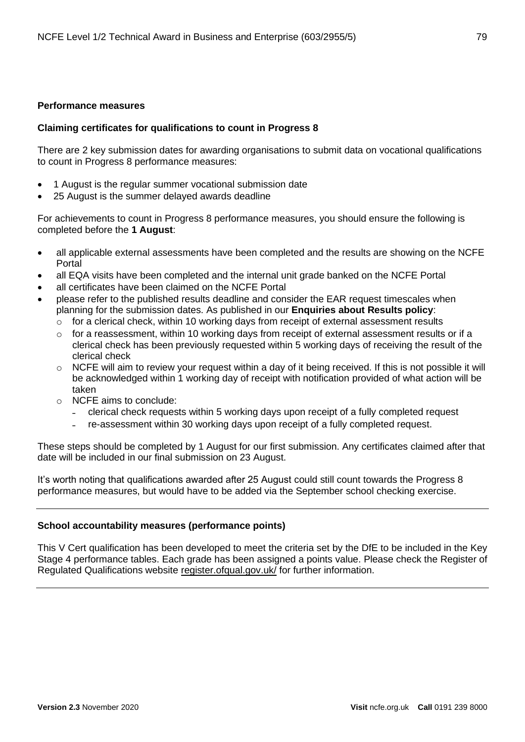**Performance measures**

**Claiming certificates for qualifications to count in Progress 8**

There are 2 key submission dates for awarding organisations to submit data on vocational qualifications to count in Progress 8 performance measures:

- 1 August is the regular summer vocational submission date
- 25 August is the summer delayed awards deadline

For achievements to count in Progress 8 performance measures, you should ensure the following is completed before the **1 August**:

- all applicable external assessments have been completed and the results are showing on the NCFE Portal
- all EQA visits have been completed and the internal unit grade banked on the NCFE Portal
- all certificates have been claimed on the NCFE Portal
- please refer to the published results deadline and consider the EAR request timescales when planning for the submission dates. As published in our **Enquiries about Results policy**:
  - for a clerical check, within 10 working days from receipt of external assessment results
  - for a reassessment, within 10 working days from receipt of external assessment results or if a clerical check has been previously requested within 5 working days of receiving the result of the clerical check
  - NCFE will aim to review your request within a day of it being received. If this is not possible it will be acknowledged within 1 working day of receipt with notification provided of what action will be taken
  - NCFE aims to conclude:
    - clerical check requests within 5 working days upon receipt of a fully completed request
    - re-assessment within 30 working days upon receipt of a fully completed request.

These steps should be completed by 1 August for our first submission. Any certificates claimed after that date will be included in our final submission on 23 August.

It's worth noting that qualifications awarded after 25 August could still count towards the Progress 8 performance measures, but would have to be added via the September school checking exercise.

---

**School accountability measures (performance points)**

This V Cert qualification has been developed to meet the criteria set by the DfE to be included in the Key Stage 4 performance tables. Each grade has been assigned a points value. Please check the Register of Regulated Qualifications website register.ofqual.gov.uk/ for further information.

---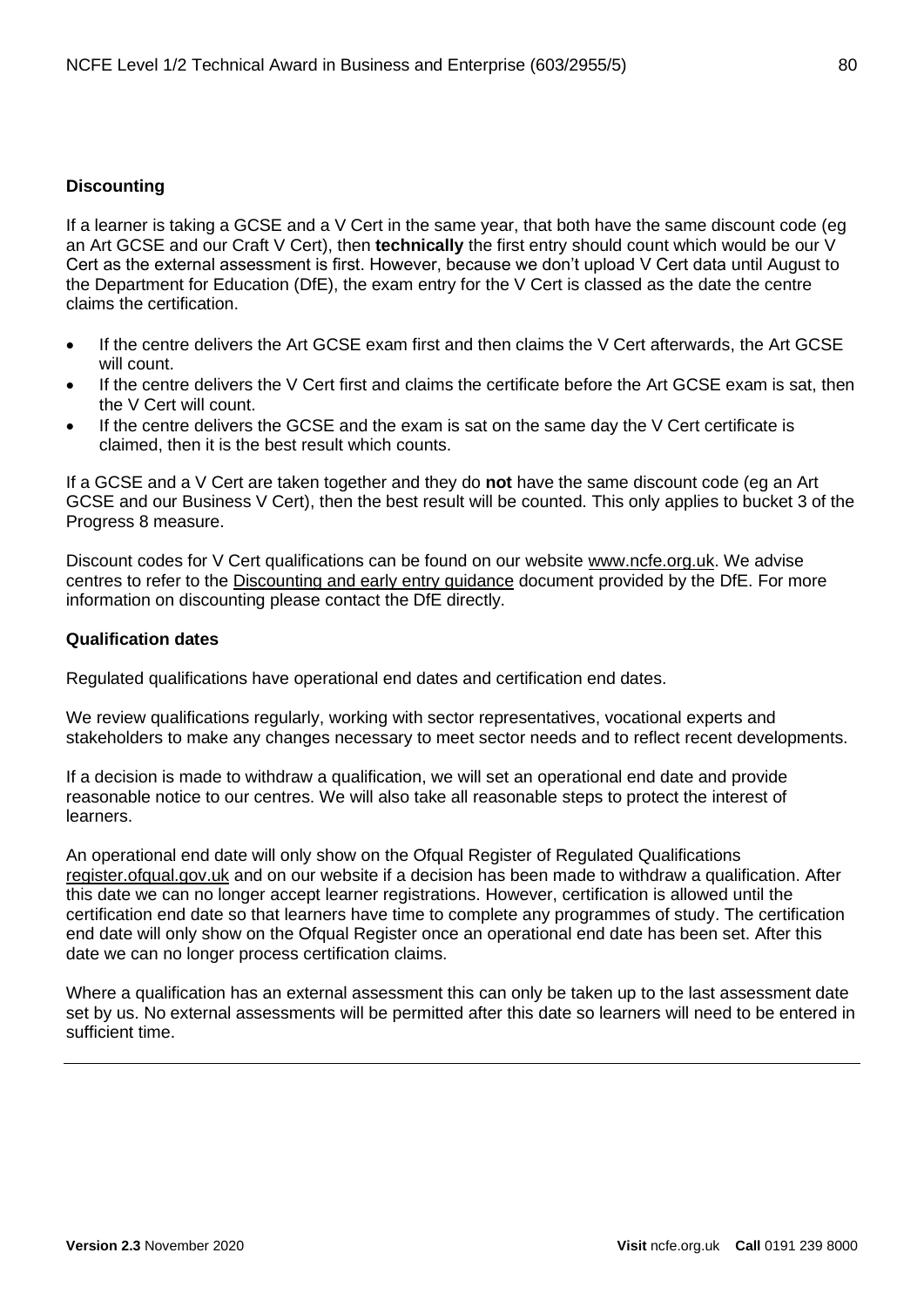**Discounting**

If a learner is taking a GCSE and a V Cert in the same year, that both have the same discount code (eg an Art GCSE and our Craft V Cert), then **technically** the first entry should count which would be our V Cert as the external assessment is first. However, because we don't upload V Cert data until August to the Department for Education (DfE), the exam entry for the V Cert is classed as the date the centre claims the certification.

- If the centre delivers the Art GCSE exam first and then claims the V Cert afterwards, the Art GCSE will count.
- If the centre delivers the V Cert first and claims the certificate before the Art GCSE exam is sat, then the V Cert will count.
- If the centre delivers the GCSE and the exam is sat on the same day the V Cert certificate is claimed, then it is the best result which counts.

If a GCSE and a V Cert are taken together and they do **not** have the same discount code (eg an Art GCSE and our Business V Cert), then the best result will be counted. This only applies to bucket 3 of the Progress 8 measure.

Discount codes for V Cert qualifications can be found on our website www.ncfe.org.uk. We advise centres to refer to the Discounting and early entry guidance document provided by the DfE. For more information on discounting please contact the DfE directly.

**Qualification dates**

Regulated qualifications have operational end dates and certification end dates.

We review qualifications regularly, working with sector representatives, vocational experts and stakeholders to make any changes necessary to meet sector needs and to reflect recent developments.

If a decision is made to withdraw a qualification, we will set an operational end date and provide reasonable notice to our centres. We will also take all reasonable steps to protect the interest of learners.

An operational end date will only show on the Ofqual Register of Regulated Qualifications register.ofqual.gov.uk and on our website if a decision has been made to withdraw a qualification. After this date we can no longer accept learner registrations. However, certification is allowed until the certification end date so that learners have time to complete any programmes of study. The certification end date will only show on the Ofqual Register once an operational end date has been set. After this date we can no longer process certification claims.

Where a qualification has an external assessment this can only be taken up to the last assessment date set by us. No external assessments will be permitted after this date so learners will need to be entered in sufficient time.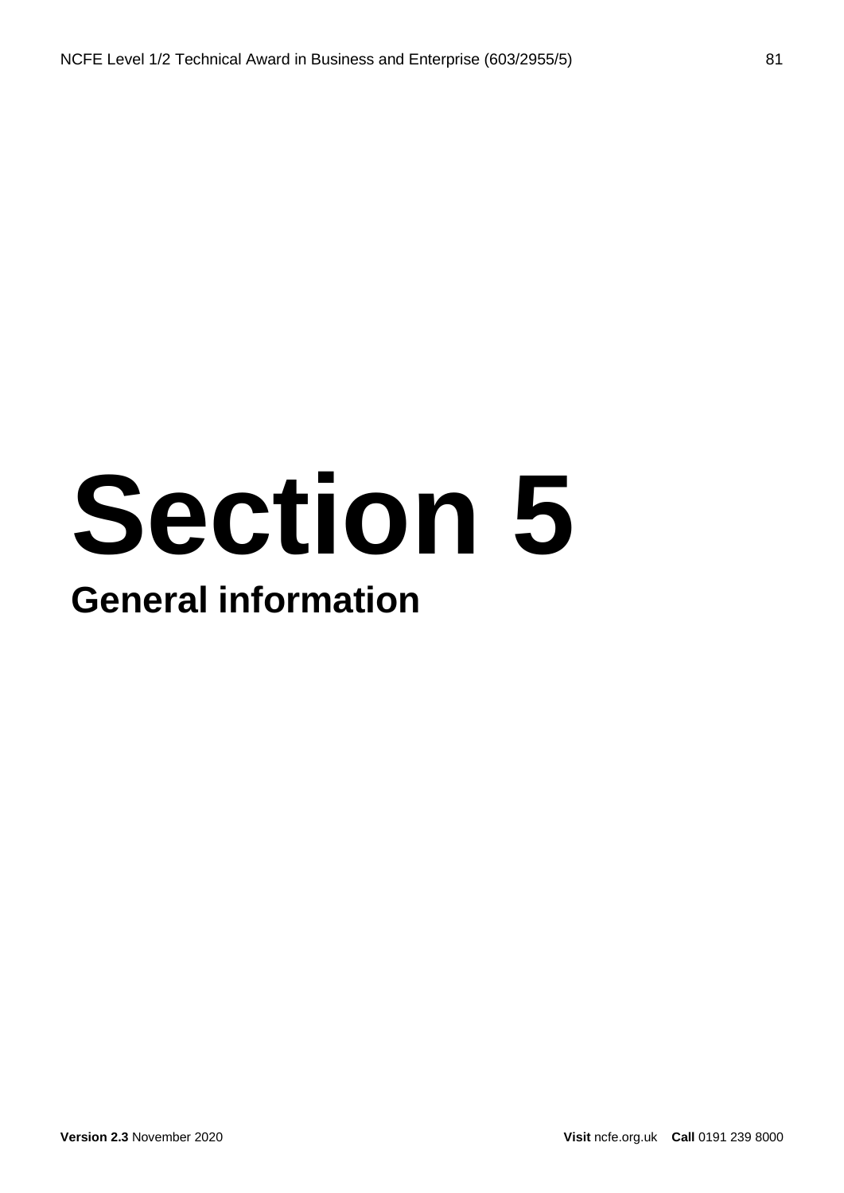# Section 5

## General information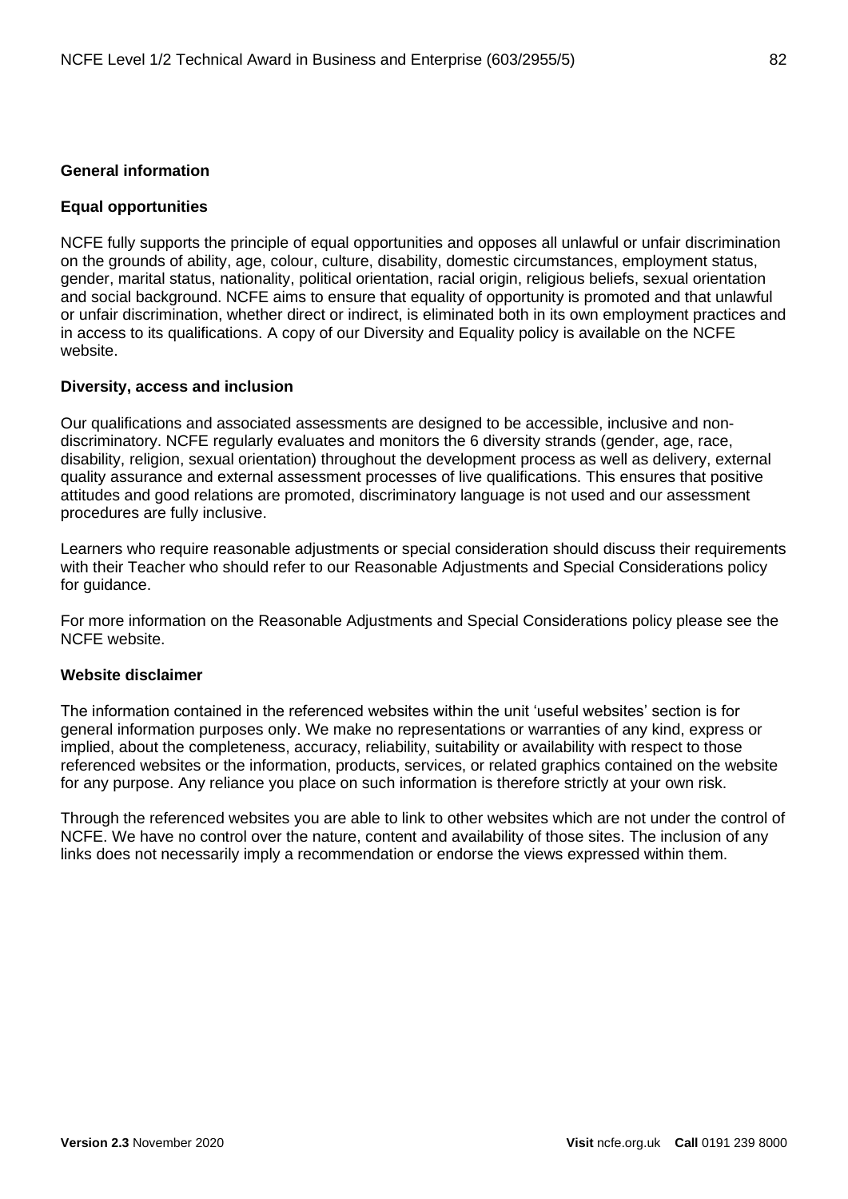## General information

### Equal opportunities

NCFE fully supports the principle of equal opportunities and opposes all unlawful or unfair discrimination on the grounds of ability, age, colour, culture, disability, domestic circumstances, employment status, gender, marital status, nationality, political orientation, racial origin, religious beliefs, sexual orientation and social background. NCFE aims to ensure that equality of opportunity is promoted and that unlawful or unfair discrimination, whether direct or indirect, is eliminated both in its own employment practices and in access to its qualifications. A copy of our Diversity and Equality policy is available on the NCFE website.

### Diversity, access and inclusion

Our qualifications and associated assessments are designed to be accessible, inclusive and non-discriminatory. NCFE regularly evaluates and monitors the 6 diversity strands (gender, age, race, disability, religion, sexual orientation) throughout the development process as well as delivery, external quality assurance and external assessment processes of live qualifications. This ensures that positive attitudes and good relations are promoted, discriminatory language is not used and our assessment procedures are fully inclusive.

Learners who require reasonable adjustments or special consideration should discuss their requirements with their Teacher who should refer to our Reasonable Adjustments and Special Considerations policy for guidance.

For more information on the Reasonable Adjustments and Special Considerations policy please see the NCFE website.

### Website disclaimer

The information contained in the referenced websites within the unit 'useful websites' section is for general information purposes only. We make no representations or warranties of any kind, express or implied, about the completeness, accuracy, reliability, suitability or availability with respect to those referenced websites or the information, products, services, or related graphics contained on the website for any purpose. Any reliance you place on such information is therefore strictly at your own risk.

Through the referenced websites you are able to link to other websites which are not under the control of NCFE. We have no control over the nature, content and availability of those sites. The inclusion of any links does not necessarily imply a recommendation or endorse the views expressed within them.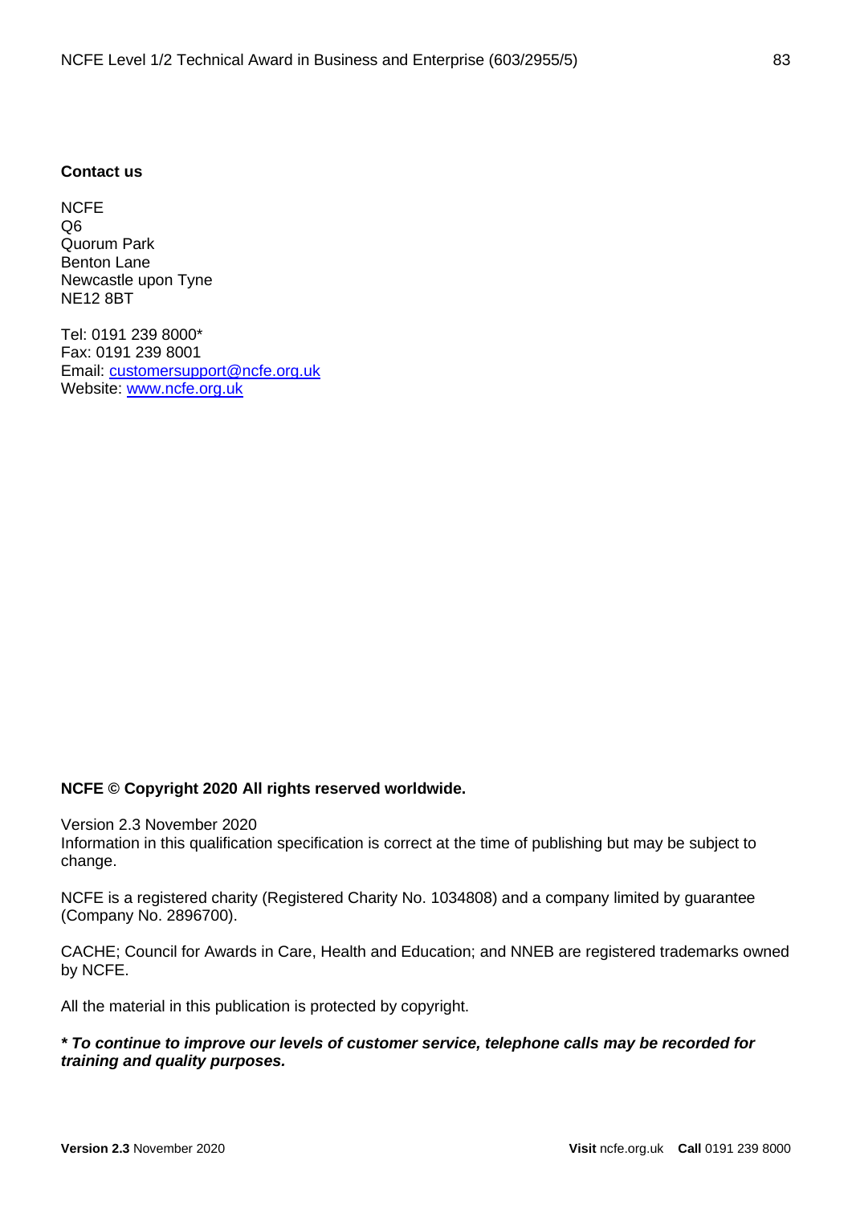**Contact us**

NCFE
Q6
Quorum Park
Benton Lane
Newcastle upon Tyne
NE12 8BT

Tel: 0191 239 8000*
Fax: 0191 239 8001
Email: customersupport@ncfe.org.uk
Website: www.ncfe.org.uk

**NCFE © Copyright 2020 All rights reserved worldwide.**

Version 2.3 November 2020
Information in this qualification specification is correct at the time of publishing but may be subject to change.

NCFE is a registered charity (Registered Charity No. 1034808) and a company limited by guarantee (Company No. 2896700).

CACHE; Council for Awards in Care, Health and Education; and NNEB are registered trademarks owned by NCFE.

All the material in this publication is protected by copyright.

***** ***To continue to improve our levels of customer service, telephone calls may be recorded for training and quality purposes.***